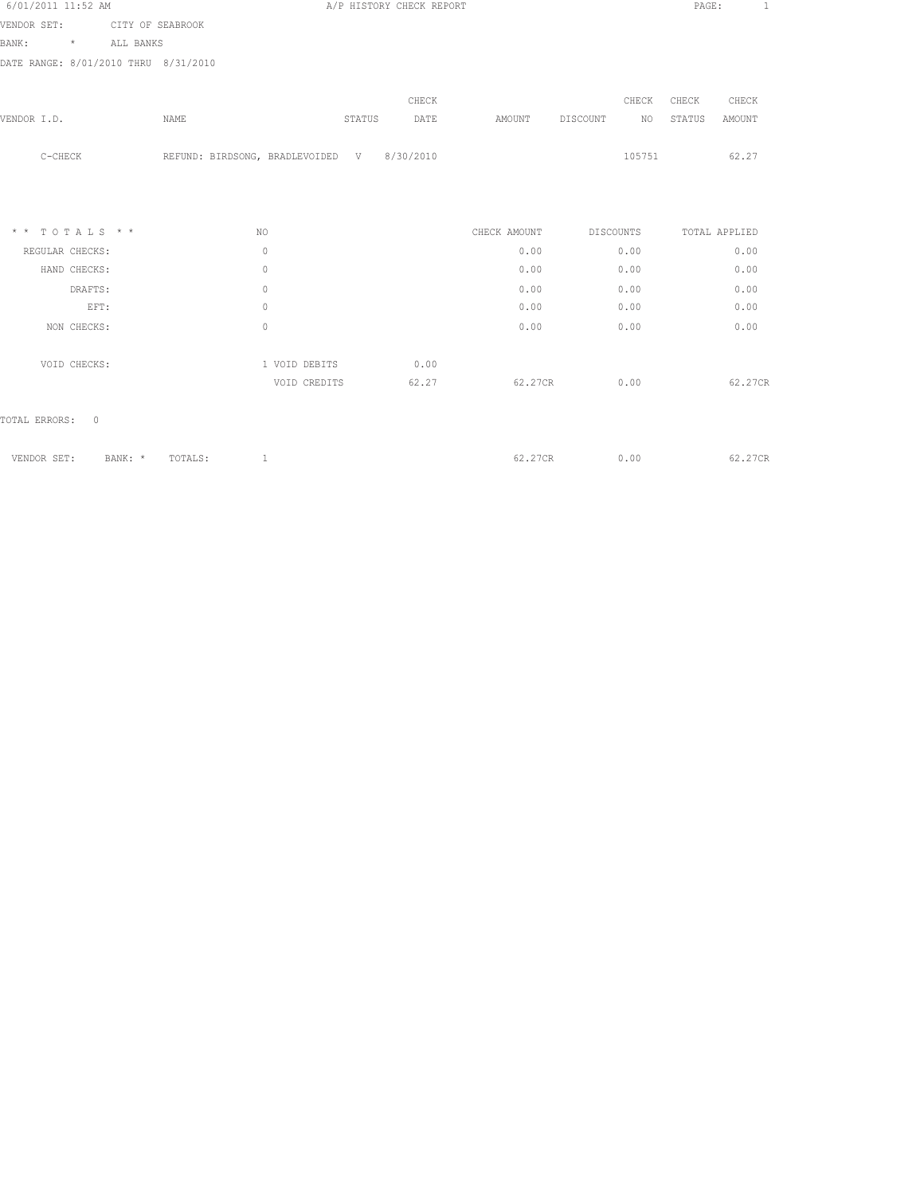6/01/2011 11:52 AM

# A/P HISTORY CHECK REPORT

VENDOR SET: CITY OF SEABROOK

BANK: * ALL BANKS

DATE RANGE: 8/01/2010 THRU 8/31/2010

| VENDOR I.D. | NAME | STATUS | CHECK DATE | AMOUNT | DISCOUNT | CHECK NO | CHECK STATUS | CHECK AMOUNT |
|---|---|---|---|---|---|---|---|---|
| C-CHECK | REFUND: BIRDSONG, BRADLEVOIDED | V | 8/30/2010 | | | 105751 | | 62.27 |

| * * T O T A L S * * | NO | | | CHECK AMOUNT | DISCOUNTS | TOTAL APPLIED |
|---|---|---|---|---|---|---|
| REGULAR CHECKS: | 0 | | | 0.00 | 0.00 | 0.00 |
| HAND CHECKS: | 0 | | | 0.00 | 0.00 | 0.00 |
| DRAFTS: | 0 | | | 0.00 | 0.00 | 0.00 |
| EFT: | 0 | | | 0.00 | 0.00 | 0.00 |
| NON CHECKS: | 0 | | | 0.00 | 0.00 | 0.00 |
| VOID CHECKS: | 1 | VOID DEBITS | 0.00 | | | |
| | | VOID CREDITS | 62.27 | 62.27CR | 0.00 | 62.27CR |

TOTAL ERRORS: 0

| VENDOR SET: | BANK: * | TOTALS: | 1 | 62.27CR | 0.00 | 62.27CR |
|---|---|---|---|---|---|---|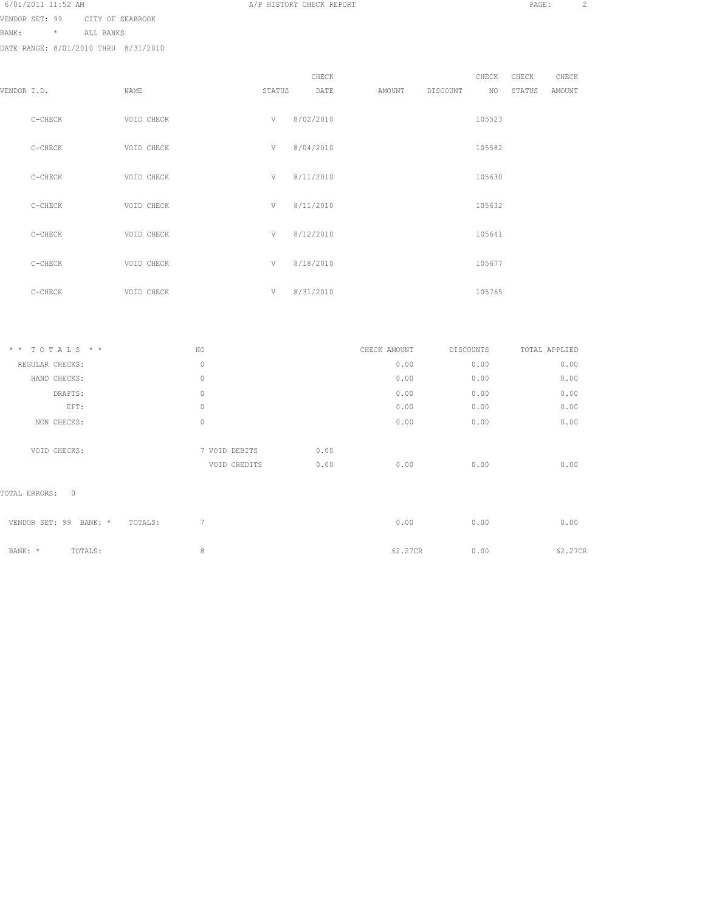VENDOR SET: 99 CITY OF SEABROOK

BANK: * ALL BANKS

DATE RANGE: 8/01/2010 THRU 8/31/2010

| VENDOR I.D. | NAME | STATUS | CHECK DATE | AMOUNT | DISCOUNT | CHECK NO | CHECK STATUS | CHECK AMOUNT |
|---|---|---|---|---|---|---|---|---|
| C-CHECK | VOID CHECK | V | 8/02/2010 | | | 105523 | | |
| C-CHECK | VOID CHECK | V | 8/04/2010 | | | 105582 | | |
| C-CHECK | VOID CHECK | V | 8/11/2010 | | | 105630 | | |
| C-CHECK | VOID CHECK | V | 8/11/2010 | | | 105632 | | |
| C-CHECK | VOID CHECK | V | 8/12/2010 | | | 105641 | | |
| C-CHECK | VOID CHECK | V | 8/18/2010 | | | 105677 | | |
| C-CHECK | VOID CHECK | V | 8/31/2010 | | | 105765 | | |

| * * T O T A L S * * | NO | | | CHECK AMOUNT | DISCOUNTS | TOTAL APPLIED |
|---|---|---|---|---|---|---|
| REGULAR CHECKS: | 0 | | | 0.00 | 0.00 | 0.00 |
| HAND CHECKS: | 0 | | | 0.00 | 0.00 | 0.00 |
| DRAFTS: | 0 | | | 0.00 | 0.00 | 0.00 |
| EFT: | 0 | | | 0.00 | 0.00 | 0.00 |
| NON CHECKS: | 0 | | | 0.00 | 0.00 | 0.00 |
| VOID CHECKS: | 7 | VOID DEBITS | 0.00 | | | |
| | | VOID CREDITS | 0.00 | 0.00 | 0.00 | 0.00 |

TOTAL ERRORS: 0

| | NO | CHECK AMOUNT | DISCOUNTS | TOTAL APPLIED |
|---|---|---|---|---|
| VENDOR SET: 99 BANK: * TOTALS: | 7 | 0.00 | 0.00 | 0.00 |
| BANK: * TOTALS: | 8 | 62.27CR | 0.00 | 62.27CR |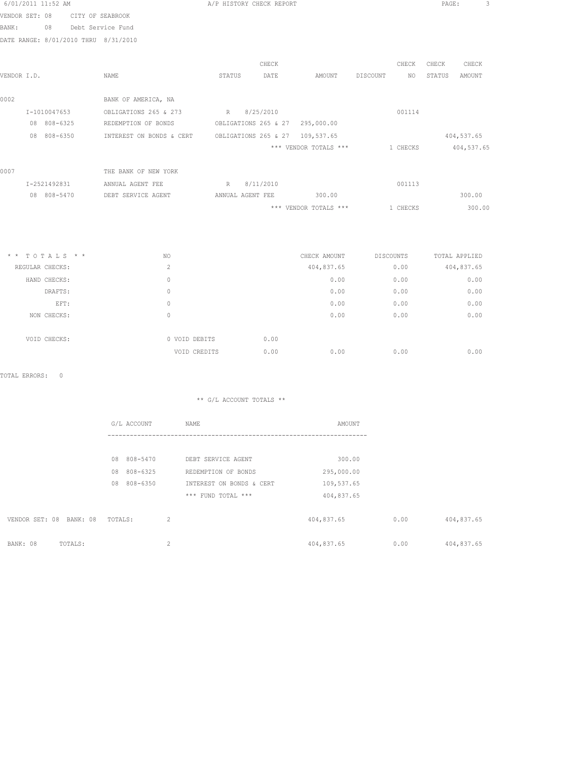6/01/2011 11:52 AM — A/P HISTORY CHECK REPORT

VENDOR SET: 08 CITY OF SEABROOK
BANK: 08 Debt Service Fund
DATE RANGE: 8/01/2010 THRU 8/31/2010

| VENDOR I.D. | NAME | STATUS | CHECK DATE | AMOUNT | DISCOUNT | CHECK NO | CHECK STATUS | CHECK AMOUNT |
|---|---|---|---|---|---|---|---|---|
| 0002 | BANK OF AMERICA, NA | | | | | | | |
| I-1010047653 | OBLIGATIONS 265 & 273 | R | 8/25/2010 | | | 001114 | | |
| 08 808-6325 | REDEMPTION OF BONDS | OBLIGATIONS 265 & 27 | | 295,000.00 | | | | |
| 08 808-6350 | INTEREST ON BONDS & CERT | OBLIGATIONS 265 & 27 | | 109,537.65 | | | | 404,537.65 |
| | | | | *** VENDOR TOTALS *** | | 1 CHECKS | | 404,537.65 |
| 0007 | THE BANK OF NEW YORK | | | | | | | |
| I-2521492831 | ANNUAL AGENT FEE | R | 8/11/2010 | | | 001113 | | |
| 08 808-5470 | DEBT SERVICE AGENT | ANNUAL AGENT FEE | | 300.00 | | | | 300.00 |
| | | | | *** VENDOR TOTALS *** | | 1 CHECKS | | 300.00 |

| * * T O T A L S * * | NO | | CHECK AMOUNT | DISCOUNTS | TOTAL APPLIED |
|---|---|---|---|---|---|
| REGULAR CHECKS: | 2 | | 404,837.65 | 0.00 | 404,837.65 |
| HAND CHECKS: | 0 | | 0.00 | 0.00 | 0.00 |
| DRAFTS: | 0 | | 0.00 | 0.00 | 0.00 |
| EFT: | 0 | | 0.00 | 0.00 | 0.00 |
| NON CHECKS: | 0 | | 0.00 | 0.00 | 0.00 |
| VOID CHECKS: | 0 VOID DEBITS | 0.00 | | | |
| | VOID CREDITS | 0.00 | 0.00 | 0.00 | 0.00 |

TOTAL ERRORS: 0

** G/L ACCOUNT TOTALS **

| G/L ACCOUNT | NAME | AMOUNT |
|---|---|---|
| 08 808-5470 | DEBT SERVICE AGENT | 300.00 |
| 08 808-6325 | REDEMPTION OF BONDS | 295,000.00 |
| 08 808-6350 | INTEREST ON BONDS & CERT | 109,537.65 |
| | *** FUND TOTAL *** | 404,837.65 |

| | NO | CHECK AMOUNT | DISCOUNTS | TOTAL APPLIED |
|---|---|---|---|---|
| VENDOR SET: 08 BANK: 08 TOTALS: | 2 | 404,837.65 | 0.00 | 404,837.65 |
| BANK: 08 TOTALS: | 2 | 404,837.65 | 0.00 | 404,837.65 |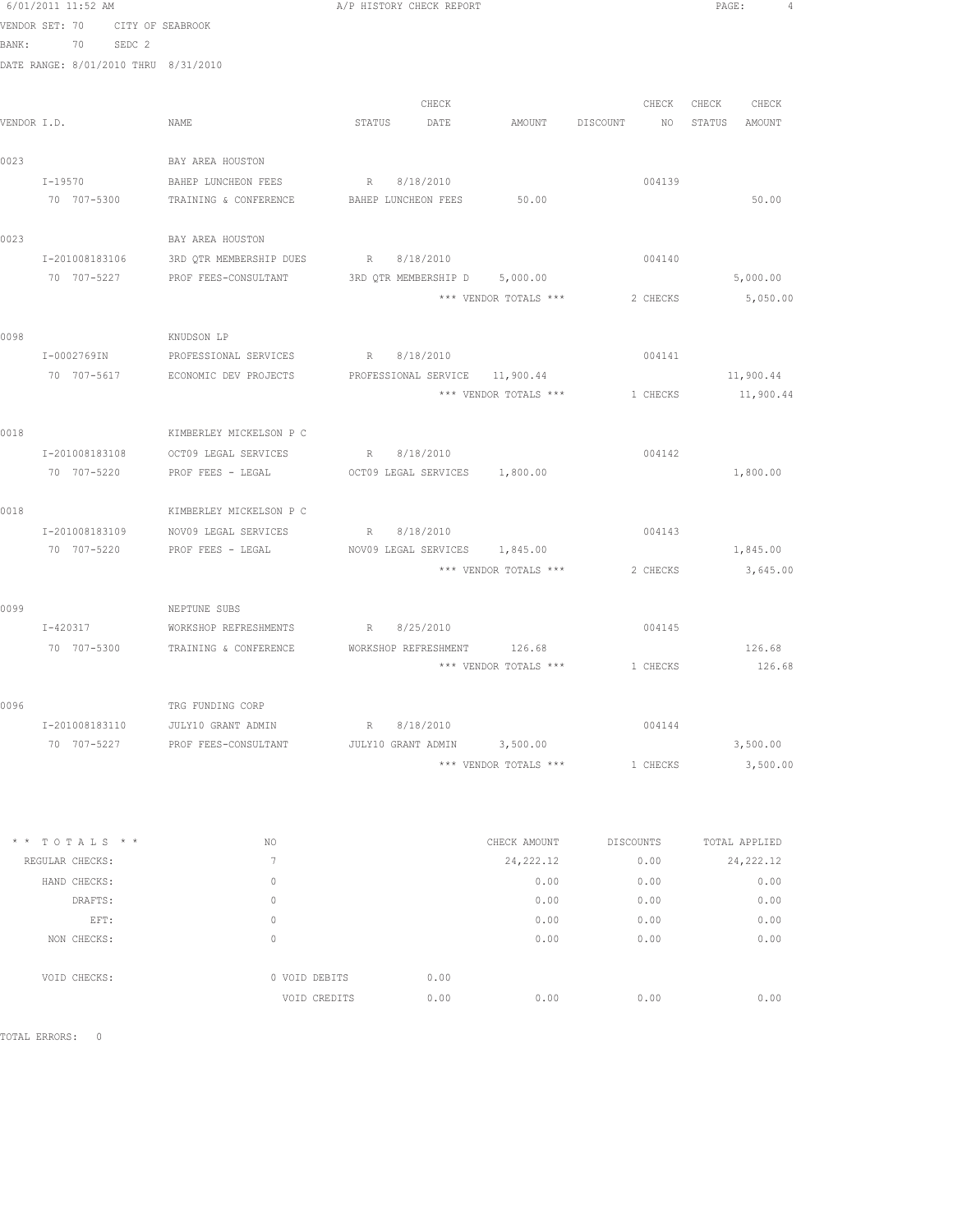6/01/2011 11:52 AM A/P HISTORY CHECK REPORT

VENDOR SET: 70 CITY OF SEABROOK
BANK: 70 SEDC 2
DATE RANGE: 8/01/2010 THRU 8/31/2010

| VENDOR I.D. | NAME | STATUS | CHECK DATE | AMOUNT | DISCOUNT | CHECK NO | CHECK STATUS | CHECK AMOUNT |
|---|---|---|---|---|---|---|---|---|
| 0023 | BAY AREA HOUSTON | | | | | | | |
| I-19570 | BAHEP LUNCHEON FEES | R | 8/18/2010 | | | 004139 | | |
| 70 707-5300 | TRAINING & CONFERENCE | BAHEP LUNCHEON FEES | | 50.00 | | | | 50.00 |
| 0023 | BAY AREA HOUSTON | | | | | | | |
| I-201008183106 | 3RD QTR MEMBERSHIP DUES | R | 8/18/2010 | | | 004140 | | |
| 70 707-5227 | PROF FEES-CONSULTANT | 3RD QTR MEMBERSHIP D | | 5,000.00 | | | | 5,000.00 |
| | | | | *** VENDOR TOTALS *** | | 2 CHECKS | | 5,050.00 |
| 0098 | KNUDSON LP | | | | | | | |
| I-0002769IN | PROFESSIONAL SERVICES | R | 8/18/2010 | | | 004141 | | |
| 70 707-5617 | ECONOMIC DEV PROJECTS | PROFESSIONAL SERVICE | | 11,900.44 | | | | 11,900.44 |
| | | | | *** VENDOR TOTALS *** | | 1 CHECKS | | 11,900.44 |
| 0018 | KIMBERLEY MICKELSON P C | | | | | | | |
| I-201008183108 | OCT09 LEGAL SERVICES | R | 8/18/2010 | | | 004142 | | |
| 70 707-5220 | PROF FEES - LEGAL | OCT09 LEGAL SERVICES | | 1,800.00 | | | | 1,800.00 |
| 0018 | KIMBERLEY MICKELSON P C | | | | | | | |
| I-201008183109 | NOV09 LEGAL SERVICES | R | 8/18/2010 | | | 004143 | | |
| 70 707-5220 | PROF FEES - LEGAL | NOV09 LEGAL SERVICES | | 1,845.00 | | | | 1,845.00 |
| | | | | *** VENDOR TOTALS *** | | 2 CHECKS | | 3,645.00 |
| 0099 | NEPTUNE SUBS | | | | | | | |
| I-420317 | WORKSHOP REFRESHMENTS | R | 8/25/2010 | | | 004145 | | |
| 70 707-5300 | TRAINING & CONFERENCE | WORKSHOP REFRESHMENT | | 126.68 | | | | 126.68 |
| | | | | *** VENDOR TOTALS *** | | 1 CHECKS | | 126.68 |
| 0096 | TRG FUNDING CORP | | | | | | | |
| I-201008183110 | JULY10 GRANT ADMIN | R | 8/18/2010 | | | 004144 | | |
| 70 707-5227 | PROF FEES-CONSULTANT | JULY10 GRANT ADMIN | | 3,500.00 | | | | 3,500.00 |
| | | | | *** VENDOR TOTALS *** | | 1 CHECKS | | 3,500.00 |

| * * T O T A L S * * | NO | | CHECK AMOUNT | DISCOUNTS | TOTAL APPLIED |
|---|---|---|---|---|---|
| REGULAR CHECKS: | 7 | | 24,222.12 | 0.00 | 24,222.12 |
| HAND CHECKS: | 0 | | 0.00 | 0.00 | 0.00 |
| DRAFTS: | 0 | | 0.00 | 0.00 | 0.00 |
| EFT: | 0 | | 0.00 | 0.00 | 0.00 |
| NON CHECKS: | 0 | | 0.00 | 0.00 | 0.00 |
| VOID CHECKS: | 0 VOID DEBITS | 0.00 | | | |
| | VOID CREDITS | 0.00 | 0.00 | 0.00 | 0.00 |

TOTAL ERRORS: 0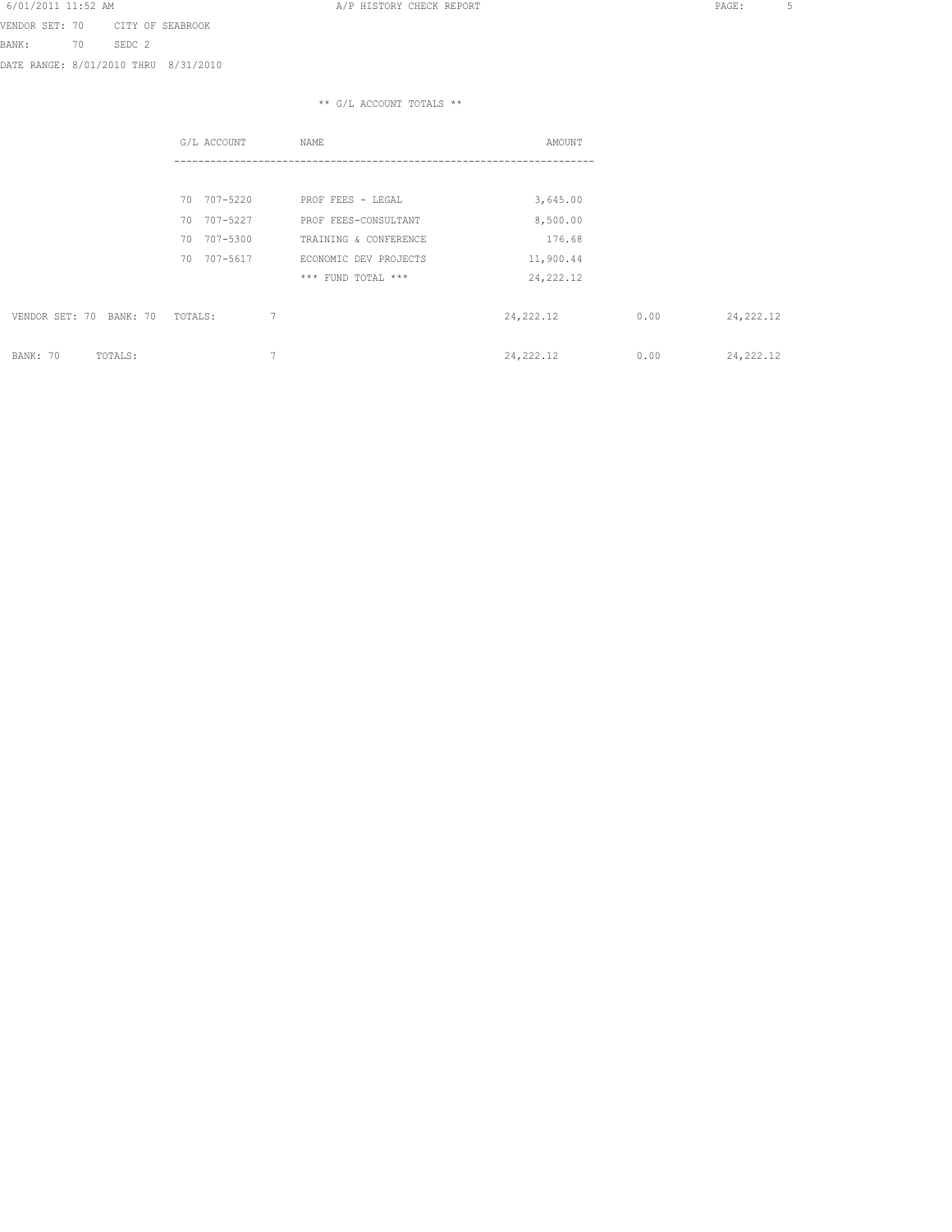VENDOR SET: 70 CITY OF SEABROOK
BANK: 70 SEDC 2
DATE RANGE: 8/01/2010 THRU 8/31/2010

** G/L ACCOUNT TOTALS **

| G/L ACCOUNT | NAME | AMOUNT |
|---|---|---|
| 70 707-5220 | PROF FEES - LEGAL | 3,645.00 |
| 70 707-5227 | PROF FEES-CONSULTANT | 8,500.00 |
| 70 707-5300 | TRAINING & CONFERENCE | 176.68 |
| 70 707-5617 | ECONOMIC DEV PROJECTS | 11,900.44 |
| | *** FUND TOTAL *** | 24,222.12 |

| | | | | |
|---|---|---|---|---|
| VENDOR SET: 70 BANK: 70 TOTALS: | 7 | 24,222.12 | 0.00 | 24,222.12 |
| BANK: 70 TOTALS: | 7 | 24,222.12 | 0.00 | 24,222.12 |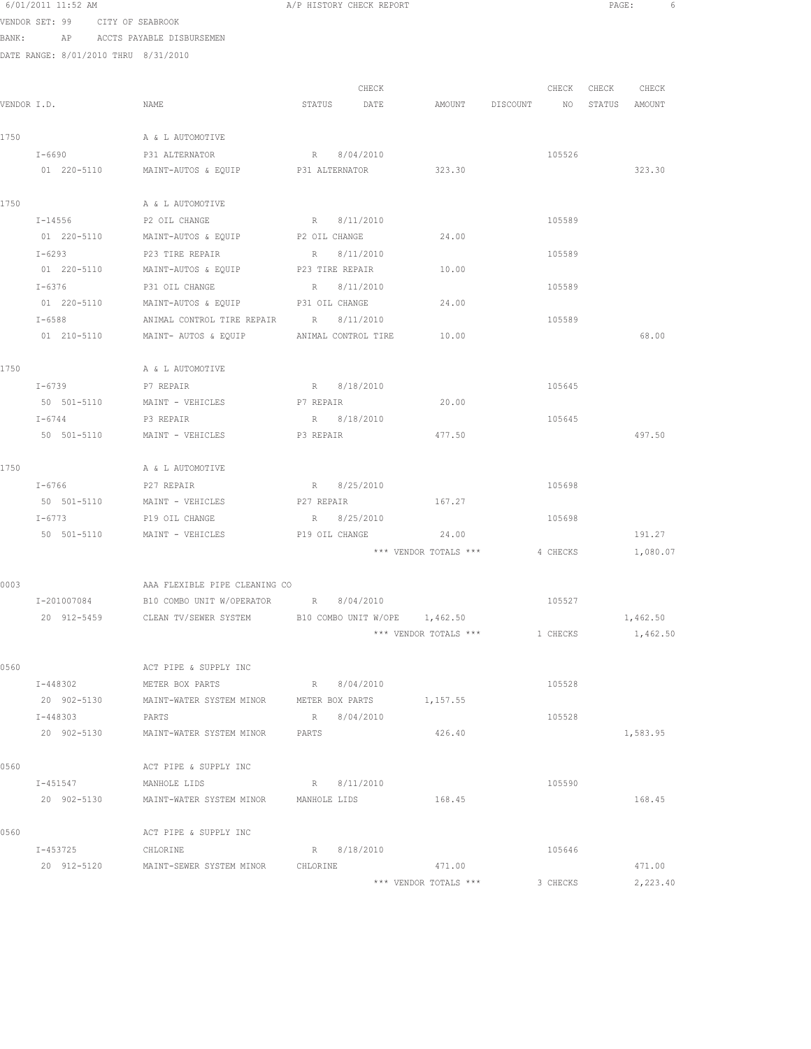6/01/2011 11:52 AM A/P HISTORY CHECK REPORT

VENDOR SET: 99 CITY OF SEABROOK
BANK: AP ACCTS PAYABLE DISBURSEMEN
DATE RANGE: 8/01/2010 THRU 8/31/2010

| VENDOR I.D. | NAME | STATUS | CHECK DATE | AMOUNT | DISCOUNT | CHECK NO | CHECK STATUS | CHECK AMOUNT |
|---|---|---|---|---|---|---|---|---|
| 1750 | A & L AUTOMOTIVE | | | | | | | |
| I-6690 | P31 ALTERNATOR | R | 8/04/2010 | | | 105526 | | |
| 01 220-5110 | MAINT-AUTOS & EQUIP | P31 ALTERNATOR | | 323.30 | | | | 323.30 |
| 1750 | A & L AUTOMOTIVE | | | | | | | |
| I-14556 | P2 OIL CHANGE | R | 8/11/2010 | | | 105589 | | |
| 01 220-5110 | MAINT-AUTOS & EQUIP | P2 OIL CHANGE | | 24.00 | | | | |
| I-6293 | P23 TIRE REPAIR | R | 8/11/2010 | | | 105589 | | |
| 01 220-5110 | MAINT-AUTOS & EQUIP | P23 TIRE REPAIR | | 10.00 | | | | |
| I-6376 | P31 OIL CHANGE | R | 8/11/2010 | | | 105589 | | |
| 01 220-5110 | MAINT-AUTOS & EQUIP | P31 OIL CHANGE | | 24.00 | | | | |
| I-6588 | ANIMAL CONTROL TIRE REPAIR | R | 8/11/2010 | | | 105589 | | |
| 01 210-5110 | MAINT- AUTOS & EQUIP | ANIMAL CONTROL TIRE | | 10.00 | | | | 68.00 |
| 1750 | A & L AUTOMOTIVE | | | | | | | |
| I-6739 | P7 REPAIR | R | 8/18/2010 | | | 105645 | | |
| 50 501-5110 | MAINT - VEHICLES | P7 REPAIR | | 20.00 | | | | |
| I-6744 | P3 REPAIR | R | 8/18/2010 | | | 105645 | | |
| 50 501-5110 | MAINT - VEHICLES | P3 REPAIR | | 477.50 | | | | 497.50 |
| 1750 | A & L AUTOMOTIVE | | | | | | | |
| I-6766 | P27 REPAIR | R | 8/25/2010 | | | 105698 | | |
| 50 501-5110 | MAINT - VEHICLES | P27 REPAIR | | 167.27 | | | | |
| I-6773 | P19 OIL CHANGE | R | 8/25/2010 | | | 105698 | | |
| 50 501-5110 | MAINT - VEHICLES | P19 OIL CHANGE | | 24.00 | | | | 191.27 |
| | | | | *** VENDOR TOTALS *** | | 4 CHECKS | | 1,080.07 |
| 0003 | AAA FLEXIBLE PIPE CLEANING CO | | | | | | | |
| I-201007084 | B10 COMBO UNIT W/OPERATOR | R | 8/04/2010 | | | 105527 | | |
| 20 912-5459 | CLEAN TV/SEWER SYSTEM | B10 COMBO UNIT W/OPE | | 1,462.50 | | | | 1,462.50 |
| | | | | *** VENDOR TOTALS *** | | 1 CHECKS | | 1,462.50 |
| 0560 | ACT PIPE & SUPPLY INC | | | | | | | |
| I-448302 | METER BOX PARTS | R | 8/04/2010 | | | 105528 | | |
| 20 902-5130 | MAINT-WATER SYSTEM MINOR | METER BOX PARTS | | 1,157.55 | | | | |
| I-448303 | PARTS | R | 8/04/2010 | | | 105528 | | |
| 20 902-5130 | MAINT-WATER SYSTEM MINOR | PARTS | | 426.40 | | | | 1,583.95 |
| 0560 | ACT PIPE & SUPPLY INC | | | | | | | |
| I-451547 | MANHOLE LIDS | R | 8/11/2010 | | | 105590 | | |
| 20 902-5130 | MAINT-WATER SYSTEM MINOR | MANHOLE LIDS | | 168.45 | | | | 168.45 |
| 0560 | ACT PIPE & SUPPLY INC | | | | | | | |
| I-453725 | CHLORINE | R | 8/18/2010 | | | 105646 | | |
| 20 912-5120 | MAINT-SEWER SYSTEM MINOR | CHLORINE | | 471.00 | | | | 471.00 |
| | | | | *** VENDOR TOTALS *** | | 3 CHECKS | | 2,223.40 |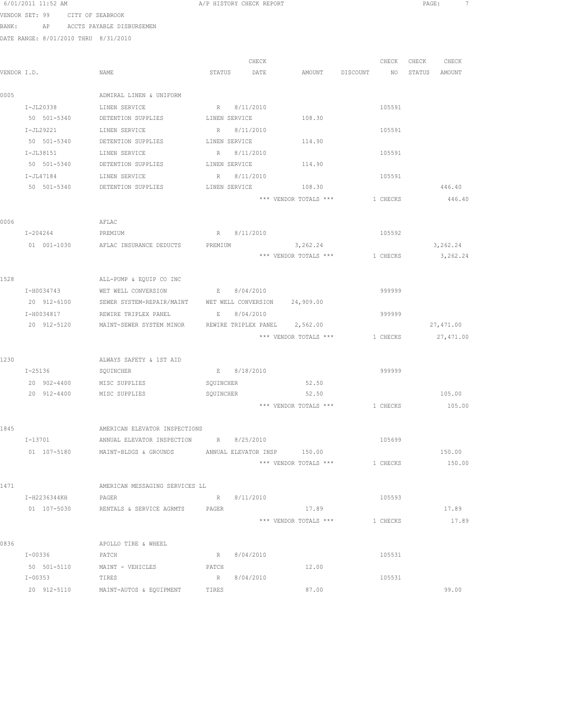6/01/2011 11:52 AM A/P HISTORY CHECK REPORT

VENDOR SET: 99 CITY OF SEABROOK

BANK: AP ACCTS PAYABLE DISBURSEMEN

DATE RANGE: 8/01/2010 THRU 8/31/2010

| VENDOR I.D. | NAME | STATUS | CHECK DATE | AMOUNT | DISCOUNT | CHECK NO | CHECK STATUS | CHECK AMOUNT |
|---|---|---|---|---|---|---|---|---|
| 0005 | ADMIRAL LINEN & UNIFORM | | | | | | | |
| I-JL20338 | LINEN SERVICE | R | 8/11/2010 | | | 105591 | | |
| 50 501-5340 | DETENTION SUPPLIES | LINEN SERVICE | | 108.30 | | | | |
| I-JL29221 | LINEN SERVICE | R | 8/11/2010 | | | 105591 | | |
| 50 501-5340 | DETENTION SUPPLIES | LINEN SERVICE | | 114.90 | | | | |
| I-JL38151 | LINEN SERVICE | R | 8/11/2010 | | | 105591 | | |
| 50 501-5340 | DETENTION SUPPLIES | LINEN SERVICE | | 114.90 | | | | |
| I-JL47184 | LINEN SERVICE | R | 8/11/2010 | | | 105591 | | |
| 50 501-5340 | DETENTION SUPPLIES | LINEN SERVICE | | 108.30 | | | | 446.40 |
| | | | | *** VENDOR TOTALS *** | | 1 CHECKS | | 446.40 |
| 0006 | AFLAC | | | | | | | |
| I-204264 | PREMIUM | R | 8/11/2010 | | | 105592 | | |
| 01 001-1030 | AFLAC INSURANCE DEDUCTS | PREMIUM | | 3,262.24 | | | | 3,262.24 |
| | | | | *** VENDOR TOTALS *** | | 1 CHECKS | | 3,262.24 |
| 1528 | ALL-PUMP & EQUIP CO INC | | | | | | | |
| I-H0034743 | WET WELL CONVERSION | E | 8/04/2010 | | | 999999 | | |
| 20 912-6100 | SEWER SYSTEM-REPAIR/MAINT | WET WELL CONVERSION | | 24,909.00 | | | | |
| I-H0034817 | REWIRE TRIPLEX PANEL | E | 8/04/2010 | | | 999999 | | |
| 20 912-5120 | MAINT-SEWER SYSTEM MINOR | REWIRE TRIPLEX PANEL | | 2,562.00 | | | | 27,471.00 |
| | | | | *** VENDOR TOTALS *** | | 1 CHECKS | | 27,471.00 |
| 1230 | ALWAYS SAFETY & 1ST AID | | | | | | | |
| I-25136 | SQUINCHER | E | 8/18/2010 | | | 999999 | | |
| 20 902-4400 | MISC SUPPLIES | SQUINCHER | | 52.50 | | | | |
| 20 912-4400 | MISC SUPPLIES | SQUINCHER | | 52.50 | | | | 105.00 |
| | | | | *** VENDOR TOTALS *** | | 1 CHECKS | | 105.00 |
| 1845 | AMERICAN ELEVATOR INSPECTIONS | | | | | | | |
| I-13701 | ANNUAL ELEVATOR INSPECTION | R | 8/25/2010 | | | 105699 | | |
| 01 107-5180 | MAINT-BLDGS & GROUNDS | ANNUAL ELEVATOR INSP | | 150.00 | | | | 150.00 |
| | | | | *** VENDOR TOTALS *** | | 1 CHECKS | | 150.00 |
| 1471 | AMERICAN MESSAGING SERVICES LL | | | | | | | |
| I-H2236344KH | PAGER | R | 8/11/2010 | | | 105593 | | |
| 01 107-5030 | RENTALS & SERVICE AGRMTS | PAGER | | 17.89 | | | | 17.89 |
| | | | | *** VENDOR TOTALS *** | | 1 CHECKS | | 17.89 |
| 0836 | APOLLO TIRE & WHEEL | | | | | | | |
| I-00336 | PATCH | R | 8/04/2010 | | | 105531 | | |
| 50 501-5110 | MAINT - VEHICLES | PATCH | | 12.00 | | | | |
| I-00353 | TIRES | R | 8/04/2010 | | | 105531 | | |
| 20 912-5110 | MAINT-AUTOS & EQUIPMENT | TIRES | | 87.00 | | | | 99.00 |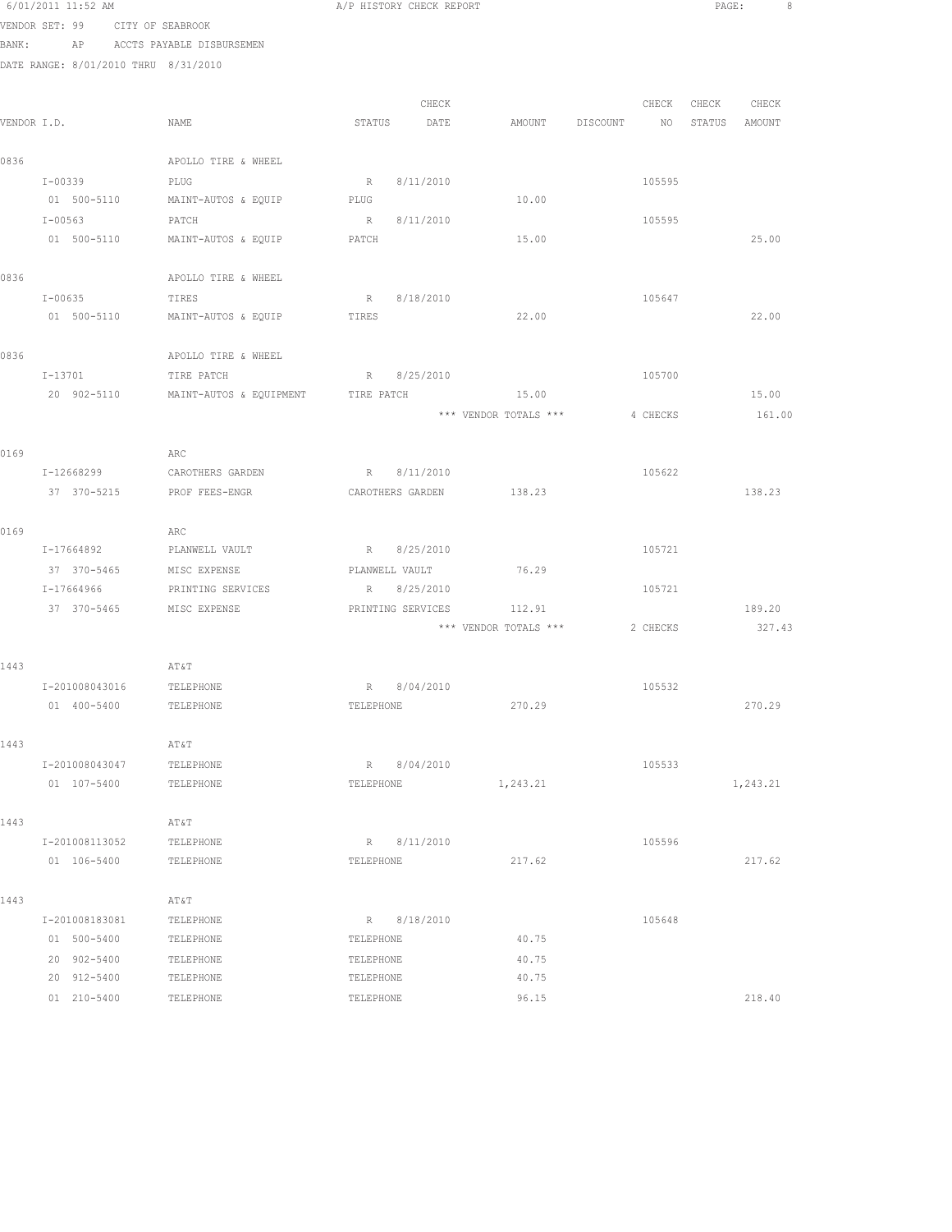6/01/2011 11:52 AM A/P HISTORY CHECK REPORT

VENDOR SET: 99 CITY OF SEABROOK
BANK: AP ACCTS PAYABLE DISBURSEMEN
DATE RANGE: 8/01/2010 THRU 8/31/2010

| VENDOR I.D. | NAME | STATUS | CHECK DATE | AMOUNT | DISCOUNT | CHECK NO | CHECK STATUS | CHECK AMOUNT |
|---|---|---|---|---|---|---|---|---|
| 0836 | APOLLO TIRE & WHEEL | | | | | | | |
| I-00339 | PLUG | R | 8/11/2010 | | | 105595 | | |
| 01 500-5110 | MAINT-AUTOS & EQUIP | PLUG | | 10.00 | | | | |
| I-00563 | PATCH | R | 8/11/2010 | | | 105595 | | |
| 01 500-5110 | MAINT-AUTOS & EQUIP | PATCH | | 15.00 | | | | 25.00 |
| 0836 | APOLLO TIRE & WHEEL | | | | | | | |
| I-00635 | TIRES | R | 8/18/2010 | | | 105647 | | |
| 01 500-5110 | MAINT-AUTOS & EQUIP | TIRES | | 22.00 | | | | 22.00 |
| 0836 | APOLLO TIRE & WHEEL | | | | | | | |
| I-13701 | TIRE PATCH | R | 8/25/2010 | | | 105700 | | |
| 20 902-5110 | MAINT-AUTOS & EQUIPMENT | TIRE PATCH | | 15.00 | | | | 15.00 |
| | | | | *** VENDOR TOTALS *** | | 4 CHECKS | | 161.00 |
| 0169 | ARC | | | | | | | |
| I-12668299 | CAROTHERS GARDEN | R | 8/11/2010 | | | 105622 | | |
| 37 370-5215 | PROF FEES-ENGR | CAROTHERS GARDEN | | 138.23 | | | | 138.23 |
| 0169 | ARC | | | | | | | |
| I-17664892 | PLANWELL VAULT | R | 8/25/2010 | | | 105721 | | |
| 37 370-5465 | MISC EXPENSE | PLANWELL VAULT | | 76.29 | | | | |
| I-17664966 | PRINTING SERVICES | R | 8/25/2010 | | | 105721 | | |
| 37 370-5465 | MISC EXPENSE | PRINTING SERVICES | | 112.91 | | | | 189.20 |
| | | | | *** VENDOR TOTALS *** | | 2 CHECKS | | 327.43 |
| 1443 | AT&T | | | | | | | |
| I-201008043016 | TELEPHONE | R | 8/04/2010 | | | 105532 | | |
| 01 400-5400 | TELEPHONE | TELEPHONE | | 270.29 | | | | 270.29 |
| 1443 | AT&T | | | | | | | |
| I-201008043047 | TELEPHONE | R | 8/04/2010 | | | 105533 | | |
| 01 107-5400 | TELEPHONE | TELEPHONE | | 1,243.21 | | | | 1,243.21 |
| 1443 | AT&T | | | | | | | |
| I-201008113052 | TELEPHONE | R | 8/11/2010 | | | 105596 | | |
| 01 106-5400 | TELEPHONE | TELEPHONE | | 217.62 | | | | 217.62 |
| 1443 | AT&T | | | | | | | |
| I-201008183081 | TELEPHONE | R | 8/18/2010 | | | 105648 | | |
| 01 500-5400 | TELEPHONE | TELEPHONE | | 40.75 | | | | |
| 20 902-5400 | TELEPHONE | TELEPHONE | | 40.75 | | | | |
| 20 912-5400 | TELEPHONE | TELEPHONE | | 40.75 | | | | |
| 01 210-5400 | TELEPHONE | TELEPHONE | | 96.15 | | | | 218.40 |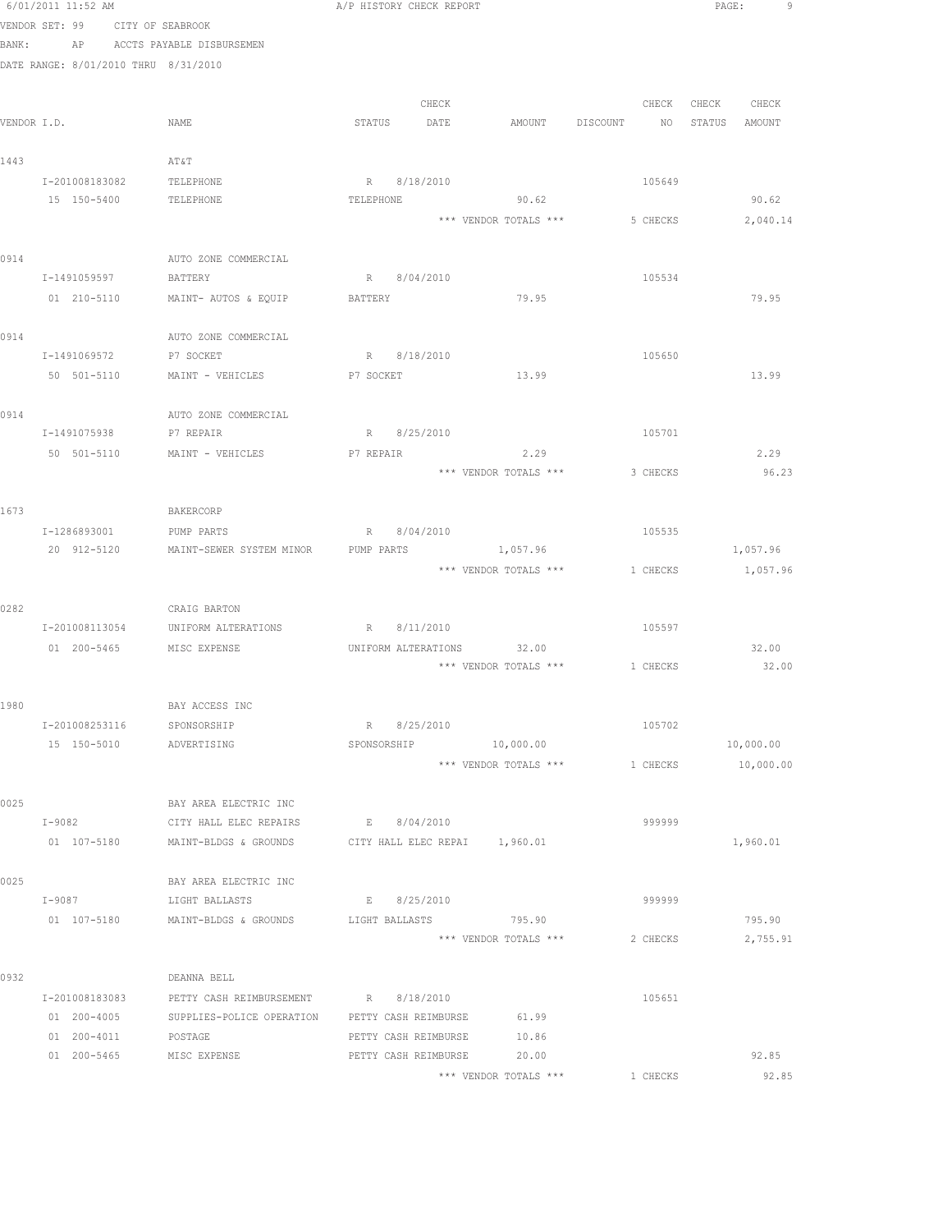6/01/2011 11:52 AM A/P HISTORY CHECK REPORT

VENDOR SET: 99 CITY OF SEABROOK
BANK: AP ACCTS PAYABLE DISBURSEMEN
DATE RANGE: 8/01/2010 THRU 8/31/2010

| VENDOR I.D. | NAME | STATUS | CHECK DATE | AMOUNT | DISCOUNT | CHECK NO | CHECK STATUS | CHECK AMOUNT |
|---|---|---|---|---|---|---|---|---|
| 1443 | AT&T | | | | | | | |
| I-201008183082 | TELEPHONE | R | 8/18/2010 | | | 105649 | | |
| 15 150-5400 | TELEPHONE | TELEPHONE | | 90.62 | | | | 90.62 |
| | | | | *** VENDOR TOTALS *** | | 5 CHECKS | | 2,040.14 |
| 0914 | AUTO ZONE COMMERCIAL | | | | | | | |
| I-1491059597 | BATTERY | R | 8/04/2010 | | | 105534 | | |
| 01 210-5110 | MAINT- AUTOS & EQUIP | BATTERY | | 79.95 | | | | 79.95 |
| 0914 | AUTO ZONE COMMERCIAL | | | | | | | |
| I-1491069572 | P7 SOCKET | R | 8/18/2010 | | | 105650 | | |
| 50 501-5110 | MAINT - VEHICLES | P7 SOCKET | | 13.99 | | | | 13.99 |
| 0914 | AUTO ZONE COMMERCIAL | | | | | | | |
| I-1491075938 | P7 REPAIR | R | 8/25/2010 | | | 105701 | | |
| 50 501-5110 | MAINT - VEHICLES | P7 REPAIR | | 2.29 | | | | 2.29 |
| | | | | *** VENDOR TOTALS *** | | 3 CHECKS | | 96.23 |
| 1673 | BAKERCORP | | | | | | | |
| I-1286893001 | PUMP PARTS | R | 8/04/2010 | | | 105535 | | |
| 20 912-5120 | MAINT-SEWER SYSTEM MINOR | PUMP PARTS | | 1,057.96 | | | | 1,057.96 |
| | | | | *** VENDOR TOTALS *** | | 1 CHECKS | | 1,057.96 |
| 0282 | CRAIG BARTON | | | | | | | |
| I-201008113054 | UNIFORM ALTERATIONS | R | 8/11/2010 | | | 105597 | | |
| 01 200-5465 | MISC EXPENSE | UNIFORM ALTERATIONS | | 32.00 | | | | 32.00 |
| | | | | *** VENDOR TOTALS *** | | 1 CHECKS | | 32.00 |
| 1980 | BAY ACCESS INC | | | | | | | |
| I-201008253116 | SPONSORSHIP | R | 8/25/2010 | | | 105702 | | |
| 15 150-5010 | ADVERTISING | SPONSORSHIP | | 10,000.00 | | | | 10,000.00 |
| | | | | *** VENDOR TOTALS *** | | 1 CHECKS | | 10,000.00 |
| 0025 | BAY AREA ELECTRIC INC | | | | | | | |
| I-9082 | CITY HALL ELEC REPAIRS | E | 8/04/2010 | | | 999999 | | |
| 01 107-5180 | MAINT-BLDGS & GROUNDS | CITY HALL ELEC REPAI | | 1,960.01 | | | | 1,960.01 |
| 0025 | BAY AREA ELECTRIC INC | | | | | | | |
| I-9087 | LIGHT BALLASTS | E | 8/25/2010 | | | 999999 | | |
| 01 107-5180 | MAINT-BLDGS & GROUNDS | LIGHT BALLASTS | | 795.90 | | | | 795.90 |
| | | | | *** VENDOR TOTALS *** | | 2 CHECKS | | 2,755.91 |
| 0932 | DEANNA BELL | | | | | | | |
| I-201008183083 | PETTY CASH REIMBURSEMENT | R | 8/18/2010 | | | 105651 | | |
| 01 200-4005 | SUPPLIES-POLICE OPERATION | PETTY CASH REIMBURSE | | 61.99 | | | | |
| 01 200-4011 | POSTAGE | PETTY CASH REIMBURSE | | 10.86 | | | | |
| 01 200-5465 | MISC EXPENSE | PETTY CASH REIMBURSE | | 20.00 | | | | 92.85 |
| | | | | *** VENDOR TOTALS *** | | 1 CHECKS | | 92.85 |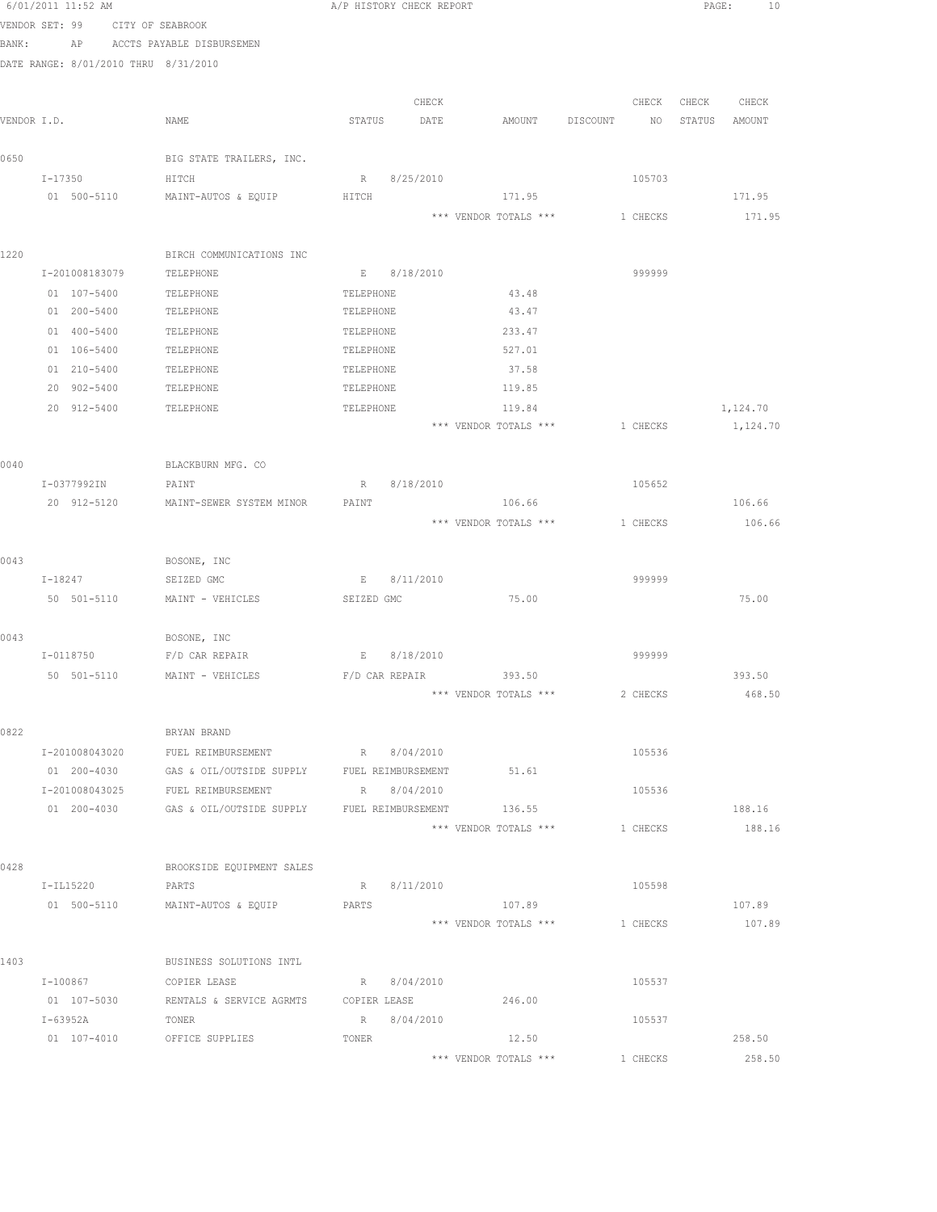6/01/2011 11:52 AM A/P HISTORY CHECK REPORT

VENDOR SET: 99 CITY OF SEABROOK

BANK: AP ACCTS PAYABLE DISBURSEMEN

DATE RANGE: 8/01/2010 THRU 8/31/2010

| VENDOR I.D. | NAME | STATUS | CHECK DATE | AMOUNT | DISCOUNT | CHECK NO | CHECK STATUS | CHECK AMOUNT |
|---|---|---|---|---|---|---|---|---|
| 0650 | BIG STATE TRAILERS, INC. | | | | | | | |
| I-17350 | HITCH | R | 8/25/2010 | | | 105703 | | |
| 01 500-5110 | MAINT-AUTOS & EQUIP | HITCH | | 171.95 | | | | 171.95 |
| | | | | *** VENDOR TOTALS *** | | 1 CHECKS | | 171.95 |
| 1220 | BIRCH COMMUNICATIONS INC | | | | | | | |
| I-201008183079 | TELEPHONE | E | 8/18/2010 | | | 999999 | | |
| 01 107-5400 | TELEPHONE | TELEPHONE | | 43.48 | | | | |
| 01 200-5400 | TELEPHONE | TELEPHONE | | 43.47 | | | | |
| 01 400-5400 | TELEPHONE | TELEPHONE | | 233.47 | | | | |
| 01 106-5400 | TELEPHONE | TELEPHONE | | 527.01 | | | | |
| 01 210-5400 | TELEPHONE | TELEPHONE | | 37.58 | | | | |
| 20 902-5400 | TELEPHONE | TELEPHONE | | 119.85 | | | | |
| 20 912-5400 | TELEPHONE | TELEPHONE | | 119.84 | | | | 1,124.70 |
| | | | | *** VENDOR TOTALS *** | | 1 CHECKS | | 1,124.70 |
| 0040 | BLACKBURN MFG. CO | | | | | | | |
| I-0377992IN | PAINT | R | 8/18/2010 | | | 105652 | | |
| 20 912-5120 | MAINT-SEWER SYSTEM MINOR | PAINT | | 106.66 | | | | 106.66 |
| | | | | *** VENDOR TOTALS *** | | 1 CHECKS | | 106.66 |
| 0043 | BOSONE, INC | | | | | | | |
| I-18247 | SEIZED GMC | E | 8/11/2010 | | | 999999 | | |
| 50 501-5110 | MAINT - VEHICLES | SEIZED GMC | | 75.00 | | | | 75.00 |
| 0043 | BOSONE, INC | | | | | | | |
| I-0118750 | F/D CAR REPAIR | E | 8/18/2010 | | | 999999 | | |
| 50 501-5110 | MAINT - VEHICLES | F/D CAR REPAIR | | 393.50 | | | | 393.50 |
| | | | | *** VENDOR TOTALS *** | | 2 CHECKS | | 468.50 |
| 0822 | BRYAN BRAND | | | | | | | |
| I-201008043020 | FUEL REIMBURSEMENT | R | 8/04/2010 | | | 105536 | | |
| 01 200-4030 | GAS & OIL/OUTSIDE SUPPLY | FUEL REIMBURSEMENT | | 51.61 | | | | |
| I-201008043025 | FUEL REIMBURSEMENT | R | 8/04/2010 | | | 105536 | | |
| 01 200-4030 | GAS & OIL/OUTSIDE SUPPLY | FUEL REIMBURSEMENT | | 136.55 | | | | 188.16 |
| | | | | *** VENDOR TOTALS *** | | 1 CHECKS | | 188.16 |
| 0428 | BROOKSIDE EQUIPMENT SALES | | | | | | | |
| I-IL15220 | PARTS | R | 8/11/2010 | | | 105598 | | |
| 01 500-5110 | MAINT-AUTOS & EQUIP | PARTS | | 107.89 | | | | 107.89 |
| | | | | *** VENDOR TOTALS *** | | 1 CHECKS | | 107.89 |
| 1403 | BUSINESS SOLUTIONS INTL | | | | | | | |
| I-100867 | COPIER LEASE | R | 8/04/2010 | | | 105537 | | |
| 01 107-5030 | RENTALS & SERVICE AGRMTS | COPIER LEASE | | 246.00 | | | | |
| I-63952A | TONER | R | 8/04/2010 | | | 105537 | | |
| 01 107-4010 | OFFICE SUPPLIES | TONER | | 12.50 | | | | 258.50 |
| | | | | *** VENDOR TOTALS *** | | 1 CHECKS | | 258.50 |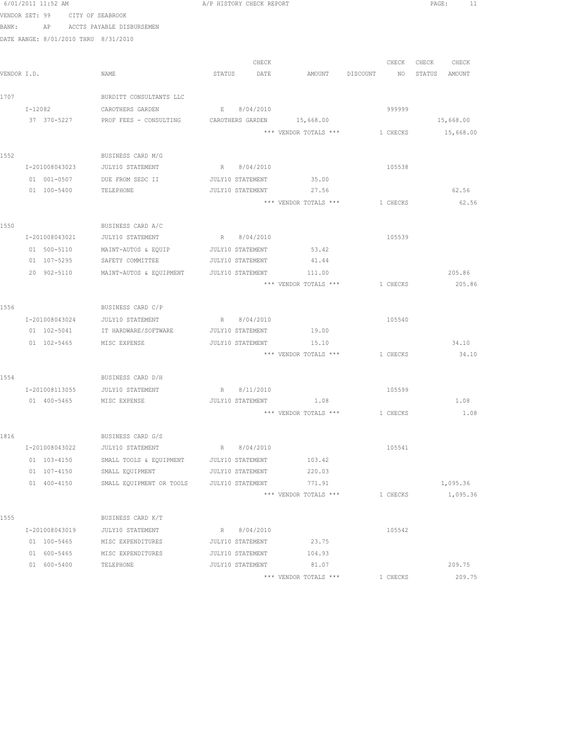6/01/2011 11:52 AM A/P HISTORY CHECK REPORT

VENDOR SET: 99 CITY OF SEABROOK
BANK: AP ACCTS PAYABLE DISBURSEMEN
DATE RANGE: 8/01/2010 THRU 8/31/2010

| VENDOR I.D. | NAME | STATUS | CHECK DATE | AMOUNT | DISCOUNT | CHECK NO | CHECK STATUS | CHECK AMOUNT |
|---|---|---|---|---|---|---|---|---|
| 1707 | BURDITT CONSULTANTS LLC | | | | | | | |
| I-12082 | CAROTHERS GARDEN | E | 8/04/2010 | | | 999999 | | |
| 37 370-5227 | PROF FEES - CONSULTING | CAROTHERS GARDEN | | 15,668.00 | | | | 15,668.00 |
| | | | | *** VENDOR TOTALS *** | | 1 CHECKS | | 15,668.00 |
| 1552 | BUSINESS CARD M/G | | | | | | | |
| I-201008043023 | JULY10 STATEMENT | R | 8/04/2010 | | | 105538 | | |
| 01 001-0507 | DUE FROM SEDC II | JULY10 STATEMENT | | 35.00 | | | | |
| 01 100-5400 | TELEPHONE | JULY10 STATEMENT | | 27.56 | | | | 62.56 |
| | | | | *** VENDOR TOTALS *** | | 1 CHECKS | | 62.56 |
| 1550 | BUSINESS CARD A/C | | | | | | | |
| I-201008043021 | JULY10 STATEMENT | R | 8/04/2010 | | | 105539 | | |
| 01 500-5110 | MAINT-AUTOS & EQUIP | JULY10 STATEMENT | | 53.42 | | | | |
| 01 107-5295 | SAFETY COMMITTEE | JULY10 STATEMENT | | 41.44 | | | | |
| 20 902-5110 | MAINT-AUTOS & EQUIPMENT | JULY10 STATEMENT | | 111.00 | | | | 205.86 |
| | | | | *** VENDOR TOTALS *** | | 1 CHECKS | | 205.86 |
| 1556 | BUSINESS CARD C/P | | | | | | | |
| I-201008043024 | JULY10 STATEMENT | R | 8/04/2010 | | | 105540 | | |
| 01 102-5041 | IT HARDWARE/SOFTWARE | JULY10 STATEMENT | | 19.00 | | | | |
| 01 102-5465 | MISC EXPENSE | JULY10 STATEMENT | | 15.10 | | | | 34.10 |
| | | | | *** VENDOR TOTALS *** | | 1 CHECKS | | 34.10 |
| 1554 | BUSINESS CARD D/H | | | | | | | |
| I-201008113055 | JULY10 STATEMENT | R | 8/11/2010 | | | 105599 | | |
| 01 400-5465 | MISC EXPENSE | JULY10 STATEMENT | | 1.08 | | | | 1.08 |
| | | | | *** VENDOR TOTALS *** | | 1 CHECKS | | 1.08 |
| 1816 | BUSINESS CARD G/S | | | | | | | |
| I-201008043022 | JULY10 STATEMENT | R | 8/04/2010 | | | 105541 | | |
| 01 103-4150 | SMALL TOOLS & EQUIPMENT | JULY10 STATEMENT | | 103.42 | | | | |
| 01 107-4150 | SMALL EQUIPMENT | JULY10 STATEMENT | | 220.03 | | | | |
| 01 400-4150 | SMALL EQUIPMENT OR TOOLS | JULY10 STATEMENT | | 771.91 | | | | 1,095.36 |
| | | | | *** VENDOR TOTALS *** | | 1 CHECKS | | 1,095.36 |
| 1555 | BUSINESS CARD K/T | | | | | | | |
| I-201008043019 | JULY10 STATEMENT | R | 8/04/2010 | | | 105542 | | |
| 01 100-5465 | MISC EXPENDITURES | JULY10 STATEMENT | | 23.75 | | | | |
| 01 600-5465 | MISC EXPENDITURES | JULY10 STATEMENT | | 104.93 | | | | |
| 01 600-5400 | TELEPHONE | JULY10 STATEMENT | | 81.07 | | | | 209.75 |
| | | | | *** VENDOR TOTALS *** | | 1 CHECKS | | 209.75 |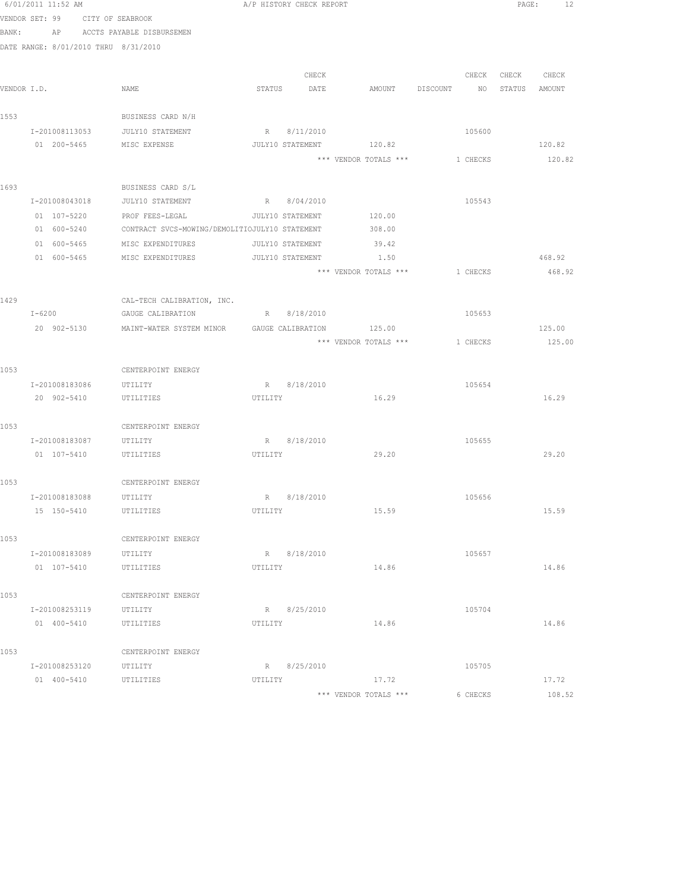6/01/2011 11:52 AM A/P HISTORY CHECK REPORT

VENDOR SET: 99 CITY OF SEABROOK
BANK: AP ACCTS PAYABLE DISBURSEMEN
DATE RANGE: 8/01/2010 THRU 8/31/2010

| VENDOR I.D. | NAME | STATUS | CHECK DATE | AMOUNT | DISCOUNT | CHECK NO | CHECK STATUS | CHECK AMOUNT |
|---|---|---|---|---|---|---|---|---|
| 1553 | BUSINESS CARD N/H | | | | | | | |
| I-201008113053 | JULY10 STATEMENT | R | 8/11/2010 | | | 105600 | | |
| 01 200-5465 | MISC EXPENSE | JULY10 STATEMENT | | 120.82 | | | | 120.82 |
| | | | | *** VENDOR TOTALS *** | | 1 CHECKS | | 120.82 |
| 1693 | BUSINESS CARD S/L | | | | | | | |
| I-201008043018 | JULY10 STATEMENT | R | 8/04/2010 | | | 105543 | | |
| 01 107-5220 | PROF FEES-LEGAL | JULY10 STATEMENT | | 120.00 | | | | |
| 01 600-5240 | CONTRACT SVCS-MOWING/DEMOLITIO | JULY10 STATEMENT | | 308.00 | | | | |
| 01 600-5465 | MISC EXPENDITURES | JULY10 STATEMENT | | 39.42 | | | | |
| 01 600-5465 | MISC EXPENDITURES | JULY10 STATEMENT | | 1.50 | | | | 468.92 |
| | | | | *** VENDOR TOTALS *** | | 1 CHECKS | | 468.92 |
| 1429 | CAL-TECH CALIBRATION, INC. | | | | | | | |
| I-6200 | GAUGE CALIBRATION | R | 8/18/2010 | | | 105653 | | |
| 20 902-5130 | MAINT-WATER SYSTEM MINOR | GAUGE CALIBRATION | | 125.00 | | | | 125.00 |
| | | | | *** VENDOR TOTALS *** | | 1 CHECKS | | 125.00 |
| 1053 | CENTERPOINT ENERGY | | | | | | | |
| I-201008183086 | UTILITY | R | 8/18/2010 | | | 105654 | | |
| 20 902-5410 | UTILITIES | UTILITY | | 16.29 | | | | 16.29 |
| 1053 | CENTERPOINT ENERGY | | | | | | | |
| I-201008183087 | UTILITY | R | 8/18/2010 | | | 105655 | | |
| 01 107-5410 | UTILITIES | UTILITY | | 29.20 | | | | 29.20 |
| 1053 | CENTERPOINT ENERGY | | | | | | | |
| I-201008183088 | UTILITY | R | 8/18/2010 | | | 105656 | | |
| 15 150-5410 | UTILITIES | UTILITY | | 15.59 | | | | 15.59 |
| 1053 | CENTERPOINT ENERGY | | | | | | | |
| I-201008183089 | UTILITY | R | 8/18/2010 | | | 105657 | | |
| 01 107-5410 | UTILITIES | UTILITY | | 14.86 | | | | 14.86 |
| 1053 | CENTERPOINT ENERGY | | | | | | | |
| I-201008253119 | UTILITY | R | 8/25/2010 | | | 105704 | | |
| 01 400-5410 | UTILITIES | UTILITY | | 14.86 | | | | 14.86 |
| 1053 | CENTERPOINT ENERGY | | | | | | | |
| I-201008253120 | UTILITY | R | 8/25/2010 | | | 105705 | | |
| 01 400-5410 | UTILITIES | UTILITY | | 17.72 | | | | 17.72 |
| | | | | *** VENDOR TOTALS *** | | 6 CHECKS | | 108.52 |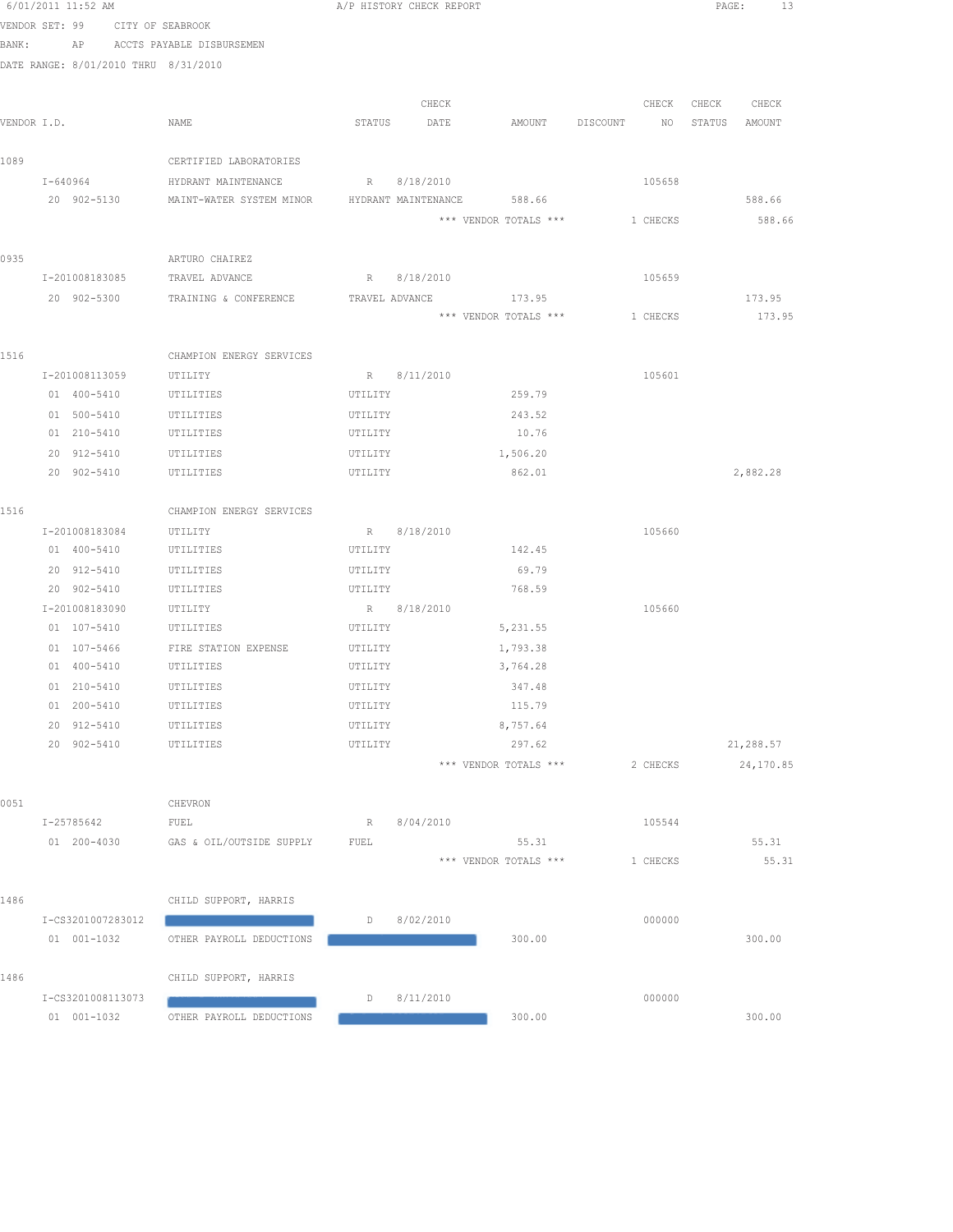6/01/2011 11:52 AM A/P HISTORY CHECK REPORT

VENDOR SET: 99 CITY OF SEABROOK

BANK: AP ACCTS PAYABLE DISBURSEMEN

DATE RANGE: 8/01/2010 THRU 8/31/2010

| VENDOR I.D. | NAME | STATUS | CHECK DATE | AMOUNT | DISCOUNT | CHECK NO | CHECK STATUS | CHECK AMOUNT |
|---|---|---|---|---|---|---|---|---|
| 1089 | CERTIFIED LABORATORIES | | | | | | | |
| I-640964 | HYDRANT MAINTENANCE | R | 8/18/2010 | | | 105658 | | |
| 20 902-5130 | MAINT-WATER SYSTEM MINOR | HYDRANT MAINTENANCE | | 588.66 | | | | 588.66 |
| | | | *** VENDOR TOTALS *** | | | 1 CHECKS | | 588.66 |
| 0935 | ARTURO CHAIREZ | | | | | | | |
| I-201008183085 | TRAVEL ADVANCE | R | 8/18/2010 | | | 105659 | | |
| 20 902-5300 | TRAINING & CONFERENCE | TRAVEL ADVANCE | | 173.95 | | | | 173.95 |
| | | | *** VENDOR TOTALS *** | | | 1 CHECKS | | 173.95 |
| 1516 | CHAMPION ENERGY SERVICES | | | | | | | |
| I-201008113059 | UTILITY | R | 8/11/2010 | | | 105601 | | |
| 01 400-5410 | UTILITIES | UTILITY | | 259.79 | | | | |
| 01 500-5410 | UTILITIES | UTILITY | | 243.52 | | | | |
| 01 210-5410 | UTILITIES | UTILITY | | 10.76 | | | | |
| 20 912-5410 | UTILITIES | UTILITY | | 1,506.20 | | | | |
| 20 902-5410 | UTILITIES | UTILITY | | 862.01 | | | | 2,882.28 |
| 1516 | CHAMPION ENERGY SERVICES | | | | | | | |
| I-201008183084 | UTILITY | R | 8/18/2010 | | | 105660 | | |
| 01 400-5410 | UTILITIES | UTILITY | | 142.45 | | | | |
| 20 912-5410 | UTILITIES | UTILITY | | 69.79 | | | | |
| 20 902-5410 | UTILITIES | UTILITY | | 768.59 | | | | |
| I-201008183090 | UTILITY | R | 8/18/2010 | | | 105660 | | |
| 01 107-5410 | UTILITIES | UTILITY | | 5,231.55 | | | | |
| 01 107-5466 | FIRE STATION EXPENSE | UTILITY | | 1,793.38 | | | | |
| 01 400-5410 | UTILITIES | UTILITY | | 3,764.28 | | | | |
| 01 210-5410 | UTILITIES | UTILITY | | 347.48 | | | | |
| 01 200-5410 | UTILITIES | UTILITY | | 115.79 | | | | |
| 20 912-5410 | UTILITIES | UTILITY | | 8,757.64 | | | | |
| 20 902-5410 | UTILITIES | UTILITY | | 297.62 | | | | 21,288.57 |
| | | | *** VENDOR TOTALS *** | | | 2 CHECKS | | 24,170.85 |
| 0051 | CHEVRON | | | | | | | |
| I-25785642 | FUEL | R | 8/04/2010 | | | 105544 | | |
| 01 200-4030 | GAS & OIL/OUTSIDE SUPPLY | FUEL | | 55.31 | | | | 55.31 |
| | | | *** VENDOR TOTALS *** | | | 1 CHECKS | | 55.31 |
| 1486 | CHILD SUPPORT, HARRIS | | | | | | | |
| I-CS3201007283012 | | D | 8/02/2010 | | | 000000 | | |
| 01 001-1032 | OTHER PAYROLL DEDUCTIONS | | | 300.00 | | | | 300.00 |
| 1486 | CHILD SUPPORT, HARRIS | | | | | | | |
| I-CS3201008113073 | | D | 8/11/2010 | | | 000000 | | |
| 01 001-1032 | OTHER PAYROLL DEDUCTIONS | | | 300.00 | | | | 300.00 |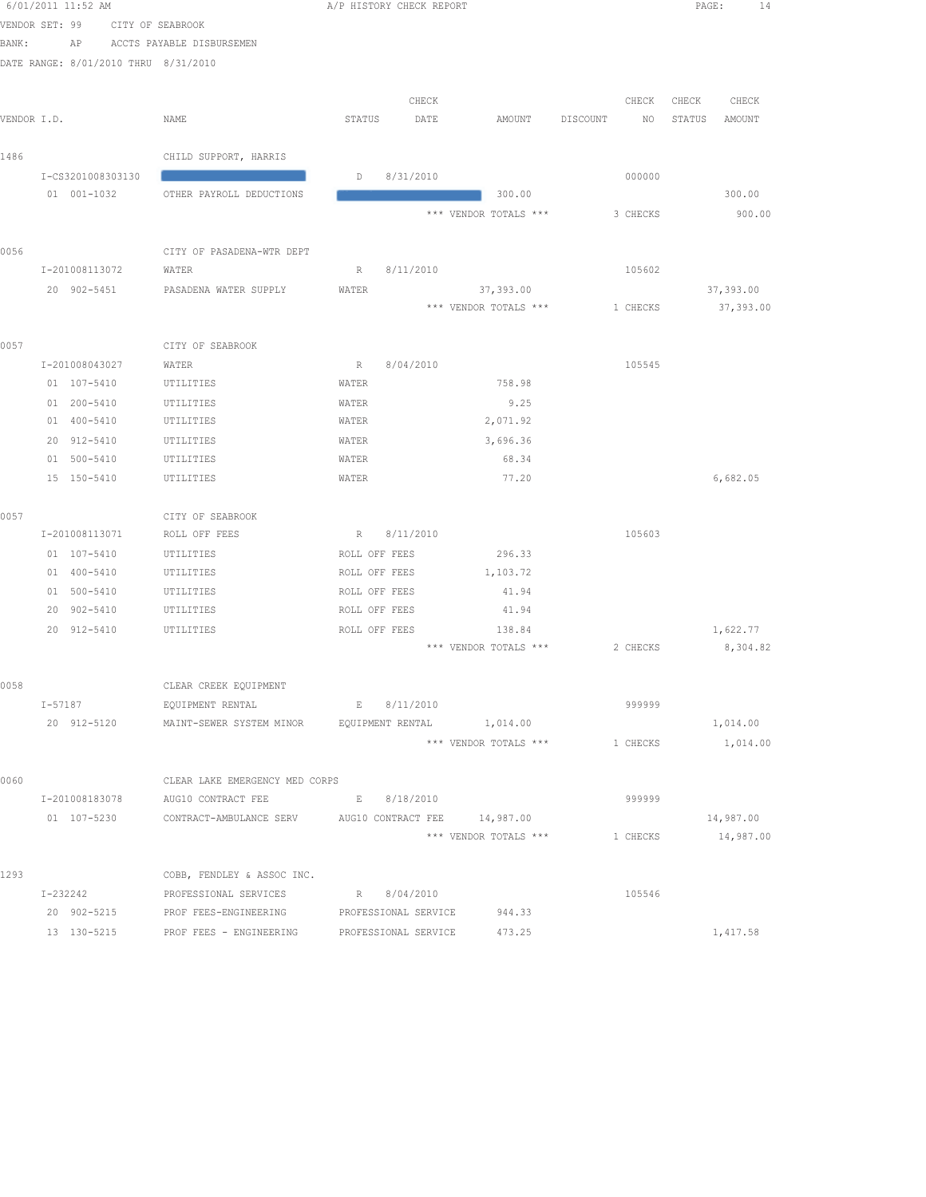6/01/2011 11:52 AM A/P HISTORY CHECK REPORT

VENDOR SET: 99 CITY OF SEABROOK
BANK: AP ACCTS PAYABLE DISBURSEMEN
DATE RANGE: 8/01/2010 THRU 8/31/2010

| VENDOR I.D. | NAME | STATUS | CHECK DATE | AMOUNT | DISCOUNT | CHECK NO | CHECK STATUS | CHECK AMOUNT |
|---|---|---|---|---|---|---|---|---|
| 1486 | CHILD SUPPORT, HARRIS | | | | | | | |
| I-CS3201008303130 | | D | 8/31/2010 | | | 000000 | | |
| 01 001-1032 | OTHER PAYROLL DEDUCTIONS | | | 300.00 | | | | 300.00 |
| | | | *** VENDOR TOTALS *** | | | 3 CHECKS | | 900.00 |
| 0056 | CITY OF PASADENA-WTR DEPT | | | | | | | |
| I-201008113072 | WATER | R | 8/11/2010 | | | 105602 | | |
| 20 902-5451 | PASADENA WATER SUPPLY | WATER | | 37,393.00 | | | | 37,393.00 |
| | | | *** VENDOR TOTALS *** | | | 1 CHECKS | | 37,393.00 |
| 0057 | CITY OF SEABROOK | | | | | | | |
| I-201008043027 | WATER | R | 8/04/2010 | | | 105545 | | |
| 01 107-5410 | UTILITIES | WATER | | 758.98 | | | | |
| 01 200-5410 | UTILITIES | WATER | | 9.25 | | | | |
| 01 400-5410 | UTILITIES | WATER | | 2,071.92 | | | | |
| 20 912-5410 | UTILITIES | WATER | | 3,696.36 | | | | |
| 01 500-5410 | UTILITIES | WATER | | 68.34 | | | | |
| 15 150-5410 | UTILITIES | WATER | | 77.20 | | | | 6,682.05 |
| 0057 | CITY OF SEABROOK | | | | | | | |
| I-201008113071 | ROLL OFF FEES | R | 8/11/2010 | | | 105603 | | |
| 01 107-5410 | UTILITIES | ROLL OFF FEES | | 296.33 | | | | |
| 01 400-5410 | UTILITIES | ROLL OFF FEES | | 1,103.72 | | | | |
| 01 500-5410 | UTILITIES | ROLL OFF FEES | | 41.94 | | | | |
| 20 902-5410 | UTILITIES | ROLL OFF FEES | | 41.94 | | | | |
| 20 912-5410 | UTILITIES | ROLL OFF FEES | | 138.84 | | | | 1,622.77 |
| | | | *** VENDOR TOTALS *** | | | 2 CHECKS | | 8,304.82 |
| 0058 | CLEAR CREEK EQUIPMENT | | | | | | | |
| I-57187 | EQUIPMENT RENTAL | E | 8/11/2010 | | | 999999 | | |
| 20 912-5120 | MAINT-SEWER SYSTEM MINOR | EQUIPMENT RENTAL | | 1,014.00 | | | | 1,014.00 |
| | | | *** VENDOR TOTALS *** | | | 1 CHECKS | | 1,014.00 |
| 0060 | CLEAR LAKE EMERGENCY MED CORPS | | | | | | | |
| I-201008183078 | AUG10 CONTRACT FEE | E | 8/18/2010 | | | 999999 | | |
| 01 107-5230 | CONTRACT-AMBULANCE SERV | AUG10 CONTRACT FEE | | 14,987.00 | | | | 14,987.00 |
| | | | *** VENDOR TOTALS *** | | | 1 CHECKS | | 14,987.00 |
| 1293 | COBB, FENDLEY & ASSOC INC. | | | | | | | |
| I-232242 | PROFESSIONAL SERVICES | R | 8/04/2010 | | | 105546 | | |
| 20 902-5215 | PROF FEES-ENGINEERING | PROFESSIONAL SERVICE | | 944.33 | | | | |
| 13 130-5215 | PROF FEES - ENGINEERING | PROFESSIONAL SERVICE | | 473.25 | | | | 1,417.58 |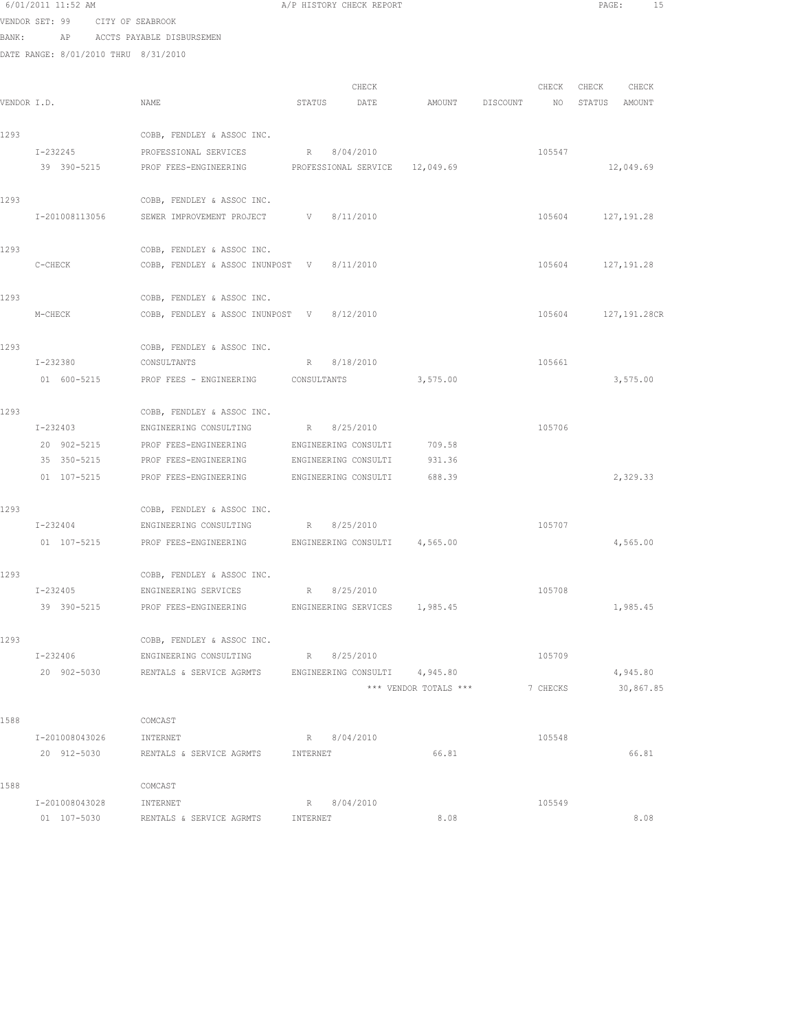6/01/2011 11:52 AM A/P HISTORY CHECK REPORT

VENDOR SET: 99 CITY OF SEABROOK
BANK: AP ACCTS PAYABLE DISBURSEMEN
DATE RANGE: 8/01/2010 THRU 8/31/2010

| VENDOR I.D. | NAME | STATUS | CHECK DATE | AMOUNT | DISCOUNT | CHECK NO | CHECK STATUS | CHECK AMOUNT |
|---|---|---|---|---|---|---|---|---|
| 1293 | COBB, FENDLEY & ASSOC INC. | | | | | | | |
| I-232245 | PROFESSIONAL SERVICES | R | 8/04/2010 | | | 105547 | | |
| 39 390-5215 | PROF FEES-ENGINEERING | PROFESSIONAL SERVICE | | 12,049.69 | | | | 12,049.69 |
| 1293 | COBB, FENDLEY & ASSOC INC. | | | | | | | |
| I-201008113056 | SEWER IMPROVEMENT PROJECT | V | 8/11/2010 | | | 105604 | | 127,191.28 |
| 1293 | COBB, FENDLEY & ASSOC INC. | | | | | | | |
| C-CHECK | COBB, FENDLEY & ASSOC INUNPOST | V | 8/11/2010 | | | 105604 | | 127,191.28 |
| 1293 | COBB, FENDLEY & ASSOC INC. | | | | | | | |
| M-CHECK | COBB, FENDLEY & ASSOC INUNPOST | V | 8/12/2010 | | | 105604 | | 127,191.28CR |
| 1293 | COBB, FENDLEY & ASSOC INC. | | | | | | | |
| I-232380 | CONSULTANTS | R | 8/18/2010 | | | 105661 | | |
| 01 600-5215 | PROF FEES - ENGINEERING | CONSULTANTS | | 3,575.00 | | | | 3,575.00 |
| 1293 | COBB, FENDLEY & ASSOC INC. | | | | | | | |
| I-232403 | ENGINEERING CONSULTING | R | 8/25/2010 | | | 105706 | | |
| 20 902-5215 | PROF FEES-ENGINEERING | ENGINEERING CONSULTI | | 709.58 | | | | |
| 35 350-5215 | PROF FEES-ENGINEERING | ENGINEERING CONSULTI | | 931.36 | | | | |
| 01 107-5215 | PROF FEES-ENGINEERING | ENGINEERING CONSULTI | | 688.39 | | | | 2,329.33 |
| 1293 | COBB, FENDLEY & ASSOC INC. | | | | | | | |
| I-232404 | ENGINEERING CONSULTING | R | 8/25/2010 | | | 105707 | | |
| 01 107-5215 | PROF FEES-ENGINEERING | ENGINEERING CONSULTI | | 4,565.00 | | | | 4,565.00 |
| 1293 | COBB, FENDLEY & ASSOC INC. | | | | | | | |
| I-232405 | ENGINEERING SERVICES | R | 8/25/2010 | | | 105708 | | |
| 39 390-5215 | PROF FEES-ENGINEERING | ENGINEERING SERVICES | | 1,985.45 | | | | 1,985.45 |
| 1293 | COBB, FENDLEY & ASSOC INC. | | | | | | | |
| I-232406 | ENGINEERING CONSULTING | R | 8/25/2010 | | | 105709 | | |
| 20 902-5030 | RENTALS & SERVICE AGRMTS | ENGINEERING CONSULTI | | 4,945.80 | | | | 4,945.80 |
| | | | | *** VENDOR TOTALS *** | | 7 CHECKS | | 30,867.85 |
| 1588 | COMCAST | | | | | | | |
| I-201008043026 | INTERNET | R | 8/04/2010 | | | 105548 | | |
| 20 912-5030 | RENTALS & SERVICE AGRMTS | INTERNET | | 66.81 | | | | 66.81 |
| 1588 | COMCAST | | | | | | | |
| I-201008043028 | INTERNET | R | 8/04/2010 | | | 105549 | | |
| 01 107-5030 | RENTALS & SERVICE AGRMTS | INTERNET | | 8.08 | | | | 8.08 |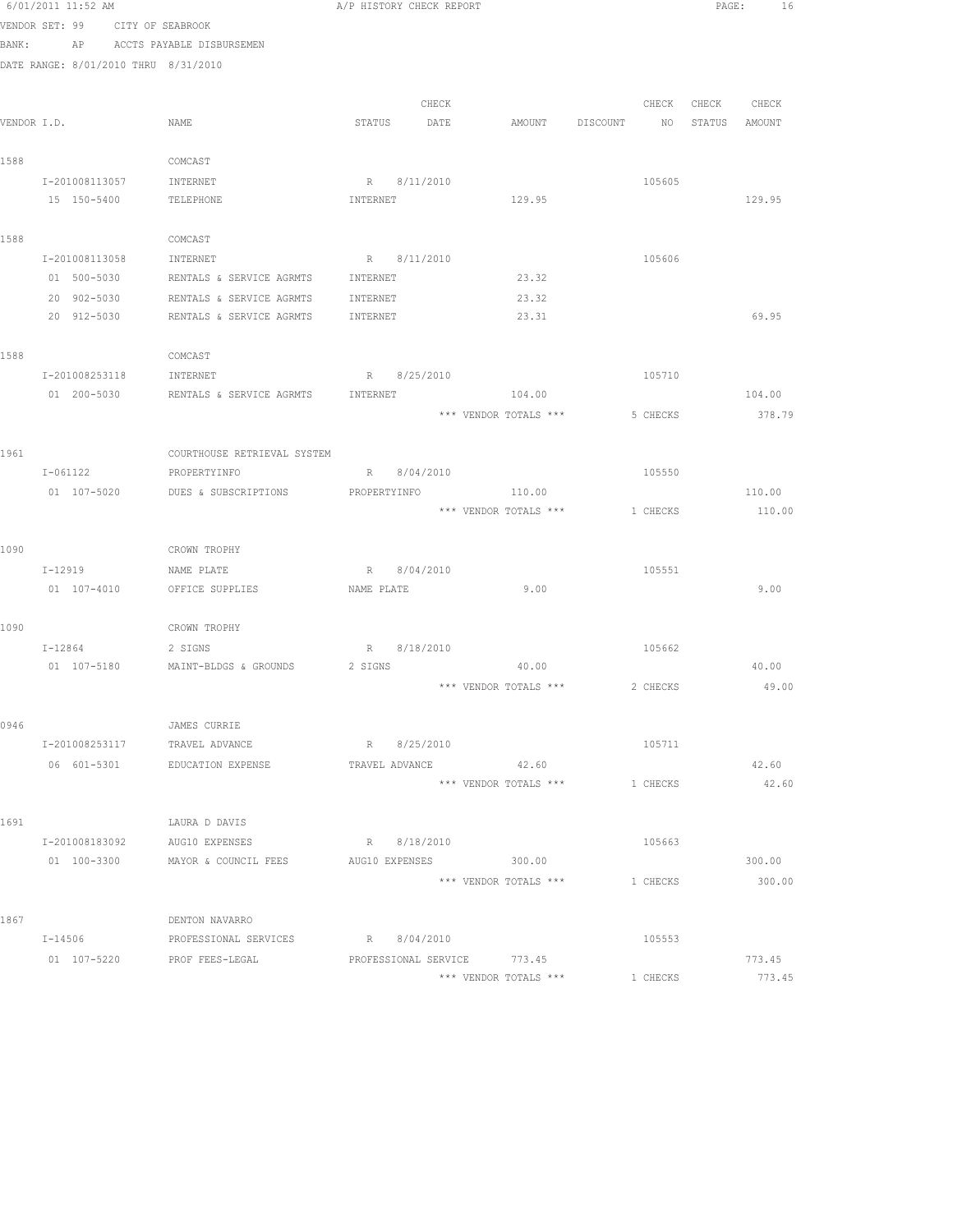6/01/2011 11:52 AM A/P HISTORY CHECK REPORT

VENDOR SET: 99 CITY OF SEABROOK
BANK: AP ACCTS PAYABLE DISBURSEMEN
DATE RANGE: 8/01/2010 THRU 8/31/2010

| VENDOR I.D. | NAME | STATUS | CHECK DATE | AMOUNT | DISCOUNT | CHECK NO | CHECK STATUS | CHECK AMOUNT |
|---|---|---|---|---|---|---|---|---|
| 1588 | COMCAST | | | | | | | |
| I-201008113057 | INTERNET | R | 8/11/2010 | | | 105605 | | |
| 15 150-5400 | TELEPHONE | INTERNET | | 129.95 | | | | 129.95 |
| 1588 | COMCAST | | | | | | | |
| I-201008113058 | INTERNET | R | 8/11/2010 | | | 105606 | | |
| 01 500-5030 | RENTALS & SERVICE AGRMTS | INTERNET | | 23.32 | | | | |
| 20 902-5030 | RENTALS & SERVICE AGRMTS | INTERNET | | 23.32 | | | | |
| 20 912-5030 | RENTALS & SERVICE AGRMTS | INTERNET | | 23.31 | | | | 69.95 |
| 1588 | COMCAST | | | | | | | |
| I-201008253118 | INTERNET | R | 8/25/2010 | | | 105710 | | |
| 01 200-5030 | RENTALS & SERVICE AGRMTS | INTERNET | | 104.00 | | | | 104.00 |
| | | | | *** VENDOR TOTALS *** | | 5 CHECKS | | 378.79 |
| 1961 | COURTHOUSE RETRIEVAL SYSTEM | | | | | | | |
| I-061122 | PROPERTYINFO | R | 8/04/2010 | | | 105550 | | |
| 01 107-5020 | DUES & SUBSCRIPTIONS | PROPERTYINFO | | 110.00 | | | | 110.00 |
| | | | | *** VENDOR TOTALS *** | | 1 CHECKS | | 110.00 |
| 1090 | CROWN TROPHY | | | | | | | |
| I-12919 | NAME PLATE | R | 8/04/2010 | | | 105551 | | |
| 01 107-4010 | OFFICE SUPPLIES | NAME PLATE | | 9.00 | | | | 9.00 |
| 1090 | CROWN TROPHY | | | | | | | |
| I-12864 | 2 SIGNS | R | 8/18/2010 | | | 105662 | | |
| 01 107-5180 | MAINT-BLDGS & GROUNDS | 2 SIGNS | | 40.00 | | | | 40.00 |
| | | | | *** VENDOR TOTALS *** | | 2 CHECKS | | 49.00 |
| 0946 | JAMES CURRIE | | | | | | | |
| I-201008253117 | TRAVEL ADVANCE | R | 8/25/2010 | | | 105711 | | |
| 06 601-5301 | EDUCATION EXPENSE | TRAVEL ADVANCE | | 42.60 | | | | 42.60 |
| | | | | *** VENDOR TOTALS *** | | 1 CHECKS | | 42.60 |
| 1691 | LAURA D DAVIS | | | | | | | |
| I-201008183092 | AUG10 EXPENSES | R | 8/18/2010 | | | 105663 | | |
| 01 100-3300 | MAYOR & COUNCIL FEES | AUG10 EXPENSES | | 300.00 | | | | 300.00 |
| | | | | *** VENDOR TOTALS *** | | 1 CHECKS | | 300.00 |
| 1867 | DENTON NAVARRO | | | | | | | |
| I-14506 | PROFESSIONAL SERVICES | R | 8/04/2010 | | | 105553 | | |
| 01 107-5220 | PROF FEES-LEGAL | PROFESSIONAL SERVICE | | 773.45 | | | | 773.45 |
| | | | | *** VENDOR TOTALS *** | | 1 CHECKS | | 773.45 |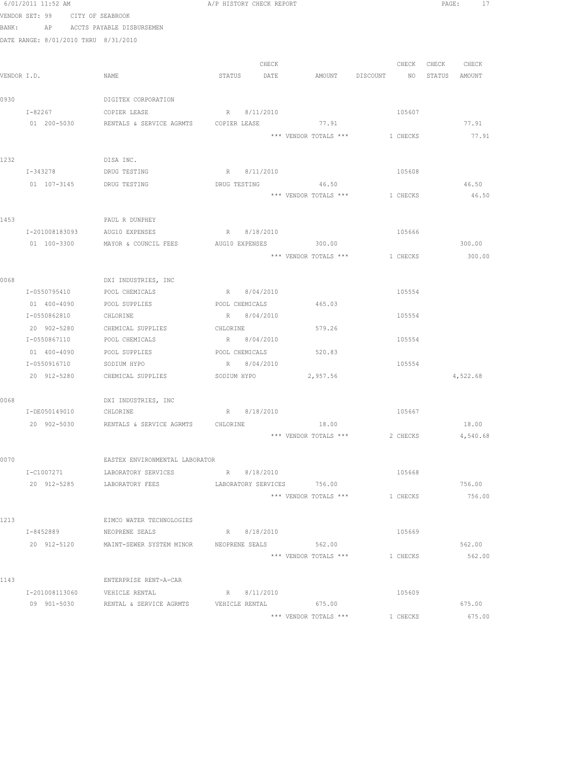6/01/2011 11:52 AM A/P HISTORY CHECK REPORT

VENDOR SET: 99 CITY OF SEABROOK

BANK: AP ACCTS PAYABLE DISBURSEMEN

DATE RANGE: 8/01/2010 THRU 8/31/2010

| VENDOR I.D. | NAME | STATUS | CHECK DATE | AMOUNT | DISCOUNT | CHECK NO | CHECK STATUS | CHECK AMOUNT |
|---|---|---|---|---|---|---|---|---|
| 0930 | DIGITEX CORPORATION | | | | | | | |
| I-82267 | COPIER LEASE | R | 8/11/2010 | | | 105607 | | |
| 01 200-5030 | RENTALS & SERVICE AGRMTS | COPIER LEASE | | 77.91 | | | | 77.91 |
| | | | | *** VENDOR TOTALS *** | | 1 CHECKS | | 77.91 |
| 1232 | DISA INC. | | | | | | | |
| I-343278 | DRUG TESTING | R | 8/11/2010 | | | 105608 | | |
| 01 107-3145 | DRUG TESTING | DRUG TESTING | | 46.50 | | | | 46.50 |
| | | | | *** VENDOR TOTALS *** | | 1 CHECKS | | 46.50 |
| 1453 | PAUL R DUNPHEY | | | | | | | |
| I-201008183093 | AUG10 EXPENSES | R | 8/18/2010 | | | 105666 | | |
| 01 100-3300 | MAYOR & COUNCIL FEES | AUG10 EXPENSES | | 300.00 | | | | 300.00 |
| | | | | *** VENDOR TOTALS *** | | 1 CHECKS | | 300.00 |
| 0068 | DXI INDUSTRIES, INC | | | | | | | |
| I-0550795410 | POOL CHEMICALS | R | 8/04/2010 | | | 105554 | | |
| 01 400-4090 | POOL SUPPLIES | POOL CHEMICALS | | 465.03 | | | | |
| I-0550862810 | CHLORINE | R | 8/04/2010 | | | 105554 | | |
| 20 902-5280 | CHEMICAL SUPPLIES | CHLORINE | | 579.26 | | | | |
| I-0550867110 | POOL CHEMICALS | R | 8/04/2010 | | | 105554 | | |
| 01 400-4090 | POOL SUPPLIES | POOL CHEMICALS | | 520.83 | | | | |
| I-0550916710 | SODIUM HYPO | R | 8/04/2010 | | | 105554 | | |
| 20 912-5280 | CHEMICAL SUPPLIES | SODIUM HYPO | | 2,957.56 | | | | 4,522.68 |
| 0068 | DXI INDUSTRIES, INC | | | | | | | |
| I-DE050149010 | CHLORINE | R | 8/18/2010 | | | 105667 | | |
| 20 902-5030 | RENTALS & SERVICE AGRMTS | CHLORINE | | 18.00 | | | | 18.00 |
| | | | | *** VENDOR TOTALS *** | | 2 CHECKS | | 4,540.68 |
| 0070 | EASTEX ENVIRONMENTAL LABORATOR | | | | | | | |
| I-C1007271 | LABORATORY SERVICES | R | 8/18/2010 | | | 105668 | | |
| 20 912-5285 | LABORATORY FEES | LABORATORY SERVICES | | 756.00 | | | | 756.00 |
| | | | | *** VENDOR TOTALS *** | | 1 CHECKS | | 756.00 |
| 1213 | EIMCO WATER TECHNOLOGIES | | | | | | | |
| I-8452889 | NEOPRENE SEALS | R | 8/18/2010 | | | 105669 | | |
| 20 912-5120 | MAINT-SEWER SYSTEM MINOR | NEOPRENE SEALS | | 562.00 | | | | 562.00 |
| | | | | *** VENDOR TOTALS *** | | 1 CHECKS | | 562.00 |
| 1143 | ENTERPRISE RENT-A-CAR | | | | | | | |
| I-201008113060 | VEHICLE RENTAL | R | 8/11/2010 | | | 105609 | | |
| 09 901-5030 | RENTAL & SERVICE AGRMTS | VEHICLE RENTAL | | 675.00 | | | | 675.00 |
| | | | | *** VENDOR TOTALS *** | | 1 CHECKS | | 675.00 |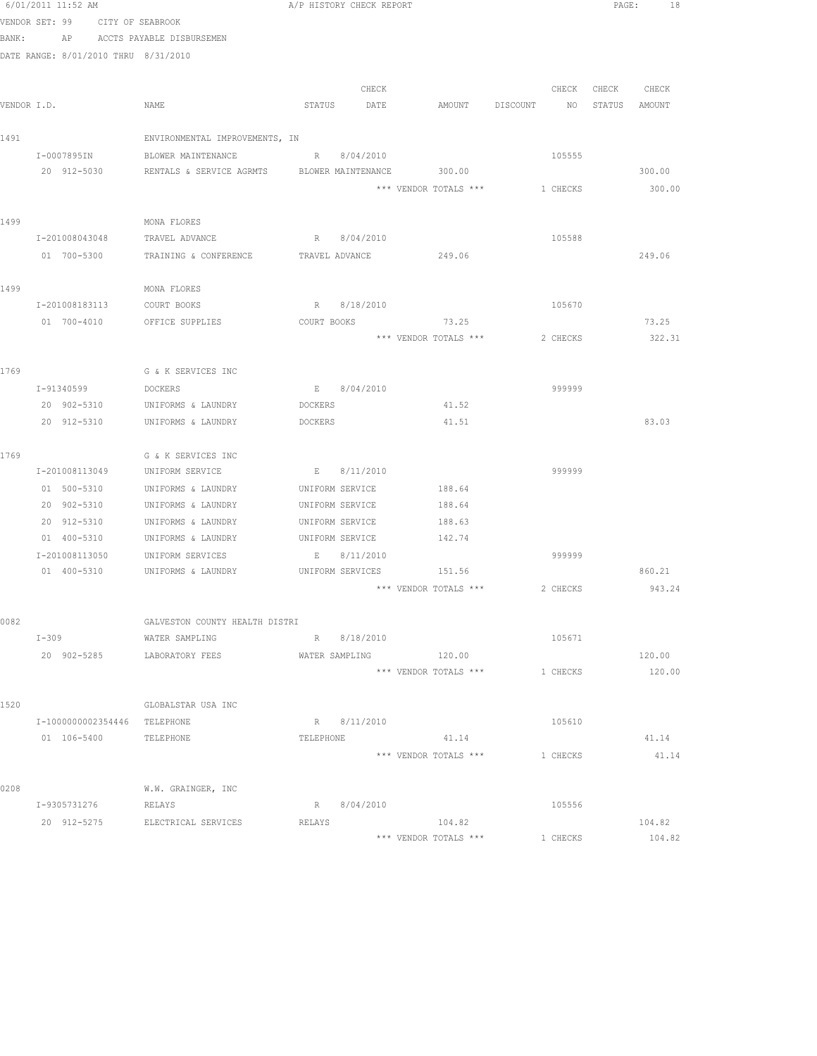6/01/2011 11:52 AM A/P HISTORY CHECK REPORT

VENDOR SET: 99 CITY OF SEABROOK

BANK: AP ACCTS PAYABLE DISBURSEMEN

DATE RANGE: 8/01/2010 THRU 8/31/2010

| VENDOR I.D. | NAME | STATUS | CHECK DATE | AMOUNT | DISCOUNT | CHECK NO | CHECK STATUS | CHECK AMOUNT |
|---|---|---|---|---|---|---|---|---|
| 1491 | ENVIRONMENTAL IMPROVEMENTS, IN | | | | | | | |
| I-0007895IN | BLOWER MAINTENANCE | R | 8/04/2010 | | | 105555 | | |
| 20 912-5030 | RENTALS & SERVICE AGRMTS | BLOWER MAINTENANCE | | 300.00 | | | | 300.00 |
| | | | | *** VENDOR TOTALS *** | | 1 CHECKS | | 300.00 |
| 1499 | MONA FLORES | | | | | | | |
| I-201008043048 | TRAVEL ADVANCE | R | 8/04/2010 | | | 105588 | | |
| 01 700-5300 | TRAINING & CONFERENCE | TRAVEL ADVANCE | | 249.06 | | | | 249.06 |
| 1499 | MONA FLORES | | | | | | | |
| I-201008183113 | COURT BOOKS | R | 8/18/2010 | | | 105670 | | |
| 01 700-4010 | OFFICE SUPPLIES | COURT BOOKS | | 73.25 | | | | 73.25 |
| | | | | *** VENDOR TOTALS *** | | 2 CHECKS | | 322.31 |
| 1769 | G & K SERVICES INC | | | | | | | |
| I-91340599 | DOCKERS | E | 8/04/2010 | | | 999999 | | |
| 20 902-5310 | UNIFORMS & LAUNDRY | DOCKERS | | 41.52 | | | | |
| 20 912-5310 | UNIFORMS & LAUNDRY | DOCKERS | | 41.51 | | | | 83.03 |
| 1769 | G & K SERVICES INC | | | | | | | |
| I-201008113049 | UNIFORM SERVICE | E | 8/11/2010 | | | 999999 | | |
| 01 500-5310 | UNIFORMS & LAUNDRY | UNIFORM SERVICE | | 188.64 | | | | |
| 20 902-5310 | UNIFORMS & LAUNDRY | UNIFORM SERVICE | | 188.64 | | | | |
| 20 912-5310 | UNIFORMS & LAUNDRY | UNIFORM SERVICE | | 188.63 | | | | |
| 01 400-5310 | UNIFORMS & LAUNDRY | UNIFORM SERVICE | | 142.74 | | | | |
| I-201008113050 | UNIFORM SERVICES | E | 8/11/2010 | | | 999999 | | |
| 01 400-5310 | UNIFORMS & LAUNDRY | UNIFORM SERVICES | | 151.56 | | | | 860.21 |
| | | | | *** VENDOR TOTALS *** | | 2 CHECKS | | 943.24 |
| 0082 | GALVESTON COUNTY HEALTH DISTRI | | | | | | | |
| I-309 | WATER SAMPLING | R | 8/18/2010 | | | 105671 | | |
| 20 902-5285 | LABORATORY FEES | WATER SAMPLING | | 120.00 | | | | 120.00 |
| | | | | *** VENDOR TOTALS *** | | 1 CHECKS | | 120.00 |
| 1520 | GLOBALSTAR USA INC | | | | | | | |
| I-1000000002354446 | TELEPHONE | R | 8/11/2010 | | | 105610 | | |
| 01 106-5400 | TELEPHONE | TELEPHONE | | 41.14 | | | | 41.14 |
| | | | | *** VENDOR TOTALS *** | | 1 CHECKS | | 41.14 |
| 0208 | W.W. GRAINGER, INC | | | | | | | |
| I-9305731276 | RELAYS | R | 8/04/2010 | | | 105556 | | |
| 20 912-5275 | ELECTRICAL SERVICES | RELAYS | | 104.82 | | | | 104.82 |
| | | | | *** VENDOR TOTALS *** | | 1 CHECKS | | 104.82 |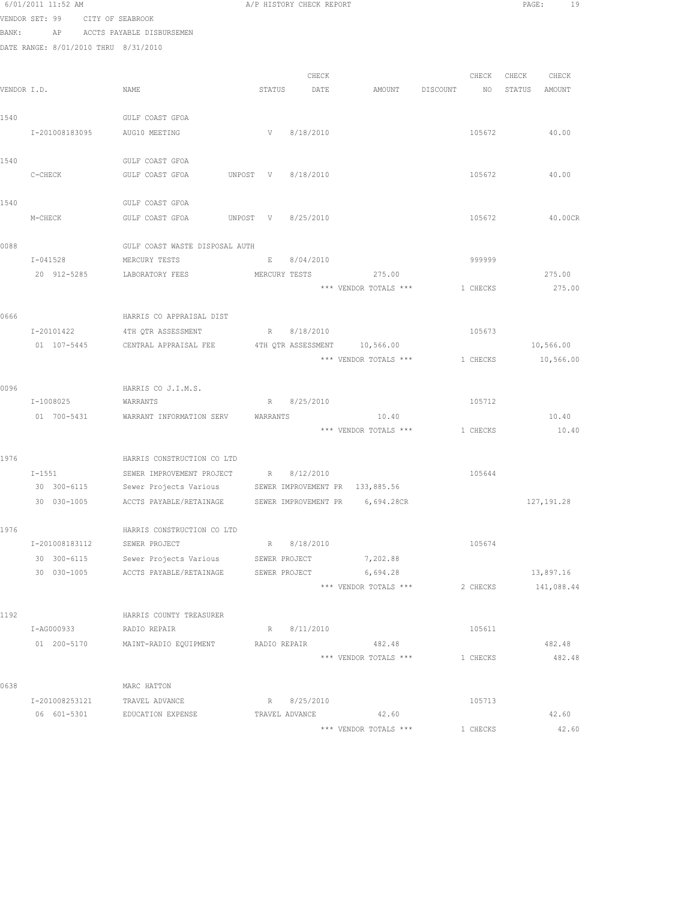6/01/2011 11:52 AM A/P HISTORY CHECK REPORT

VENDOR SET: 99 CITY OF SEABROOK

BANK: AP ACCTS PAYABLE DISBURSEMEN

DATE RANGE: 8/01/2010 THRU 8/31/2010

| VENDOR I.D. | NAME | STATUS | CHECK DATE | AMOUNT | DISCOUNT | CHECK NO | CHECK STATUS | CHECK AMOUNT |
|---|---|---|---|---|---|---|---|---|
| 1540 | GULF COAST GFOA | | | | | | | |
| I-201008183095 | AUG10 MEETING | V | 8/18/2010 | | | 105672 | | 40.00 |
| 1540 | GULF COAST GFOA | | | | | | | |
| C-CHECK | GULF COAST GFOA UNPOST | V | 8/18/2010 | | | 105672 | | 40.00 |
| 1540 | GULF COAST GFOA | | | | | | | |
| M-CHECK | GULF COAST GFOA UNPOST | V | 8/25/2010 | | | 105672 | | 40.00CR |
| 0088 | GULF COAST WASTE DISPOSAL AUTH | | | | | | | |
| I-041528 | MERCURY TESTS | E | 8/04/2010 | | | 999999 | | |
| 20 912-5285 | LABORATORY FEES | MERCURY TESTS | | 275.00 | | | | 275.00 |
| | | | | *** VENDOR TOTALS *** | | 1 CHECKS | | 275.00 |
| 0666 | HARRIS CO APPRAISAL DIST | | | | | | | |
| I-20101422 | 4TH QTR ASSESSMENT | R | 8/18/2010 | | | 105673 | | |
| 01 107-5445 | CENTRAL APPRAISAL FEE | 4TH QTR ASSESSMENT | | 10,566.00 | | | | 10,566.00 |
| | | | | *** VENDOR TOTALS *** | | 1 CHECKS | | 10,566.00 |
| 0096 | HARRIS CO J.I.M.S. | | | | | | | |
| I-1008025 | WARRANTS | R | 8/25/2010 | | | 105712 | | |
| 01 700-5431 | WARRANT INFORMATION SERV | WARRANTS | | 10.40 | | | | 10.40 |
| | | | | *** VENDOR TOTALS *** | | 1 CHECKS | | 10.40 |
| 1976 | HARRIS CONSTRUCTION CO LTD | | | | | | | |
| I-1551 | SEWER IMPROVEMENT PROJECT | R | 8/12/2010 | | | 105644 | | |
| 30 300-6115 | Sewer Projects Various | SEWER IMPROVEMENT PR | | 133,885.56 | | | | |
| 30 030-1005 | ACCTS PAYABLE/RETAINAGE | SEWER IMPROVEMENT PR | | 6,694.28CR | | | | 127,191.28 |
| 1976 | HARRIS CONSTRUCTION CO LTD | | | | | | | |
| I-201008183112 | SEWER PROJECT | R | 8/18/2010 | | | 105674 | | |
| 30 300-6115 | Sewer Projects Various | SEWER PROJECT | | 7,202.88 | | | | |
| 30 030-1005 | ACCTS PAYABLE/RETAINAGE | SEWER PROJECT | | 6,694.28 | | | | 13,897.16 |
| | | | | *** VENDOR TOTALS *** | | 2 CHECKS | | 141,088.44 |
| 1192 | HARRIS COUNTY TREASURER | | | | | | | |
| I-AG000933 | RADIO REPAIR | R | 8/11/2010 | | | 105611 | | |
| 01 200-5170 | MAINT-RADIO EQUIPMENT | RADIO REPAIR | | 482.48 | | | | 482.48 |
| | | | | *** VENDOR TOTALS *** | | 1 CHECKS | | 482.48 |
| 0638 | MARC HATTON | | | | | | | |
| I-201008253121 | TRAVEL ADVANCE | R | 8/25/2010 | | | 105713 | | |
| 06 601-5301 | EDUCATION EXPENSE | TRAVEL ADVANCE | | 42.60 | | | | 42.60 |
| | | | | *** VENDOR TOTALS *** | | 1 CHECKS | | 42.60 |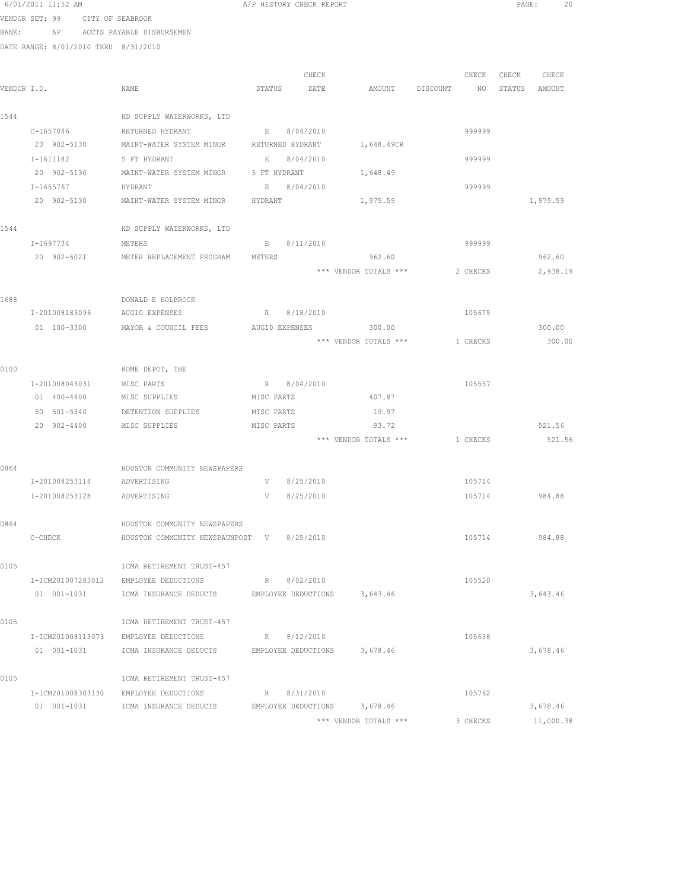6/01/2011 11:52 AM A/P HISTORY CHECK REPORT

VENDOR SET: 99 CITY OF SEABROOK

BANK: AP ACCTS PAYABLE DISBURSEMEN

DATE RANGE: 8/01/2010 THRU 8/31/2010

| VENDOR I.D. | NAME | STATUS | CHECK DATE | AMOUNT | DISCOUNT | CHECK NO | CHECK STATUS | CHECK AMOUNT |
|---|---|---|---|---|---|---|---|---|
| 1544 | HD SUPPLY WATERWORKS, LTD | | | | | | | |
| C-1657046 | RETURNED HYDRANT | E | 8/04/2010 | | | 999999 | | |
| 20 902-5130 | MAINT-WATER SYSTEM MINOR | RETURNED HYDRANT | | 1,648.49CR | | | | |
| I-1611182 | 5 FT HYDRANT | E | 8/04/2010 | | | 999999 | | |
| 20 902-5130 | MAINT-WATER SYSTEM MINOR | 5 FT HYDRANT | | 1,648.49 | | | | |
| I-1655767 | HYDRANT | E | 8/04/2010 | | | 999999 | | |
| 20 902-5130 | MAINT-WATER SYSTEM MINOR | HYDRANT | | 1,975.59 | | | | 1,975.59 |
| 1544 | HD SUPPLY WATERWORKS, LTD | | | | | | | |
| I-1697734 | METERS | E | 8/11/2010 | | | 999999 | | |
| 20 902-6021 | METER REPLACEMENT PROGRAM | METERS | | 962.60 | | | | 962.60 |
| | | | | *** VENDOR TOTALS *** | | 2 CHECKS | | 2,938.19 |
| 1688 | DONALD E HOLBROOK | | | | | | | |
| I-201008183096 | AUG10 EXPENSES | R | 8/18/2010 | | | 105675 | | |
| 01 100-3300 | MAYOR & COUNCIL FEES | AUG10 EXPENSES | | 300.00 | | | | 300.00 |
| | | | | *** VENDOR TOTALS *** | | 1 CHECKS | | 300.00 |
| 0100 | HOME DEPOT, THE | | | | | | | |
| I-201008043031 | MISC PARTS | R | 8/04/2010 | | | 105557 | | |
| 01 400-4400 | MISC SUPPLIES | MISC PARTS | | 407.87 | | | | |
| 50 501-5340 | DETENTION SUPPLIES | MISC PARTS | | 19.97 | | | | |
| 20 902-4400 | MISC SUPPLIES | MISC PARTS | | 93.72 | | | | 521.56 |
| | | | | *** VENDOR TOTALS *** | | 1 CHECKS | | 521.56 |
| 0864 | HOUSTON COMMUNITY NEWSPAPERS | | | | | | | |
| I-201008253114 | ADVERTISING | V | 8/25/2010 | | | 105714 | | |
| I-201008253128 | ADVERTISING | V | 8/25/2010 | | | 105714 | | 984.88 |
| 0864 | HOUSTON COMMUNITY NEWSPAPERS | | | | | | | |
| C-CHECK | HOUSTON COMMUNITY NEWSPAUNPOST | V | 8/25/2010 | | | 105714 | | 984.88 |
| 0105 | ICMA RETIREMENT TRUST-457 | | | | | | | |
| I-ICM201007283012 | EMPLOYEE DEDUCTIONS | R | 8/02/2010 | | | 105520 | | |
| 01 001-1031 | ICMA INSURANCE DEDUCTS | EMPLOYEE DEDUCTIONS | | 3,643.46 | | | | 3,643.46 |
| 0105 | ICMA RETIREMENT TRUST-457 | | | | | | | |
| I-ICM201008113073 | EMPLOYEE DEDUCTIONS | R | 8/12/2010 | | | 105638 | | |
| 01 001-1031 | ICMA INSURANCE DEDUCTS | EMPLOYEE DEDUCTIONS | | 3,678.46 | | | | 3,678.46 |
| 0105 | ICMA RETIREMENT TRUST-457 | | | | | | | |
| I-ICM201008303130 | EMPLOYEE DEDUCTIONS | R | 8/31/2010 | | | 105762 | | |
| 01 001-1031 | ICMA INSURANCE DEDUCTS | EMPLOYEE DEDUCTIONS | | 3,678.46 | | | | 3,678.46 |
| | | | | *** VENDOR TOTALS *** | | 3 CHECKS | | 11,000.38 |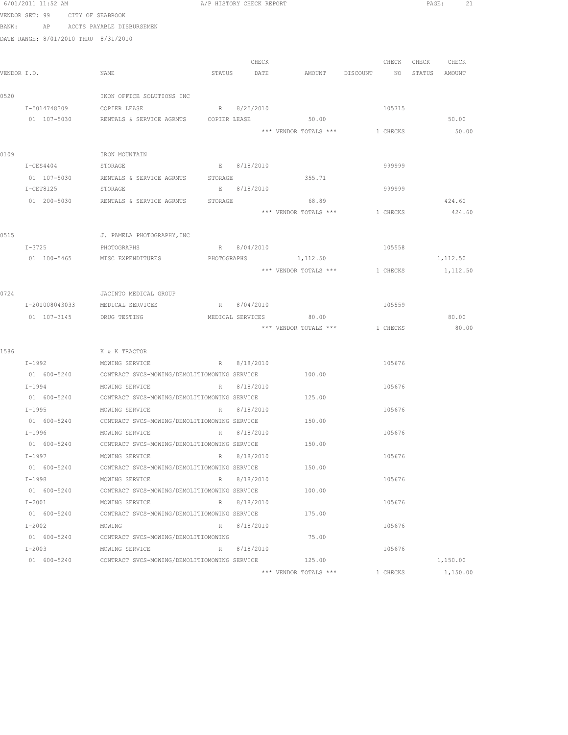6/01/2011 11:52 AM A/P HISTORY CHECK REPORT

VENDOR SET: 99 CITY OF SEABROOK
BANK: AP ACCTS PAYABLE DISBURSEMEN
DATE RANGE: 8/01/2010 THRU 8/31/2010

| VENDOR I.D. | NAME | STATUS | CHECK DATE | AMOUNT | DISCOUNT | CHECK NO | CHECK STATUS | CHECK AMOUNT |
|---|---|---|---|---|---|---|---|---|
| 0520 | IKON OFFICE SOLUTIONS INC | | | | | | | |
| I-5014748309 | COPIER LEASE | R | 8/25/2010 | | | 105715 | | |
| 01 107-5030 | RENTALS & SERVICE AGRMTS | COPIER LEASE | | 50.00 | | | | 50.00 |
| | | | | *** VENDOR TOTALS *** | | 1 CHECKS | | 50.00 |
| 0109 | IRON MOUNTAIN | | | | | | | |
| I-CES4404 | STORAGE | E | 8/18/2010 | | | 999999 | | |
| 01 107-5030 | RENTALS & SERVICE AGRMTS | STORAGE | | 355.71 | | | | |
| I-CET8125 | STORAGE | E | 8/18/2010 | | | 999999 | | |
| 01 200-5030 | RENTALS & SERVICE AGRMTS | STORAGE | | 68.89 | | | | 424.60 |
| | | | | *** VENDOR TOTALS *** | | 1 CHECKS | | 424.60 |
| 0515 | J. PAMELA PHOTOGRAPHY,INC | | | | | | | |
| I-3725 | PHOTOGRAPHS | R | 8/04/2010 | | | 105558 | | |
| 01 100-5465 | MISC EXPENDITURES | PHOTOGRAPHS | | 1,112.50 | | | | 1,112.50 |
| | | | | *** VENDOR TOTALS *** | | 1 CHECKS | | 1,112.50 |
| 0724 | JACINTO MEDICAL GROUP | | | | | | | |
| I-201008043033 | MEDICAL SERVICES | R | 8/04/2010 | | | 105559 | | |
| 01 107-3145 | DRUG TESTING | MEDICAL SERVICES | | 80.00 | | | | 80.00 |
| | | | | *** VENDOR TOTALS *** | | 1 CHECKS | | 80.00 |
| 1586 | K & K TRACTOR | | | | | | | |
| I-1992 | MOWING SERVICE | R | 8/18/2010 | | | 105676 | | |
| 01 600-5240 | CONTRACT SVCS-MOWING/DEMOLITIO | MOWING SERVICE | | 100.00 | | | | |
| I-1994 | MOWING SERVICE | R | 8/18/2010 | | | 105676 | | |
| 01 600-5240 | CONTRACT SVCS-MOWING/DEMOLITIO | MOWING SERVICE | | 125.00 | | | | |
| I-1995 | MOWING SERVICE | R | 8/18/2010 | | | 105676 | | |
| 01 600-5240 | CONTRACT SVCS-MOWING/DEMOLITIO | MOWING SERVICE | | 150.00 | | | | |
| I-1996 | MOWING SERVICE | R | 8/18/2010 | | | 105676 | | |
| 01 600-5240 | CONTRACT SVCS-MOWING/DEMOLITIO | MOWING SERVICE | | 150.00 | | | | |
| I-1997 | MOWING SERVICE | R | 8/18/2010 | | | 105676 | | |
| 01 600-5240 | CONTRACT SVCS-MOWING/DEMOLITIO | MOWING SERVICE | | 150.00 | | | | |
| I-1998 | MOWING SERVICE | R | 8/18/2010 | | | 105676 | | |
| 01 600-5240 | CONTRACT SVCS-MOWING/DEMOLITIO | MOWING SERVICE | | 100.00 | | | | |
| I-2001 | MOWING SERVICE | R | 8/18/2010 | | | 105676 | | |
| 01 600-5240 | CONTRACT SVCS-MOWING/DEMOLITIO | MOWING SERVICE | | 175.00 | | | | |
| I-2002 | MOWING | R | 8/18/2010 | | | 105676 | | |
| 01 600-5240 | CONTRACT SVCS-MOWING/DEMOLITIO | MOWING | | 75.00 | | | | |
| I-2003 | MOWING SERVICE | R | 8/18/2010 | | | 105676 | | |
| 01 600-5240 | CONTRACT SVCS-MOWING/DEMOLITIO | MOWING SERVICE | | 125.00 | | | | 1,150.00 |
| | | | | *** VENDOR TOTALS *** | | 1 CHECKS | | 1,150.00 |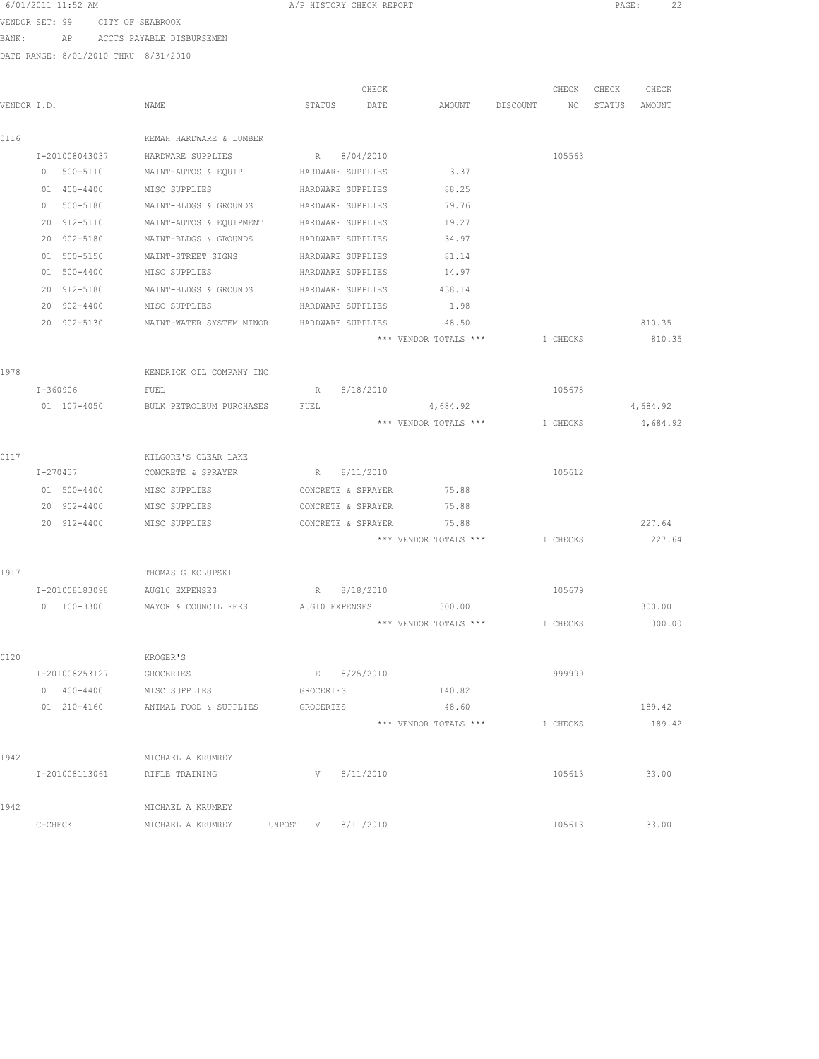6/01/2011 11:52 AM A/P HISTORY CHECK REPORT

VENDOR SET: 99 CITY OF SEABROOK

BANK: AP ACCTS PAYABLE DISBURSEMEN

DATE RANGE: 8/01/2010 THRU 8/31/2010

| VENDOR I.D. | NAME | STATUS | CHECK DATE | AMOUNT | DISCOUNT | CHECK NO | CHECK STATUS | CHECK AMOUNT |
|---|---|---|---|---|---|---|---|---|
| 0116 | KEMAH HARDWARE & LUMBER | | | | | | | |
| I-201008043037 | HARDWARE SUPPLIES | R | 8/04/2010 | | | 105563 | | |
| 01 500-5110 | MAINT-AUTOS & EQUIP | HARDWARE SUPPLIES | | 3.37 | | | | |
| 01 400-4400 | MISC SUPPLIES | HARDWARE SUPPLIES | | 88.25 | | | | |
| 01 500-5180 | MAINT-BLDGS & GROUNDS | HARDWARE SUPPLIES | | 79.76 | | | | |
| 20 912-5110 | MAINT-AUTOS & EQUIPMENT | HARDWARE SUPPLIES | | 19.27 | | | | |
| 20 902-5180 | MAINT-BLDGS & GROUNDS | HARDWARE SUPPLIES | | 34.97 | | | | |
| 01 500-5150 | MAINT-STREET SIGNS | HARDWARE SUPPLIES | | 81.14 | | | | |
| 01 500-4400 | MISC SUPPLIES | HARDWARE SUPPLIES | | 14.97 | | | | |
| 20 912-5180 | MAINT-BLDGS & GROUNDS | HARDWARE SUPPLIES | | 438.14 | | | | |
| 20 902-4400 | MISC SUPPLIES | HARDWARE SUPPLIES | | 1.98 | | | | |
| 20 902-5130 | MAINT-WATER SYSTEM MINOR | HARDWARE SUPPLIES | | 48.50 | | | | 810.35 |
| | | | | *** VENDOR TOTALS *** | | 1 CHECKS | | 810.35 |
| 1978 | KENDRICK OIL COMPANY INC | | | | | | | |
| I-360906 | FUEL | R | 8/18/2010 | | | 105678 | | |
| 01 107-4050 | BULK PETROLEUM PURCHASES | FUEL | | 4,684.92 | | | | 4,684.92 |
| | | | | *** VENDOR TOTALS *** | | 1 CHECKS | | 4,684.92 |
| 0117 | KILGORE'S CLEAR LAKE | | | | | | | |
| I-270437 | CONCRETE & SPRAYER | R | 8/11/2010 | | | 105612 | | |
| 01 500-4400 | MISC SUPPLIES | CONCRETE & SPRAYER | | 75.88 | | | | |
| 20 902-4400 | MISC SUPPLIES | CONCRETE & SPRAYER | | 75.88 | | | | |
| 20 912-4400 | MISC SUPPLIES | CONCRETE & SPRAYER | | 75.88 | | | | 227.64 |
| | | | | *** VENDOR TOTALS *** | | 1 CHECKS | | 227.64 |
| 1917 | THOMAS G KOLUPSKI | | | | | | | |
| I-201008183098 | AUG10 EXPENSES | R | 8/18/2010 | | | 105679 | | |
| 01 100-3300 | MAYOR & COUNCIL FEES | AUG10 EXPENSES | | 300.00 | | | | 300.00 |
| | | | | *** VENDOR TOTALS *** | | 1 CHECKS | | 300.00 |
| 0120 | KROGER'S | | | | | | | |
| I-201008253127 | GROCERIES | E | 8/25/2010 | | | 999999 | | |
| 01 400-4400 | MISC SUPPLIES | GROCERIES | | 140.82 | | | | |
| 01 210-4160 | ANIMAL FOOD & SUPPLIES | GROCERIES | | 48.60 | | | | 189.42 |
| | | | | *** VENDOR TOTALS *** | | 1 CHECKS | | 189.42 |
| 1942 | MICHAEL A KRUMREY | | | | | | | |
| I-201008113061 | RIFLE TRAINING | V | 8/11/2010 | | | 105613 | | 33.00 |
| 1942 | MICHAEL A KRUMREY | | | | | | | |
| C-CHECK | MICHAEL A KRUMREY | UNPOST V | 8/11/2010 | | | 105613 | | 33.00 |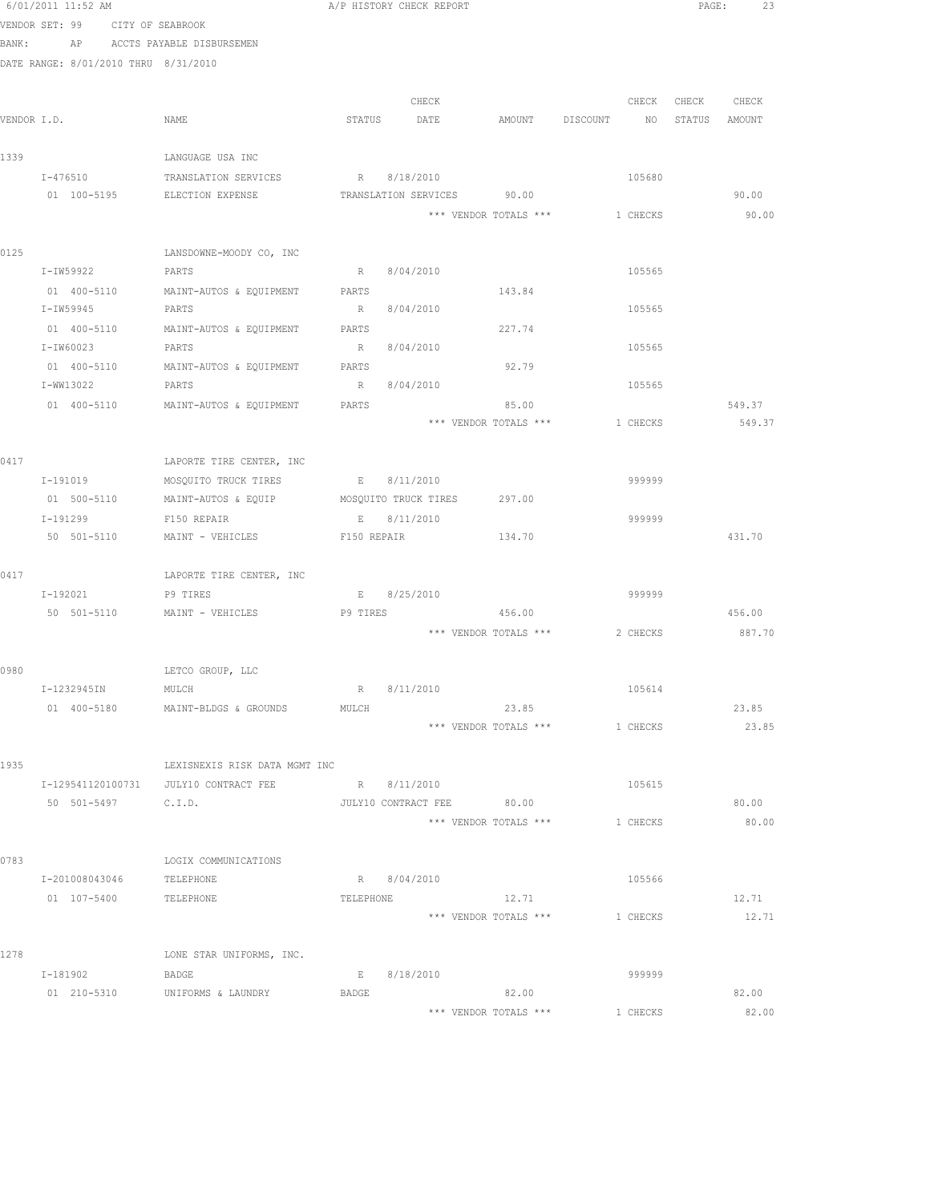6/01/2011 11:52 AM A/P HISTORY CHECK REPORT

VENDOR SET: 99 CITY OF SEABROOK
BANK: AP ACCTS PAYABLE DISBURSEMEN
DATE RANGE: 8/01/2010 THRU 8/31/2010

| VENDOR I.D. | NAME | STATUS | CHECK DATE | AMOUNT | DISCOUNT | CHECK NO | CHECK STATUS | CHECK AMOUNT |
|---|---|---|---|---|---|---|---|---|
| 1339 | LANGUAGE USA INC | | | | | | | |
| I-476510 | TRANSLATION SERVICES | R | 8/18/2010 | | | 105680 | | |
| 01 100-5195 | ELECTION EXPENSE | TRANSLATION SERVICES | | 90.00 | | | | 90.00 |
| | | | *** VENDOR TOTALS *** | | | 1 CHECKS | | 90.00 |
| 0125 | LANSDOWNE-MOODY CO, INC | | | | | | | |
| I-IW59922 | PARTS | R | 8/04/2010 | | | 105565 | | |
| 01 400-5110 | MAINT-AUTOS & EQUIPMENT | PARTS | | 143.84 | | | | |
| I-IW59945 | PARTS | R | 8/04/2010 | | | 105565 | | |
| 01 400-5110 | MAINT-AUTOS & EQUIPMENT | PARTS | | 227.74 | | | | |
| I-IW60023 | PARTS | R | 8/04/2010 | | | 105565 | | |
| 01 400-5110 | MAINT-AUTOS & EQUIPMENT | PARTS | | 92.79 | | | | |
| I-WW13022 | PARTS | R | 8/04/2010 | | | 105565 | | |
| 01 400-5110 | MAINT-AUTOS & EQUIPMENT | PARTS | | 85.00 | | | | 549.37 |
| | | | *** VENDOR TOTALS *** | | | 1 CHECKS | | 549.37 |
| 0417 | LAPORTE TIRE CENTER, INC | | | | | | | |
| I-191019 | MOSQUITO TRUCK TIRES | E | 8/11/2010 | | | 999999 | | |
| 01 500-5110 | MAINT-AUTOS & EQUIP | MOSQUITO TRUCK TIRES | | 297.00 | | | | |
| I-191299 | F150 REPAIR | E | 8/11/2010 | | | 999999 | | |
| 50 501-5110 | MAINT - VEHICLES | F150 REPAIR | | 134.70 | | | | 431.70 |
| 0417 | LAPORTE TIRE CENTER, INC | | | | | | | |
| I-192021 | P9 TIRES | E | 8/25/2010 | | | 999999 | | |
| 50 501-5110 | MAINT - VEHICLES | P9 TIRES | | 456.00 | | | | 456.00 |
| | | | *** VENDOR TOTALS *** | | | 2 CHECKS | | 887.70 |
| 0980 | LETCO GROUP, LLC | | | | | | | |
| I-1232945IN | MULCH | R | 8/11/2010 | | | 105614 | | |
| 01 400-5180 | MAINT-BLDGS & GROUNDS | MULCH | | 23.85 | | | | 23.85 |
| | | | *** VENDOR TOTALS *** | | | 1 CHECKS | | 23.85 |
| 1935 | LEXISNEXIS RISK DATA MGMT INC | | | | | | | |
| I-129541120100731 | JULY10 CONTRACT FEE | R | 8/11/2010 | | | 105615 | | |
| 50 501-5497 | C.I.D. | JULY10 CONTRACT FEE | | 80.00 | | | | 80.00 |
| | | | *** VENDOR TOTALS *** | | | 1 CHECKS | | 80.00 |
| 0783 | LOGIX COMMUNICATIONS | | | | | | | |
| I-201008043046 | TELEPHONE | R | 8/04/2010 | | | 105566 | | |
| 01 107-5400 | TELEPHONE | TELEPHONE | | 12.71 | | | | 12.71 |
| | | | *** VENDOR TOTALS *** | | | 1 CHECKS | | 12.71 |
| 1278 | LONE STAR UNIFORMS, INC. | | | | | | | |
| I-181902 | BADGE | E | 8/18/2010 | | | 999999 | | |
| 01 210-5310 | UNIFORMS & LAUNDRY | BADGE | | 82.00 | | | | 82.00 |
| | | | *** VENDOR TOTALS *** | | | 1 CHECKS | | 82.00 |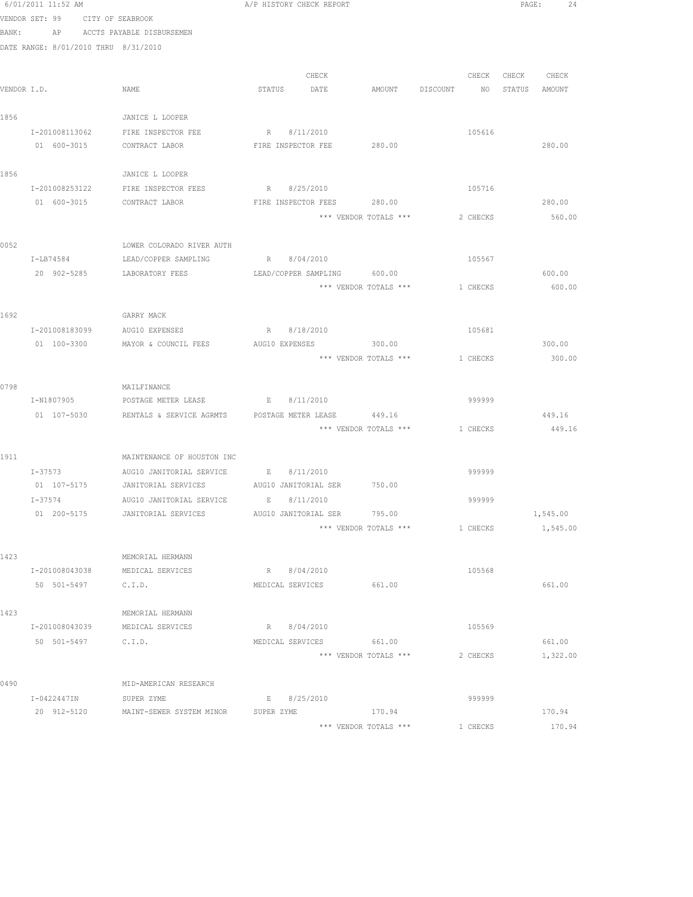6/01/2011 11:52 AM A/P HISTORY CHECK REPORT

VENDOR SET: 99 CITY OF SEABROOK

BANK: AP ACCTS PAYABLE DISBURSEMEN

DATE RANGE: 8/01/2010 THRU 8/31/2010

| VENDOR I.D. | NAME | STATUS | CHECK DATE | AMOUNT | DISCOUNT | CHECK NO | CHECK STATUS | CHECK AMOUNT |
|---|---|---|---|---|---|---|---|---|
| 1856 | JANICE L LOOPER | | | | | | | |
| I-201008113062 | FIRE INSPECTOR FEE | R | 8/11/2010 | | | 105616 | | |
| 01 600-3015 | CONTRACT LABOR | FIRE INSPECTOR FEE | | 280.00 | | | | 280.00 |
| 1856 | JANICE L LOOPER | | | | | | | |
| I-201008253122 | FIRE INSPECTOR FEES | R | 8/25/2010 | | | 105716 | | |
| 01 600-3015 | CONTRACT LABOR | FIRE INSPECTOR FEES | | 280.00 | | | | 280.00 |
| | | | | *** VENDOR TOTALS *** | | 2 CHECKS | | 560.00 |
| 0052 | LOWER COLORADO RIVER AUTH | | | | | | | |
| I-LB74584 | LEAD/COPPER SAMPLING | R | 8/04/2010 | | | 105567 | | |
| 20 902-5285 | LABORATORY FEES | LEAD/COPPER SAMPLING | | 600.00 | | | | 600.00 |
| | | | | *** VENDOR TOTALS *** | | 1 CHECKS | | 600.00 |
| 1692 | GARRY MACK | | | | | | | |
| I-201008183099 | AUG10 EXPENSES | R | 8/18/2010 | | | 105681 | | |
| 01 100-3300 | MAYOR & COUNCIL FEES | AUG10 EXPENSES | | 300.00 | | | | 300.00 |
| | | | | *** VENDOR TOTALS *** | | 1 CHECKS | | 300.00 |
| 0798 | MAILFINANCE | | | | | | | |
| I-N1807905 | POSTAGE METER LEASE | E | 8/11/2010 | | | 999999 | | |
| 01 107-5030 | RENTALS & SERVICE AGRMTS | POSTAGE METER LEASE | | 449.16 | | | | 449.16 |
| | | | | *** VENDOR TOTALS *** | | 1 CHECKS | | 449.16 |
| 1911 | MAINTENANCE OF HOUSTON INC | | | | | | | |
| I-37573 | AUG10 JANITORIAL SERVICE | E | 8/11/2010 | | | 999999 | | |
| 01 107-5175 | JANITORIAL SERVICES | AUG10 JANITORIAL SER | | 750.00 | | | | |
| I-37574 | AUG10 JANITORIAL SERVICE | E | 8/11/2010 | | | 999999 | | |
| 01 200-5175 | JANITORIAL SERVICES | AUG10 JANITORIAL SER | | 795.00 | | | | 1,545.00 |
| | | | | *** VENDOR TOTALS *** | | 1 CHECKS | | 1,545.00 |
| 1423 | MEMORIAL HERMANN | | | | | | | |
| I-201008043038 | MEDICAL SERVICES | R | 8/04/2010 | | | 105568 | | |
| 50 501-5497 | C.I.D. | MEDICAL SERVICES | | 661.00 | | | | 661.00 |
| 1423 | MEMORIAL HERMANN | | | | | | | |
| I-201008043039 | MEDICAL SERVICES | R | 8/04/2010 | | | 105569 | | |
| 50 501-5497 | C.I.D. | MEDICAL SERVICES | | 661.00 | | | | 661.00 |
| | | | | *** VENDOR TOTALS *** | | 2 CHECKS | | 1,322.00 |
| 0490 | MID-AMERICAN RESEARCH | | | | | | | |
| I-0422447IN | SUPER ZYME | E | 8/25/2010 | | | 999999 | | |
| 20 912-5120 | MAINT-SEWER SYSTEM MINOR | SUPER ZYME | | 170.94 | | | | 170.94 |
| | | | | *** VENDOR TOTALS *** | | 1 CHECKS | | 170.94 |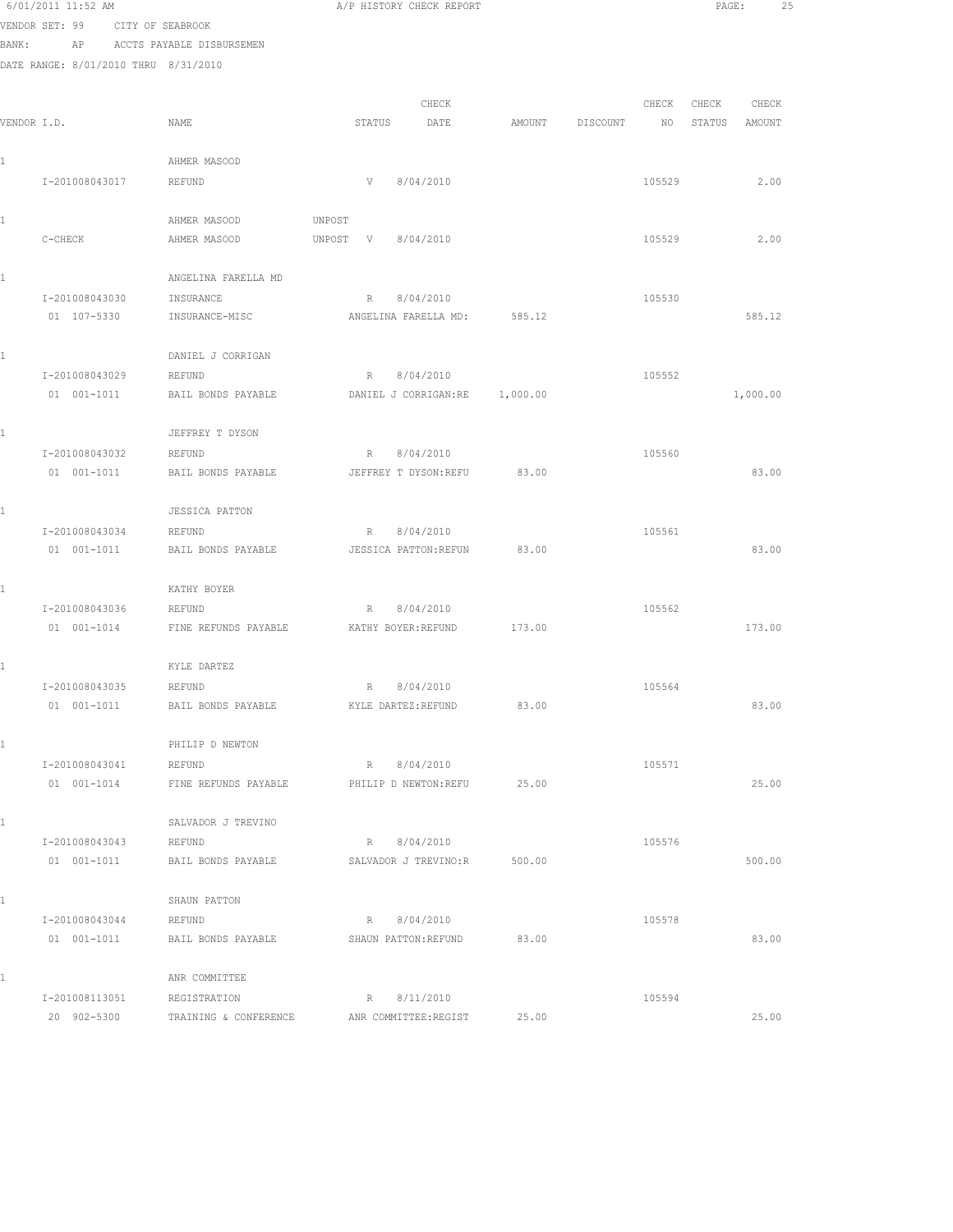6/01/2011 11:52 AM A/P HISTORY CHECK REPORT

VENDOR SET: 99 CITY OF SEABROOK

BANK: AP ACCTS PAYABLE DISBURSEMEN

DATE RANGE: 8/01/2010 THRU 8/31/2010

| VENDOR I.D. | NAME | STATUS | CHECK DATE | AMOUNT | DISCOUNT | CHECK NO | CHECK STATUS | CHECK AMOUNT |
|---|---|---|---|---|---|---|---|---|
| 1 | AHMER MASOOD | | | | | | | |
| I-201008043017 | REFUND | V | 8/04/2010 | | | 105529 | | 2.00 |
| 1 | AHMER MASOOD | UNPOST | | | | | | |
| C-CHECK | AHMER MASOOD | UNPOST V | 8/04/2010 | | | 105529 | | 2.00 |
| 1 | ANGELINA FARELLA MD | | | | | | | |
| I-201008043030 | INSURANCE | R | 8/04/2010 | | | 105530 | | |
| 01 107-5330 | INSURANCE-MISC | ANGELINA FARELLA MD: | | 585.12 | | | | 585.12 |
| 1 | DANIEL J CORRIGAN | | | | | | | |
| I-201008043029 | REFUND | R | 8/04/2010 | | | 105552 | | |
| 01 001-1011 | BAIL BONDS PAYABLE | DANIEL J CORRIGAN:RE | | 1,000.00 | | | | 1,000.00 |
| 1 | JEFFREY T DYSON | | | | | | | |
| I-201008043032 | REFUND | R | 8/04/2010 | | | 105560 | | |
| 01 001-1011 | BAIL BONDS PAYABLE | JEFFREY T DYSON:REFU | | 83.00 | | | | 83.00 |
| 1 | JESSICA PATTON | | | | | | | |
| I-201008043034 | REFUND | R | 8/04/2010 | | | 105561 | | |
| 01 001-1011 | BAIL BONDS PAYABLE | JESSICA PATTON:REFUN | | 83.00 | | | | 83.00 |
| 1 | KATHY BOYER | | | | | | | |
| I-201008043036 | REFUND | R | 8/04/2010 | | | 105562 | | |
| 01 001-1014 | FINE REFUNDS PAYABLE | KATHY BOYER:REFUND | | 173.00 | | | | 173.00 |
| 1 | KYLE DARTEZ | | | | | | | |
| I-201008043035 | REFUND | R | 8/04/2010 | | | 105564 | | |
| 01 001-1011 | BAIL BONDS PAYABLE | KYLE DARTEZ:REFUND | | 83.00 | | | | 83.00 |
| 1 | PHILIP D NEWTON | | | | | | | |
| I-201008043041 | REFUND | R | 8/04/2010 | | | 105571 | | |
| 01 001-1014 | FINE REFUNDS PAYABLE | PHILIP D NEWTON:REFU | | 25.00 | | | | 25.00 |
| 1 | SALVADOR J TREVINO | | | | | | | |
| I-201008043043 | REFUND | R | 8/04/2010 | | | 105576 | | |
| 01 001-1011 | BAIL BONDS PAYABLE | SALVADOR J TREVINO:R | | 500.00 | | | | 500.00 |
| 1 | SHAUN PATTON | | | | | | | |
| I-201008043044 | REFUND | R | 8/04/2010 | | | 105578 | | |
| 01 001-1011 | BAIL BONDS PAYABLE | SHAUN PATTON:REFUND | | 83.00 | | | | 83.00 |
| 1 | ANR COMMITTEE | | | | | | | |
| I-201008113051 | REGISTRATION | R | 8/11/2010 | | | 105594 | | |
| 20 902-5300 | TRAINING & CONFERENCE | ANR COMMITTEE:REGIST | | 25.00 | | | | 25.00 |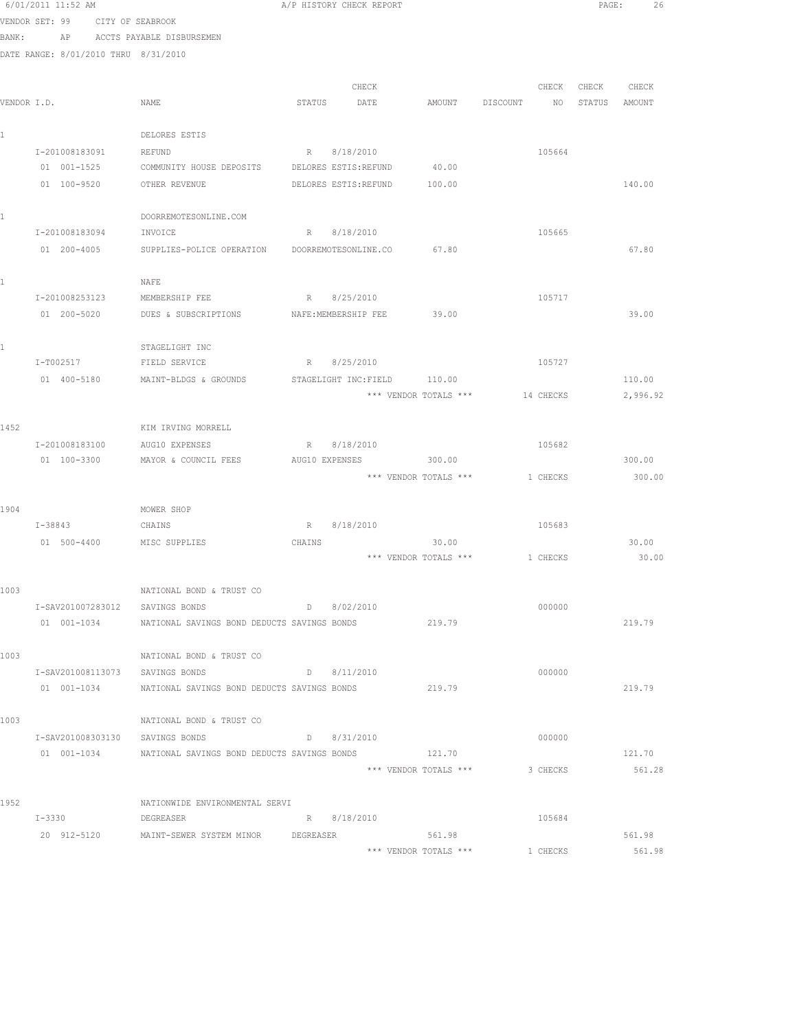6/01/2011 11:52 AM A/P HISTORY CHECK REPORT

VENDOR SET: 99 CITY OF SEABROOK
BANK: AP ACCTS PAYABLE DISBURSEMEN
DATE RANGE: 8/01/2010 THRU 8/31/2010

| VENDOR I.D. | NAME | STATUS | CHECK DATE | AMOUNT | DISCOUNT | CHECK NO | CHECK STATUS | CHECK AMOUNT |
|---|---|---|---|---|---|---|---|---|
| 1 | DELORES ESTIS | | | | | | | |
| I-201008183091 | REFUND | R | 8/18/2010 | | | 105664 | | |
| 01 001-1525 | COMMUNITY HOUSE DEPOSITS | DELORES ESTIS:REFUND | | 40.00 | | | | |
| 01 100-9520 | OTHER REVENUE | DELORES ESTIS:REFUND | | 100.00 | | | | 140.00 |
| 1 | DOORREMOTESONLINE.COM | | | | | | | |
| I-201008183094 | INVOICE | R | 8/18/2010 | | | 105665 | | |
| 01 200-4005 | SUPPLIES-POLICE OPERATION | DOORREMOTESONLINE.CO | | 67.80 | | | | 67.80 |
| 1 | NAFE | | | | | | | |
| I-201008253123 | MEMBERSHIP FEE | R | 8/25/2010 | | | 105717 | | |
| 01 200-5020 | DUES & SUBSCRIPTIONS | NAFE:MEMBERSHIP FEE | | 39.00 | | | | 39.00 |
| 1 | STAGELIGHT INC | | | | | | | |
| I-T002517 | FIELD SERVICE | R | 8/25/2010 | | | 105727 | | |
| 01 400-5180 | MAINT-BLDGS & GROUNDS | STAGELIGHT INC:FIELD | | 110.00 | | | | 110.00 |
| | | | | *** VENDOR TOTALS *** | | 14 CHECKS | | 2,996.92 |
| 1452 | KIM IRVING MORRELL | | | | | | | |
| I-201008183100 | AUG10 EXPENSES | R | 8/18/2010 | | | 105682 | | |
| 01 100-3300 | MAYOR & COUNCIL FEES | AUG10 EXPENSES | | 300.00 | | | | 300.00 |
| | | | | *** VENDOR TOTALS *** | | 1 CHECKS | | 300.00 |
| 1904 | MOWER SHOP | | | | | | | |
| I-38843 | CHAINS | R | 8/18/2010 | | | 105683 | | |
| 01 500-4400 | MISC SUPPLIES | CHAINS | | 30.00 | | | | 30.00 |
| | | | | *** VENDOR TOTALS *** | | 1 CHECKS | | 30.00 |
| 1003 | NATIONAL BOND & TRUST CO | | | | | | | |
| I-SAV201007283012 | SAVINGS BONDS | D | 8/02/2010 | | | 000000 | | |
| 01 001-1034 | NATIONAL SAVINGS BOND DEDUCTS | SAVINGS BONDS | | 219.79 | | | | 219.79 |
| 1003 | NATIONAL BOND & TRUST CO | | | | | | | |
| I-SAV201008113073 | SAVINGS BONDS | D | 8/11/2010 | | | 000000 | | |
| 01 001-1034 | NATIONAL SAVINGS BOND DEDUCTS | SAVINGS BONDS | | 219.79 | | | | 219.79 |
| 1003 | NATIONAL BOND & TRUST CO | | | | | | | |
| I-SAV201008303130 | SAVINGS BONDS | D | 8/31/2010 | | | 000000 | | |
| 01 001-1034 | NATIONAL SAVINGS BOND DEDUCTS | SAVINGS BONDS | | 121.70 | | | | 121.70 |
| | | | | *** VENDOR TOTALS *** | | 3 CHECKS | | 561.28 |
| 1952 | NATIONWIDE ENVIRONMENTAL SERVI | | | | | | | |
| I-3330 | DEGREASER | R | 8/18/2010 | | | 105684 | | |
| 20 912-5120 | MAINT-SEWER SYSTEM MINOR | DEGREASER | | 561.98 | | | | 561.98 |
| | | | | *** VENDOR TOTALS *** | | 1 CHECKS | | 561.98 |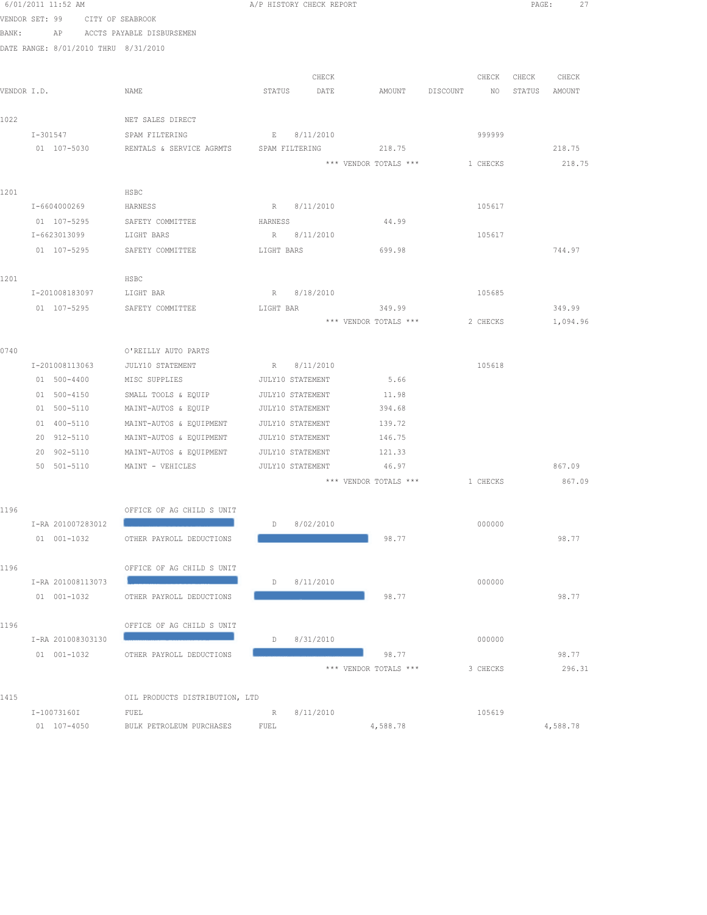VENDOR SET: 99 CITY OF SEABROOK
BANK: AP ACCTS PAYABLE DISBURSEMEN
DATE RANGE: 8/01/2010 THRU 8/31/2010

| VENDOR I.D. | NAME | STATUS | CHECK DATE | AMOUNT | DISCOUNT | CHECK NO | CHECK STATUS | CHECK AMOUNT |
|---|---|---|---|---|---|---|---|---|
| 1022 | NET SALES DIRECT | | | | | | | |
| I-301547 | SPAM FILTERING | E | 8/11/2010 | | | 999999 | | |
| 01 107-5030 | RENTALS & SERVICE AGRMTS | SPAM FILTERING | | 218.75 | | | | 218.75 |
| | | | *** VENDOR TOTALS *** | | | 1 CHECKS | | 218.75 |
| 1201 | HSBC | | | | | | | |
| I-6604000269 | HARNESS | R | 8/11/2010 | | | 105617 | | |
| 01 107-5295 | SAFETY COMMITTEE | HARNESS | | 44.99 | | | | |
| I-6623013099 | LIGHT BARS | R | 8/11/2010 | | | 105617 | | |
| 01 107-5295 | SAFETY COMMITTEE | LIGHT BARS | | 699.98 | | | | 744.97 |
| 1201 | HSBC | | | | | | | |
| I-201008183097 | LIGHT BAR | R | 8/18/2010 | | | 105685 | | |
| 01 107-5295 | SAFETY COMMITTEE | LIGHT BAR | | 349.99 | | | | 349.99 |
| | | | *** VENDOR TOTALS *** | | | 2 CHECKS | | 1,094.96 |
| 0740 | O'REILLY AUTO PARTS | | | | | | | |
| I-201008113063 | JULY10 STATEMENT | R | 8/11/2010 | | | 105618 | | |
| 01 500-4400 | MISC SUPPLIES | JULY10 STATEMENT | | 5.66 | | | | |
| 01 500-4150 | SMALL TOOLS & EQUIP | JULY10 STATEMENT | | 11.98 | | | | |
| 01 500-5110 | MAINT-AUTOS & EQUIP | JULY10 STATEMENT | | 394.68 | | | | |
| 01 400-5110 | MAINT-AUTOS & EQUIPMENT | JULY10 STATEMENT | | 139.72 | | | | |
| 20 912-5110 | MAINT-AUTOS & EQUIPMENT | JULY10 STATEMENT | | 146.75 | | | | |
| 20 902-5110 | MAINT-AUTOS & EQUIPMENT | JULY10 STATEMENT | | 121.33 | | | | |
| 50 501-5110 | MAINT - VEHICLES | JULY10 STATEMENT | | 46.97 | | | | 867.09 |
| | | | *** VENDOR TOTALS *** | | | 1 CHECKS | | 867.09 |
| 1196 | OFFICE OF AG CHILD S UNIT | | | | | | | |
| I-RA 201007283012 | [REDACTED] | D | 8/02/2010 | | | 000000 | | |
| 01 001-1032 | OTHER PAYROLL DEDUCTIONS | [REDACTED] | | 98.77 | | | | 98.77 |
| 1196 | OFFICE OF AG CHILD S UNIT | | | | | | | |
| I-RA 201008113073 | [REDACTED] | D | 8/11/2010 | | | 000000 | | |
| 01 001-1032 | OTHER PAYROLL DEDUCTIONS | [REDACTED] | | 98.77 | | | | 98.77 |
| 1196 | OFFICE OF AG CHILD S UNIT | | | | | | | |
| I-RA 201008303130 | [REDACTED] | D | 8/31/2010 | | | 000000 | | |
| 01 001-1032 | OTHER PAYROLL DEDUCTIONS | [REDACTED] | | 98.77 | | | | 98.77 |
| | | | *** VENDOR TOTALS *** | | | 3 CHECKS | | 296.31 |
| 1415 | OIL PRODUCTS DISTRIBUTION, LTD | | | | | | | |
| I-10073160I | FUEL | R | 8/11/2010 | | | 105619 | | |
| 01 107-4050 | BULK PETROLEUM PURCHASES | FUEL | | 4,588.78 | | | | 4,588.78 |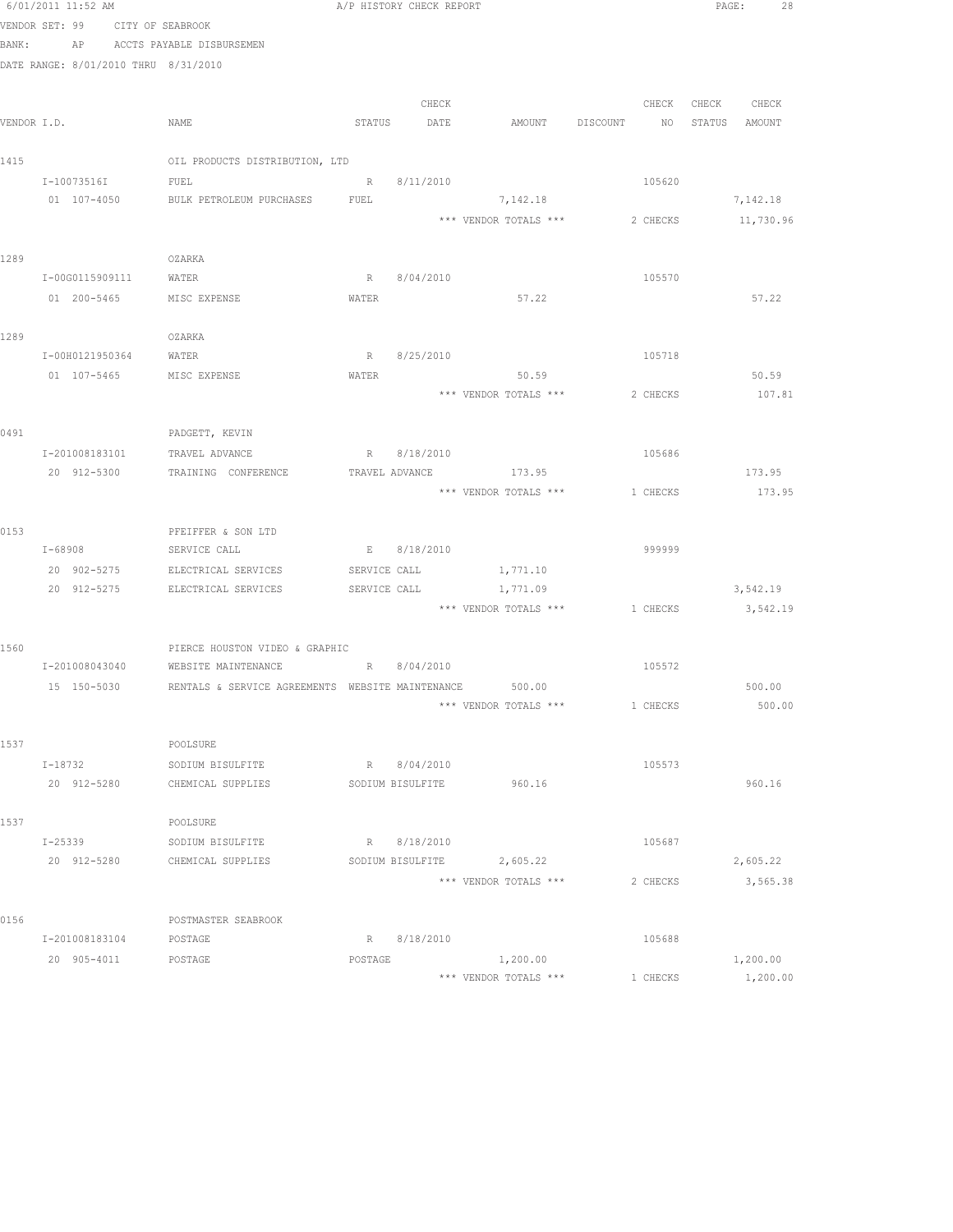6/01/2011 11:52 AM A/P HISTORY CHECK REPORT

VENDOR SET: 99 CITY OF SEABROOK
BANK: AP ACCTS PAYABLE DISBURSEMEN
DATE RANGE: 8/01/2010 THRU 8/31/2010

| VENDOR I.D. | NAME | STATUS | CHECK DATE | AMOUNT | DISCOUNT | CHECK NO | CHECK STATUS | CHECK AMOUNT |
|---|---|---|---|---|---|---|---|---|
| 1415 | OIL PRODUCTS DISTRIBUTION, LTD | | | | | | | |
| I-10073516I | FUEL | R | 8/11/2010 | | | 105620 | | |
| 01 107-4050 | BULK PETROLEUM PURCHASES | FUEL | | 7,142.18 | | | | 7,142.18 |
| | | | | *** VENDOR TOTALS *** | | 2 CHECKS | | 11,730.96 |
| 1289 | OZARKA | | | | | | | |
| I-00G0115909111 | WATER | R | 8/04/2010 | | | 105570 | | |
| 01 200-5465 | MISC EXPENSE | WATER | | 57.22 | | | | 57.22 |
| 1289 | OZARKA | | | | | | | |
| I-00H0121950364 | WATER | R | 8/25/2010 | | | 105718 | | |
| 01 107-5465 | MISC EXPENSE | WATER | | 50.59 | | | | 50.59 |
| | | | | *** VENDOR TOTALS *** | | 2 CHECKS | | 107.81 |
| 0491 | PADGETT, KEVIN | | | | | | | |
| I-201008183101 | TRAVEL ADVANCE | R | 8/18/2010 | | | 105686 | | |
| 20 912-5300 | TRAINING CONFERENCE | TRAVEL ADVANCE | | 173.95 | | | | 173.95 |
| | | | | *** VENDOR TOTALS *** | | 1 CHECKS | | 173.95 |
| 0153 | PFEIFFER & SON LTD | | | | | | | |
| I-68908 | SERVICE CALL | E | 8/18/2010 | | | 999999 | | |
| 20 902-5275 | ELECTRICAL SERVICES | SERVICE CALL | | 1,771.10 | | | | |
| 20 912-5275 | ELECTRICAL SERVICES | SERVICE CALL | | 1,771.09 | | | | 3,542.19 |
| | | | | *** VENDOR TOTALS *** | | 1 CHECKS | | 3,542.19 |
| 1560 | PIERCE HOUSTON VIDEO & GRAPHIC | | | | | | | |
| I-201008043040 | WEBSITE MAINTENANCE | R | 8/04/2010 | | | 105572 | | |
| 15 150-5030 | RENTALS & SERVICE AGREEMENTS | WEBSITE MAINTENANCE | | 500.00 | | | | 500.00 |
| | | | | *** VENDOR TOTALS *** | | 1 CHECKS | | 500.00 |
| 1537 | POOLSURE | | | | | | | |
| I-18732 | SODIUM BISULFITE | R | 8/04/2010 | | | 105573 | | |
| 20 912-5280 | CHEMICAL SUPPLIES | SODIUM BISULFITE | | 960.16 | | | | 960.16 |
| 1537 | POOLSURE | | | | | | | |
| I-25339 | SODIUM BISULFITE | R | 8/18/2010 | | | 105687 | | |
| 20 912-5280 | CHEMICAL SUPPLIES | SODIUM BISULFITE | | 2,605.22 | | | | 2,605.22 |
| | | | | *** VENDOR TOTALS *** | | 2 CHECKS | | 3,565.38 |
| 0156 | POSTMASTER SEABROOK | | | | | | | |
| I-201008183104 | POSTAGE | R | 8/18/2010 | | | 105688 | | |
| 20 905-4011 | POSTAGE | POSTAGE | | 1,200.00 | | | | 1,200.00 |
| | | | | *** VENDOR TOTALS *** | | 1 CHECKS | | 1,200.00 |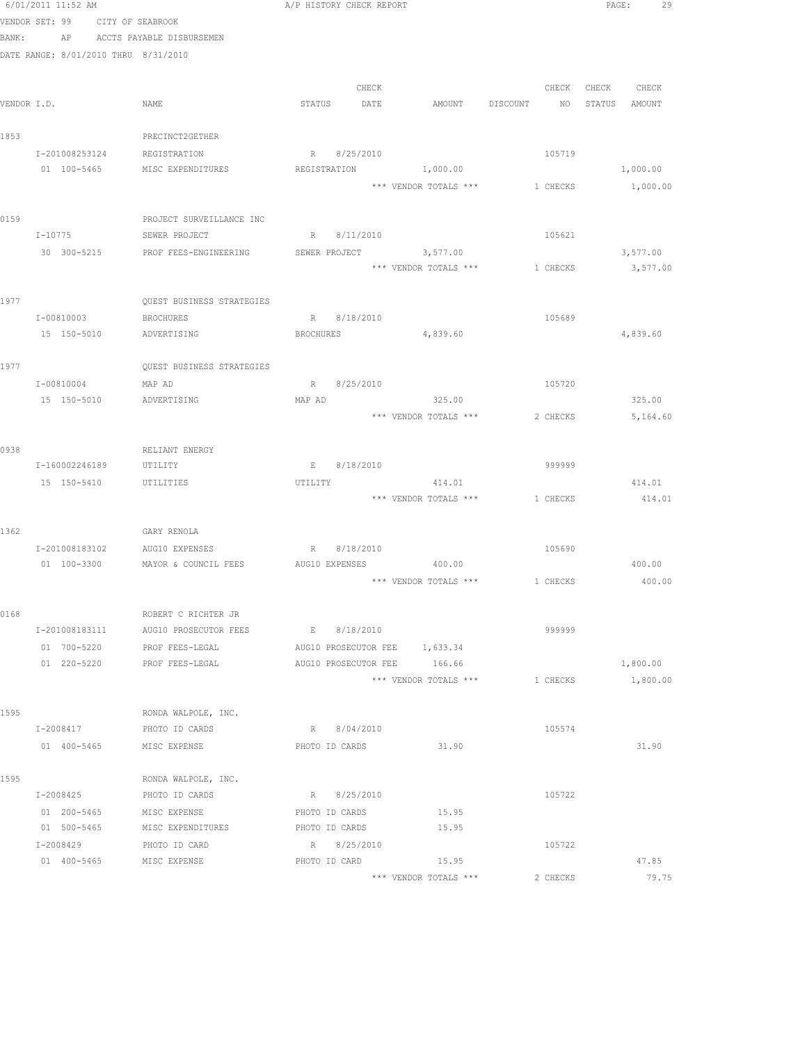6/01/2011 11:52 AM A/P HISTORY CHECK REPORT

VENDOR SET: 99 CITY OF SEABROOK
BANK: AP ACCTS PAYABLE DISBURSEMEN
DATE RANGE: 8/01/2010 THRU 8/31/2010

| VENDOR I.D. | NAME | STATUS | CHECK DATE | AMOUNT | DISCOUNT | CHECK NO | CHECK STATUS | CHECK AMOUNT |
|---|---|---|---|---|---|---|---|---|
| 1853 | PRECINCT2GETHER | | | | | | | |
| I-201008253124 | REGISTRATION | R | 8/25/2010 | | | 105719 | | |
| 01 100-5465 | MISC EXPENDITURES | REGISTRATION | | 1,000.00 | | | | 1,000.00 |
| | | | | *** VENDOR TOTALS *** | | 1 CHECKS | | 1,000.00 |
| 0159 | PROJECT SURVEILLANCE INC | | | | | | | |
| I-10775 | SEWER PROJECT | R | 8/11/2010 | | | 105621 | | |
| 30 300-5215 | PROF FEES-ENGINEERING | SEWER PROJECT | | 3,577.00 | | | | 3,577.00 |
| | | | | *** VENDOR TOTALS *** | | 1 CHECKS | | 3,577.00 |
| 1977 | QUEST BUSINESS STRATEGIES | | | | | | | |
| I-00810003 | BROCHURES | R | 8/18/2010 | | | 105689 | | |
| 15 150-5010 | ADVERTISING | BROCHURES | | 4,839.60 | | | | 4,839.60 |
| 1977 | QUEST BUSINESS STRATEGIES | | | | | | | |
| I-00810004 | MAP AD | R | 8/25/2010 | | | 105720 | | |
| 15 150-5010 | ADVERTISING | MAP AD | | 325.00 | | | | 325.00 |
| | | | | *** VENDOR TOTALS *** | | 2 CHECKS | | 5,164.60 |
| 0938 | RELIANT ENERGY | | | | | | | |
| I-160002246189 | UTILITY | E | 8/18/2010 | | | 999999 | | |
| 15 150-5410 | UTILITIES | UTILITY | | 414.01 | | | | 414.01 |
| | | | | *** VENDOR TOTALS *** | | 1 CHECKS | | 414.01 |
| 1362 | GARY RENOLA | | | | | | | |
| I-201008183102 | AUG10 EXPENSES | R | 8/18/2010 | | | 105690 | | |
| 01 100-3300 | MAYOR & COUNCIL FEES | AUG10 EXPENSES | | 400.00 | | | | 400.00 |
| | | | | *** VENDOR TOTALS *** | | 1 CHECKS | | 400.00 |
| 0168 | ROBERT C RICHTER JR | | | | | | | |
| I-201008183111 | AUG10 PROSECUTOR FEES | E | 8/18/2010 | | | 999999 | | |
| 01 700-5220 | PROF FEES-LEGAL | AUG10 PROSECUTOR FEE | | 1,633.34 | | | | |
| 01 220-5220 | PROF FEES-LEGAL | AUG10 PROSECUTOR FEE | | 166.66 | | | | 1,800.00 |
| | | | | *** VENDOR TOTALS *** | | 1 CHECKS | | 1,800.00 |
| 1595 | RONDA WALPOLE, INC. | | | | | | | |
| I-2008417 | PHOTO ID CARDS | R | 8/04/2010 | | | 105574 | | |
| 01 400-5465 | MISC EXPENSE | PHOTO ID CARDS | | 31.90 | | | | 31.90 |
| 1595 | RONDA WALPOLE, INC. | | | | | | | |
| I-2008425 | PHOTO ID CARDS | R | 8/25/2010 | | | 105722 | | |
| 01 200-5465 | MISC EXPENSE | PHOTO ID CARDS | | 15.95 | | | | |
| 01 500-5465 | MISC EXPENDITURES | PHOTO ID CARDS | | 15.95 | | | | |
| I-2008429 | PHOTO ID CARD | R | 8/25/2010 | | | 105722 | | |
| 01 400-5465 | MISC EXPENSE | PHOTO ID CARD | | 15.95 | | | | 47.85 |
| | | | | *** VENDOR TOTALS *** | | 2 CHECKS | | 79.75 |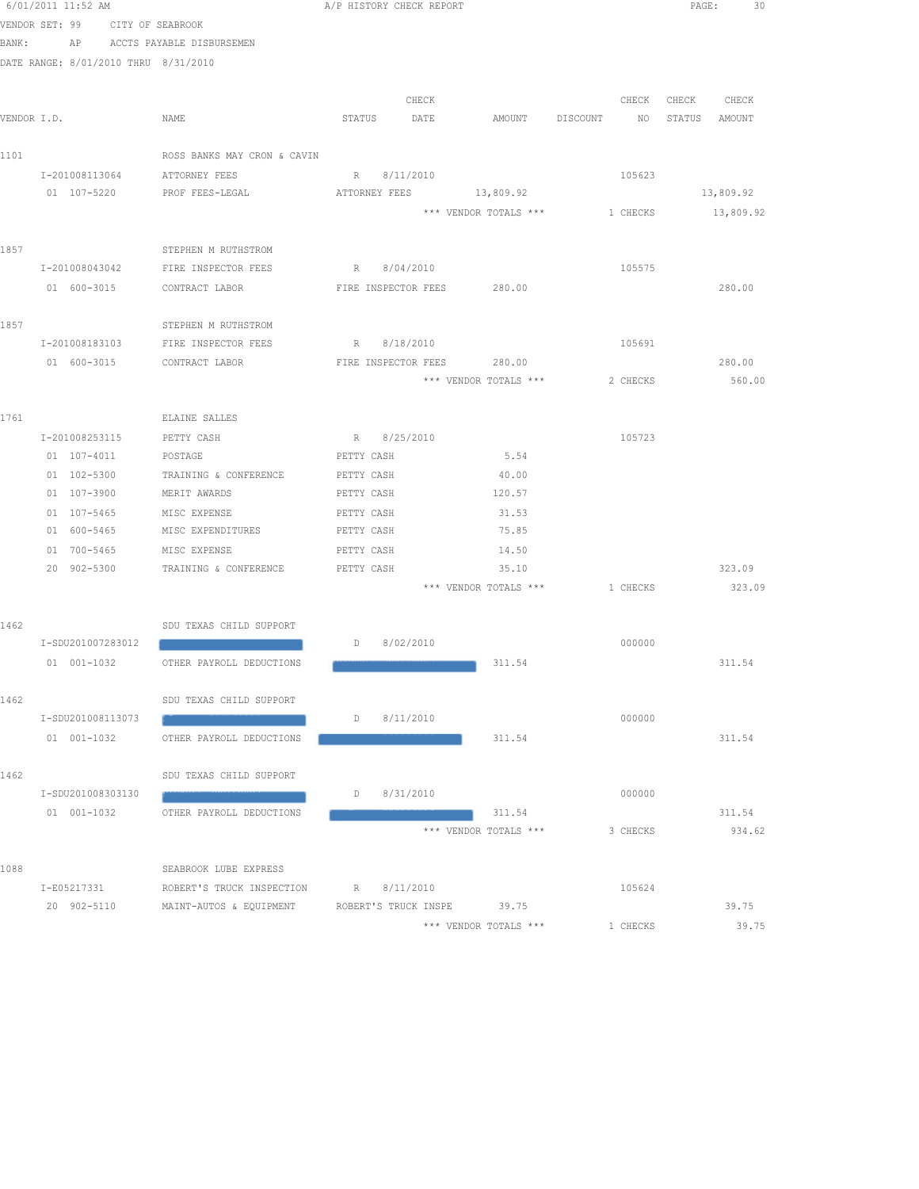6/01/2011 11:52 AM — A/P HISTORY CHECK REPORT

VENDOR SET: 99 CITY OF SEABROOK
BANK: AP ACCTS PAYABLE DISBURSEMEN
DATE RANGE: 8/01/2010 THRU 8/31/2010

| VENDOR I.D. | NAME | STATUS | CHECK DATE | AMOUNT | DISCOUNT | CHECK NO | CHECK STATUS | CHECK AMOUNT |
|---|---|---|---|---|---|---|---|---|
| 1101 | ROSS BANKS MAY CRON & CAVIN | | | | | | | |
| I-201008113064 | ATTORNEY FEES | R | 8/11/2010 | | | 105623 | | |
| 01 107-5220 | PROF FEES-LEGAL | ATTORNEY FEES | | 13,809.92 | | | | 13,809.92 |
| | | | | *** VENDOR TOTALS *** | | 1 CHECKS | | 13,809.92 |
| 1857 | STEPHEN M RUTHSTROM | | | | | | | |
| I-201008043042 | FIRE INSPECTOR FEES | R | 8/04/2010 | | | 105575 | | |
| 01 600-3015 | CONTRACT LABOR | FIRE INSPECTOR FEES | | 280.00 | | | | 280.00 |
| 1857 | STEPHEN M RUTHSTROM | | | | | | | |
| I-201008183103 | FIRE INSPECTOR FEES | R | 8/18/2010 | | | 105691 | | |
| 01 600-3015 | CONTRACT LABOR | FIRE INSPECTOR FEES | | 280.00 | | | | 280.00 |
| | | | | *** VENDOR TOTALS *** | | 2 CHECKS | | 560.00 |
| 1761 | ELAINE SALLES | | | | | | | |
| I-201008253115 | PETTY CASH | R | 8/25/2010 | | | 105723 | | |
| 01 107-4011 | POSTAGE | PETTY CASH | | 5.54 | | | | |
| 01 102-5300 | TRAINING & CONFERENCE | PETTY CASH | | 40.00 | | | | |
| 01 107-3900 | MERIT AWARDS | PETTY CASH | | 120.57 | | | | |
| 01 107-5465 | MISC EXPENSE | PETTY CASH | | 31.53 | | | | |
| 01 600-5465 | MISC EXPENDITURES | PETTY CASH | | 75.85 | | | | |
| 01 700-5465 | MISC EXPENSE | PETTY CASH | | 14.50 | | | | |
| 20 902-5300 | TRAINING & CONFERENCE | PETTY CASH | | 35.10 | | | | 323.09 |
| | | | | *** VENDOR TOTALS *** | | 1 CHECKS | | 323.09 |
| 1462 | SDU TEXAS CHILD SUPPORT | | | | | | | |
| I-SDU201007283012 | [REDACTED] | D | 8/02/2010 | | | 000000 | | |
| 01 001-1032 | OTHER PAYROLL DEDUCTIONS | [REDACTED] | | 311.54 | | | | 311.54 |
| 1462 | SDU TEXAS CHILD SUPPORT | | | | | | | |
| I-SDU201008113073 | [REDACTED] | D | 8/11/2010 | | | 000000 | | |
| 01 001-1032 | OTHER PAYROLL DEDUCTIONS | [REDACTED] | | 311.54 | | | | 311.54 |
| 1462 | SDU TEXAS CHILD SUPPORT | | | | | | | |
| I-SDU201008303130 | [REDACTED] | D | 8/31/2010 | | | 000000 | | |
| 01 001-1032 | OTHER PAYROLL DEDUCTIONS | [REDACTED] | | 311.54 | | | | 311.54 |
| | | | | *** VENDOR TOTALS *** | | 3 CHECKS | | 934.62 |
| 1088 | SEABROOK LUBE EXPRESS | | | | | | | |
| I-E05217331 | ROBERT'S TRUCK INSPECTION | R | 8/11/2010 | | | 105624 | | |
| 20 902-5110 | MAINT-AUTOS & EQUIPMENT | ROBERT'S TRUCK INSPE | | 39.75 | | | | 39.75 |
| | | | | *** VENDOR TOTALS *** | | 1 CHECKS | | 39.75 |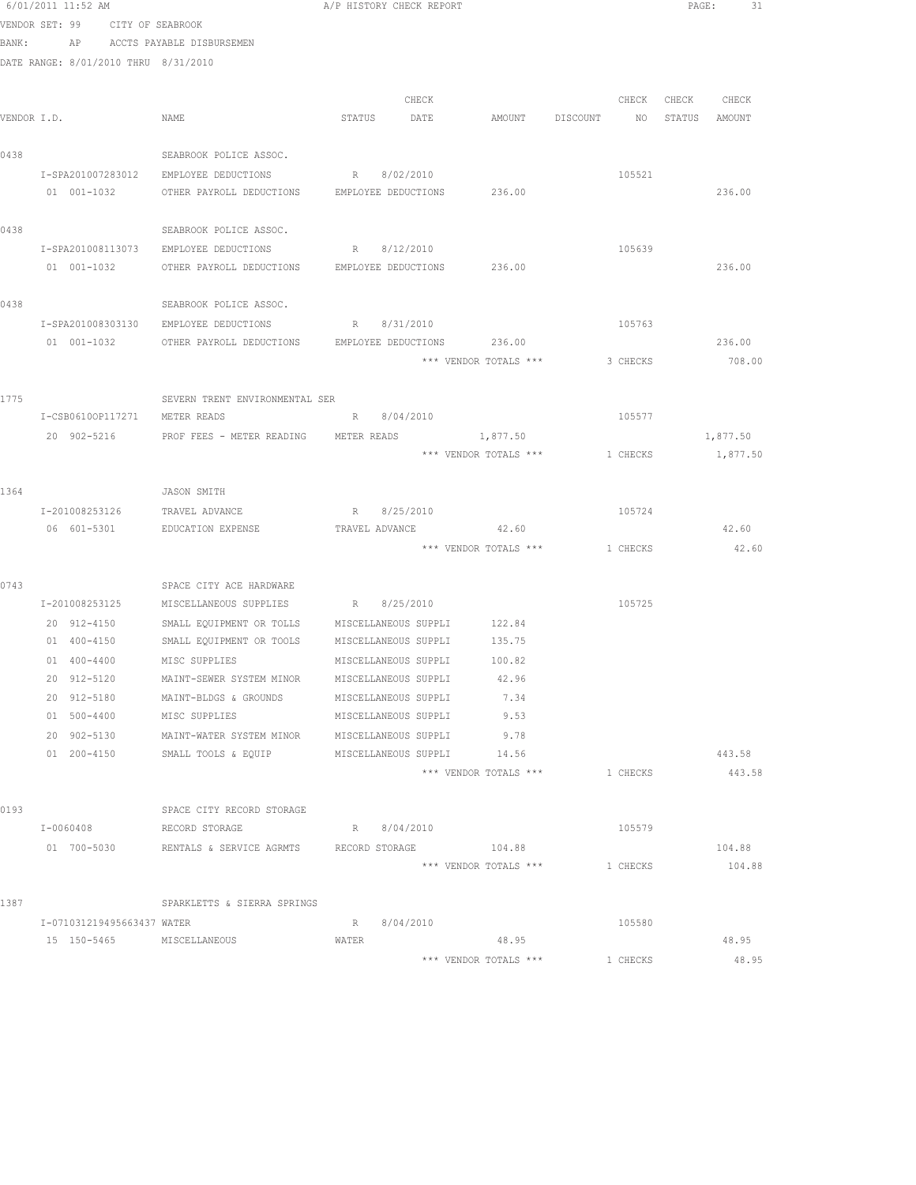6/01/2011 11:52 AM A/P HISTORY CHECK REPORT

VENDOR SET: 99 CITY OF SEABROOK

BANK: AP ACCTS PAYABLE DISBURSEMEN

DATE RANGE: 8/01/2010 THRU 8/31/2010

| VENDOR I.D. | NAME | STATUS | CHECK DATE | AMOUNT | DISCOUNT | CHECK NO | CHECK STATUS | CHECK AMOUNT |
|---|---|---|---|---|---|---|---|---|
| 0438 | SEABROOK POLICE ASSOC. | | | | | | | |
| I-SPA201007283012 | EMPLOYEE DEDUCTIONS | R | 8/02/2010 | | | 105521 | | |
| 01 001-1032 | OTHER PAYROLL DEDUCTIONS | EMPLOYEE DEDUCTIONS | | 236.00 | | | | 236.00 |
| 0438 | SEABROOK POLICE ASSOC. | | | | | | | |
| I-SPA201008113073 | EMPLOYEE DEDUCTIONS | R | 8/12/2010 | | | 105639 | | |
| 01 001-1032 | OTHER PAYROLL DEDUCTIONS | EMPLOYEE DEDUCTIONS | | 236.00 | | | | 236.00 |
| 0438 | SEABROOK POLICE ASSOC. | | | | | | | |
| I-SPA201008303130 | EMPLOYEE DEDUCTIONS | R | 8/31/2010 | | | 105763 | | |
| 01 001-1032 | OTHER PAYROLL DEDUCTIONS | EMPLOYEE DEDUCTIONS | | 236.00 | | | | 236.00 |
| | | | | *** VENDOR TOTALS *** | | 3 CHECKS | | 708.00 |
| 1775 | SEVERN TRENT ENVIRONMENTAL SER | | | | | | | |
| I-CSB0610OP117271 | METER READS | R | 8/04/2010 | | | 105577 | | |
| 20 902-5216 | PROF FEES - METER READING | METER READS | | 1,877.50 | | | | 1,877.50 |
| | | | | *** VENDOR TOTALS *** | | 1 CHECKS | | 1,877.50 |
| 1364 | JASON SMITH | | | | | | | |
| I-201008253126 | TRAVEL ADVANCE | R | 8/25/2010 | | | 105724 | | |
| 06 601-5301 | EDUCATION EXPENSE | TRAVEL ADVANCE | | 42.60 | | | | 42.60 |
| | | | | *** VENDOR TOTALS *** | | 1 CHECKS | | 42.60 |
| 0743 | SPACE CITY ACE HARDWARE | | | | | | | |
| I-201008253125 | MISCELLANEOUS SUPPLIES | R | 8/25/2010 | | | 105725 | | |
| 20 912-4150 | SMALL EQUIPMENT OR TOLLS | MISCELLANEOUS SUPPLI | | 122.84 | | | | |
| 01 400-4150 | SMALL EQUIPMENT OR TOOLS | MISCELLANEOUS SUPPLI | | 135.75 | | | | |
| 01 400-4400 | MISC SUPPLIES | MISCELLANEOUS SUPPLI | | 100.82 | | | | |
| 20 912-5120 | MAINT-SEWER SYSTEM MINOR | MISCELLANEOUS SUPPLI | | 42.96 | | | | |
| 20 912-5180 | MAINT-BLDGS & GROUNDS | MISCELLANEOUS SUPPLI | | 7.34 | | | | |
| 01 500-4400 | MISC SUPPLIES | MISCELLANEOUS SUPPLI | | 9.53 | | | | |
| 20 902-5130 | MAINT-WATER SYSTEM MINOR | MISCELLANEOUS SUPPLI | | 9.78 | | | | |
| 01 200-4150 | SMALL TOOLS & EQUIP | MISCELLANEOUS SUPPLI | | 14.56 | | | | 443.58 |
| | | | | *** VENDOR TOTALS *** | | 1 CHECKS | | 443.58 |
| 0193 | SPACE CITY RECORD STORAGE | | | | | | | |
| I-0060408 | RECORD STORAGE | R | 8/04/2010 | | | 105579 | | |
| 01 700-5030 | RENTALS & SERVICE AGRMTS | RECORD STORAGE | | 104.88 | | | | 104.88 |
| | | | | *** VENDOR TOTALS *** | | 1 CHECKS | | 104.88 |
| 1387 | SPARKLETTS & SIERRA SPRINGS | | | | | | | |
| I-071031219495663437 | WATER | R | 8/04/2010 | | | 105580 | | |
| 15 150-5465 | MISCELLANEOUS | WATER | | 48.95 | | | | 48.95 |
| | | | | *** VENDOR TOTALS *** | | 1 CHECKS | | 48.95 |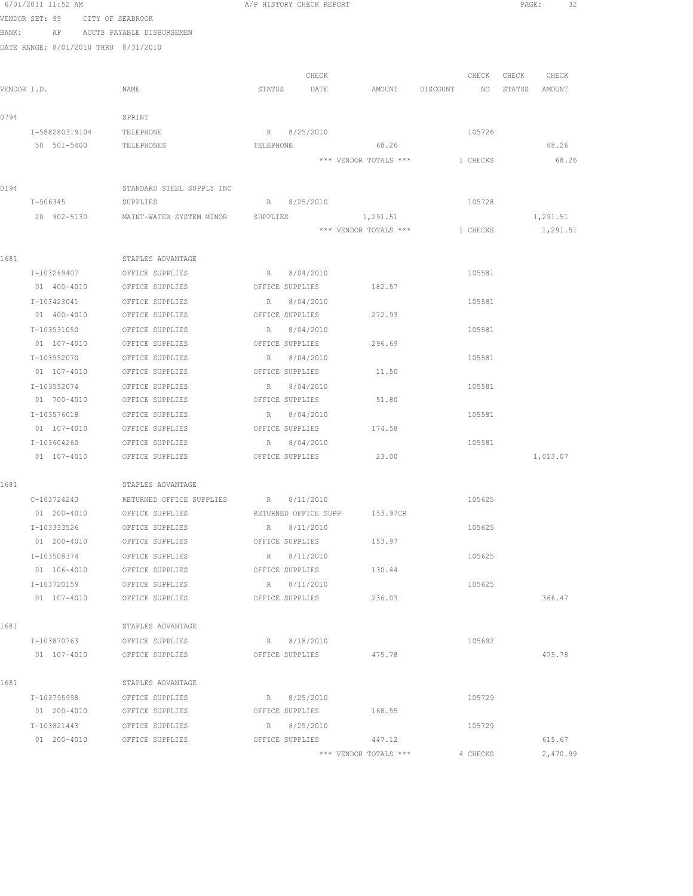6/01/2011 11:52 AM A/P HISTORY CHECK REPORT

VENDOR SET: 99 CITY OF SEABROOK

BANK: AP ACCTS PAYABLE DISBURSEMEN

DATE RANGE: 8/01/2010 THRU 8/31/2010

| VENDOR I.D. | NAME | STATUS | CHECK DATE | AMOUNT | DISCOUNT | CHECK NO | CHECK STATUS | CHECK AMOUNT |
|---|---|---|---|---|---|---|---|---|
| 0794 | SPRINT | | | | | | | |
| I-588280319104 | TELEPHONE | R | 8/25/2010 | | | 105726 | | |
| 50 501-5400 | TELEPHONES | TELEPHONE | | 68.26 | | | | 68.26 |
| | | | | *** VENDOR TOTALS *** | | 1 CHECKS | | 68.26 |
| 0194 | STANDARD STEEL SUPPLY INC | | | | | | | |
| I-506345 | SUPPLIES | R | 8/25/2010 | | | 105728 | | |
| 20 902-5130 | MAINT-WATER SYSTEM MINOR | SUPPLIES | | 1,291.51 | | | | 1,291.51 |
| | | | | *** VENDOR TOTALS *** | | 1 CHECKS | | 1,291.51 |
| 1681 | STAPLES ADVANTAGE | | | | | | | |
| I-103269407 | OFFICE SUPPLIES | R | 8/04/2010 | | | 105581 | | |
| 01 400-4010 | OFFICE SUPPLIES | OFFICE SUPPLIES | | 182.57 | | | | |
| I-103423041 | OFFICE SUPPLIES | R | 8/04/2010 | | | 105581 | | |
| 01 400-4010 | OFFICE SUPPLIES | OFFICE SUPPLIES | | 272.93 | | | | |
| I-103531050 | OFFICE SUPPLIES | R | 8/04/2010 | | | 105581 | | |
| 01 107-4010 | OFFICE SUPPLIES | OFFICE SUPPLIES | | 296.69 | | | | |
| I-103552070 | OFFICE SUPPLIES | R | 8/04/2010 | | | 105581 | | |
| 01 107-4010 | OFFICE SUPPLIES | OFFICE SUPPLIES | | 11.50 | | | | |
| I-103552074 | OFFICE SUPPLIES | R | 8/04/2010 | | | 105581 | | |
| 01 700-4010 | OFFICE SUPPLIES | OFFICE SUPPLIES | | 51.80 | | | | |
| I-103576018 | OFFICE SUPPLIES | R | 8/04/2010 | | | 105581 | | |
| 01 107-4010 | OFFICE SUPPLIES | OFFICE SUPPLIES | | 174.58 | | | | |
| I-103604260 | OFFICE SUPPLIES | R | 8/04/2010 | | | 105581 | | |
| 01 107-4010 | OFFICE SUPPLIES | OFFICE SUPPLIES | | 23.00 | | | | 1,013.07 |
| 1681 | STAPLES ADVANTAGE | | | | | | | |
| C-103724243 | RETURNED OFFICE SUPPLIES | R | 8/11/2010 | | | 105625 | | |
| 01 200-4010 | OFFICE SUPPLIES | RETURNED OFFICE SUPP | | 153.97CR | | | | |
| I-103333526 | OFFICE SUPPLIES | R | 8/11/2010 | | | 105625 | | |
| 01 200-4010 | OFFICE SUPPLIES | OFFICE SUPPLIES | | 153.97 | | | | |
| I-103508374 | OFFICE SUPPLIES | R | 8/11/2010 | | | 105625 | | |
| 01 106-4010 | OFFICE SUPPLIES | OFFICE SUPPLIES | | 130.44 | | | | |
| I-103720159 | OFFICE SUPPLIES | R | 8/11/2010 | | | 105625 | | |
| 01 107-4010 | OFFICE SUPPLIES | OFFICE SUPPLIES | | 236.03 | | | | 366.47 |
| 1681 | STAPLES ADVANTAGE | | | | | | | |
| I-103870763 | OFFICE SUPPLIES | R | 8/18/2010 | | | 105692 | | |
| 01 107-4010 | OFFICE SUPPLIES | OFFICE SUPPLIES | | 475.78 | | | | 475.78 |
| 1681 | STAPLES ADVANTAGE | | | | | | | |
| I-103795998 | OFFICE SUPPLIES | R | 8/25/2010 | | | 105729 | | |
| 01 200-4010 | OFFICE SUPPLIES | OFFICE SUPPLIES | | 168.55 | | | | |
| I-103821443 | OFFICE SUPPLIES | R | 8/25/2010 | | | 105729 | | |
| 01 200-4010 | OFFICE SUPPLIES | OFFICE SUPPLIES | | 447.12 | | | | 615.67 |
| | | | | *** VENDOR TOTALS *** | | 4 CHECKS | | 2,470.99 |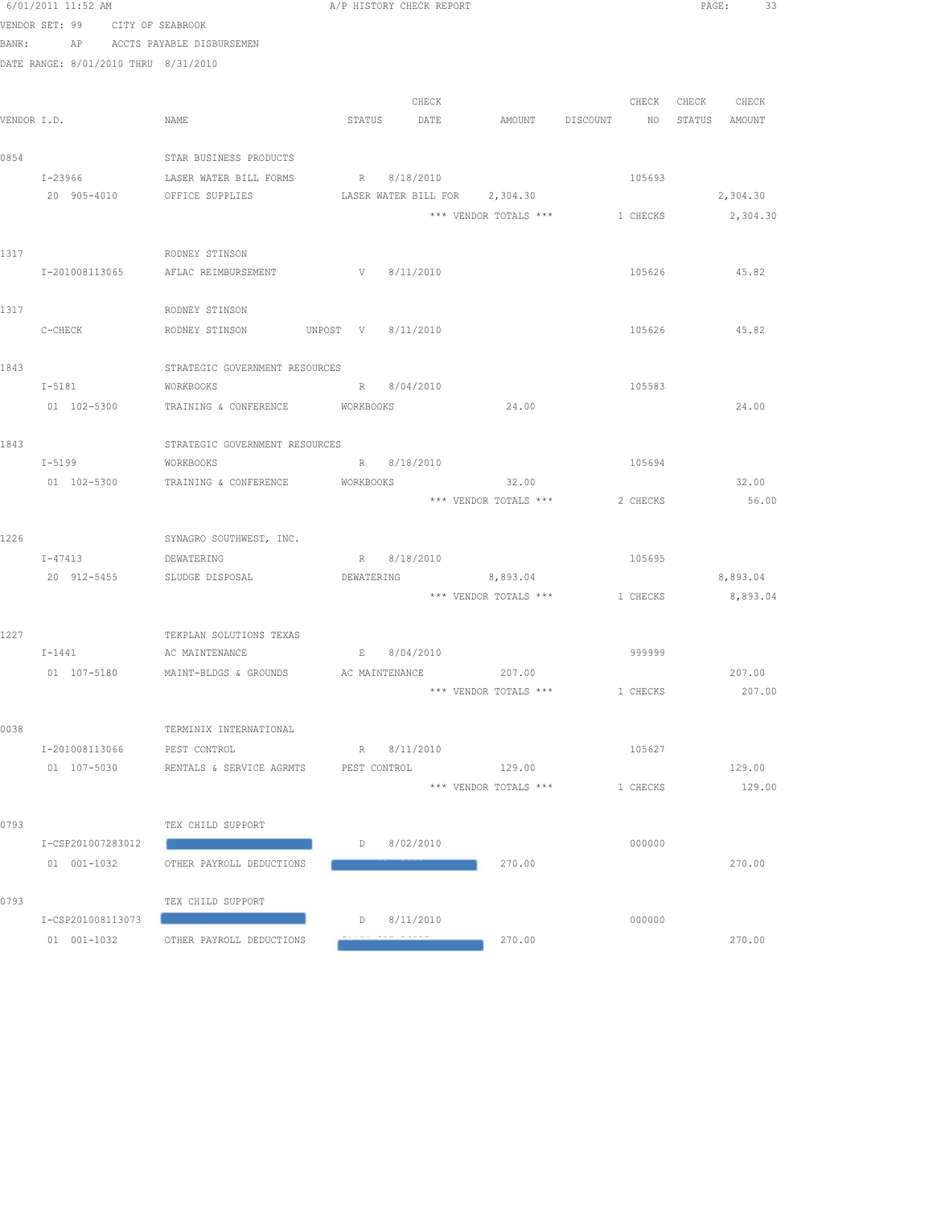6/01/2011 11:52 AM — A/P HISTORY CHECK REPORT

VENDOR SET: 99 CITY OF SEABROOK
BANK: AP ACCTS PAYABLE DISBURSEMEN
DATE RANGE: 8/01/2010 THRU 8/31/2010

| VENDOR I.D. | NAME | STATUS | CHECK DATE | AMOUNT | DISCOUNT | CHECK NO | CHECK STATUS | CHECK AMOUNT |
|---|---|---|---|---|---|---|---|---|
| 0854 | STAR BUSINESS PRODUCTS | | | | | | | |
| I-23966 | LASER WATER BILL FORMS | R | 8/18/2010 | | | 105693 | | |
| 20 905-4010 | OFFICE SUPPLIES | LASER WATER BILL FOR | | 2,304.30 | | | | 2,304.30 |
| | | | | *** VENDOR TOTALS *** | | 1 CHECKS | | 2,304.30 |
| 1317 | RODNEY STINSON | | | | | | | |
| I-201008113065 | AFLAC REIMBURSEMENT | V | 8/11/2010 | | | 105626 | | 45.82 |
| 1317 | RODNEY STINSON | | | | | | | |
| C-CHECK | RODNEY STINSON | UNPOST V | 8/11/2010 | | | 105626 | | 45.82 |
| 1843 | STRATEGIC GOVERNMENT RESOURCES | | | | | | | |
| I-5181 | WORKBOOKS | R | 8/04/2010 | | | 105583 | | |
| 01 102-5300 | TRAINING & CONFERENCE | WORKBOOKS | | 24.00 | | | | 24.00 |
| 1843 | STRATEGIC GOVERNMENT RESOURCES | | | | | | | |
| I-5199 | WORKBOOKS | R | 8/18/2010 | | | 105694 | | |
| 01 102-5300 | TRAINING & CONFERENCE | WORKBOOKS | | 32.00 | | | | 32.00 |
| | | | | *** VENDOR TOTALS *** | | 2 CHECKS | | 56.00 |
| 1226 | SYNAGRO SOUTHWEST, INC. | | | | | | | |
| I-47413 | DEWATERING | R | 8/18/2010 | | | 105695 | | |
| 20 912-5455 | SLUDGE DISPOSAL | DEWATERING | | 8,893.04 | | | | 8,893.04 |
| | | | | *** VENDOR TOTALS *** | | 1 CHECKS | | 8,893.04 |
| 1227 | TEKPLAN SOLUTIONS TEXAS | | | | | | | |
| I-1441 | AC MAINTENANCE | E | 8/04/2010 | | | 999999 | | |
| 01 107-5180 | MAINT-BLDGS & GROUNDS | AC MAINTENANCE | | 207.00 | | | | 207.00 |
| | | | | *** VENDOR TOTALS *** | | 1 CHECKS | | 207.00 |
| 0038 | TERMINIX INTERNATIONAL | | | | | | | |
| I-201008113066 | PEST CONTROL | R | 8/11/2010 | | | 105627 | | |
| 01 107-5030 | RENTALS & SERVICE AGRMTS | PEST CONTROL | | 129.00 | | | | 129.00 |
| | | | | *** VENDOR TOTALS *** | | 1 CHECKS | | 129.00 |
| 0793 | TEX CHILD SUPPORT | | | | | | | |
| I-CSP201007283012 | [REDACTED] | D | 8/02/2010 | | | 000000 | | |
| 01 001-1032 | OTHER PAYROLL DEDUCTIONS | [REDACTED] | | 270.00 | | | | 270.00 |
| 0793 | TEX CHILD SUPPORT | | | | | | | |
| I-CSP201008113073 | [REDACTED] | D | 8/11/2010 | | | 000000 | | |
| 01 001-1032 | OTHER PAYROLL DEDUCTIONS | [REDACTED] | | 270.00 | | | | 270.00 |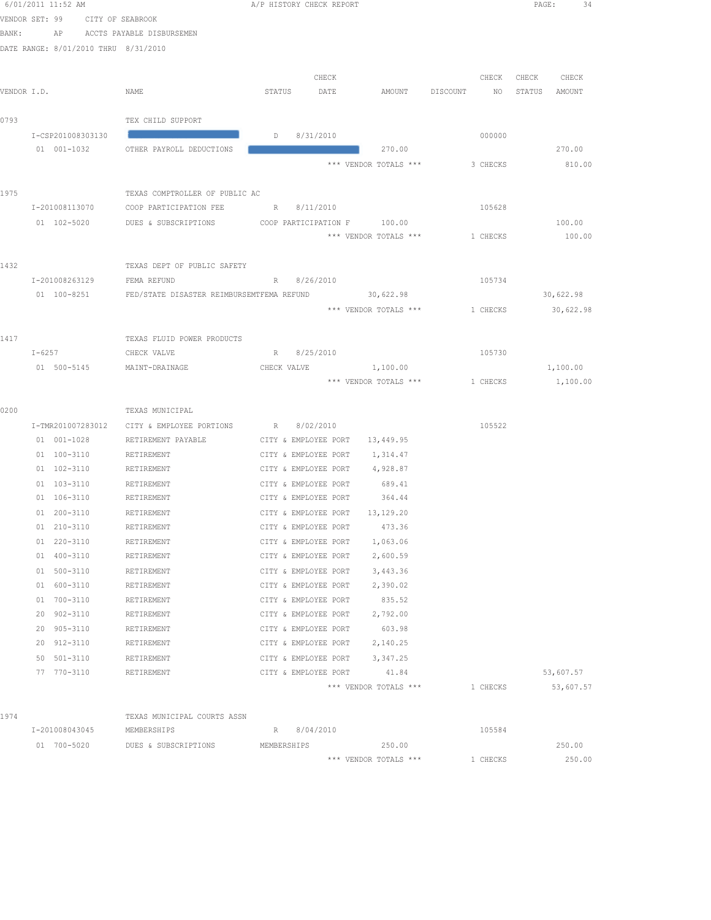6/01/2011 11:52 AM A/P HISTORY CHECK REPORT

VENDOR SET: 99 CITY OF SEABROOK

BANK: AP ACCTS PAYABLE DISBURSEMEN

DATE RANGE: 8/01/2010 THRU 8/31/2010

| VENDOR I.D. | NAME | STATUS | CHECK DATE | AMOUNT | DISCOUNT | CHECK NO | CHECK STATUS | CHECK AMOUNT |
|---|---|---|---|---|---|---|---|---|
| 0793 | TEX CHILD SUPPORT | | | | | | | |
| I-CSP201008303130 | | D | 8/31/2010 | | | 000000 | | |
| 01 001-1032 | OTHER PAYROLL DEDUCTIONS | | | 270.00 | | | | 270.00 |
| | | | | *** VENDOR TOTALS *** | | 3 CHECKS | | 810.00 |
| 1975 | TEXAS COMPTROLLER OF PUBLIC AC | | | | | | | |
| I-201008113070 | COOP PARTICIPATION FEE | R | 8/11/2010 | | | 105628 | | |
| 01 102-5020 | DUES & SUBSCRIPTIONS | COOP PARTICIPATION F | | 100.00 | | | | 100.00 |
| | | | | *** VENDOR TOTALS *** | | 1 CHECKS | | 100.00 |
| 1432 | TEXAS DEPT OF PUBLIC SAFETY | | | | | | | |
| I-201008263129 | FEMA REFUND | R | 8/26/2010 | | | 105734 | | |
| 01 100-8251 | FED/STATE DISASTER REIMBURSEM | FEMA REFUND | | 30,622.98 | | | | 30,622.98 |
| | | | | *** VENDOR TOTALS *** | | 1 CHECKS | | 30,622.98 |
| 1417 | TEXAS FLUID POWER PRODUCTS | | | | | | | |
| I-6257 | CHECK VALVE | R | 8/25/2010 | | | 105730 | | |
| 01 500-5145 | MAINT-DRAINAGE | CHECK VALVE | | 1,100.00 | | | | 1,100.00 |
| | | | | *** VENDOR TOTALS *** | | 1 CHECKS | | 1,100.00 |
| 0200 | TEXAS MUNICIPAL | | | | | | | |
| I-TMR201007283012 | CITY & EMPLOYEE PORTIONS | R | 8/02/2010 | | | 105522 | | |
| 01 001-1028 | RETIREMENT PAYABLE | CITY & EMPLOYEE PORT | | 13,449.95 | | | | |
| 01 100-3110 | RETIREMENT | CITY & EMPLOYEE PORT | | 1,314.47 | | | | |
| 01 102-3110 | RETIREMENT | CITY & EMPLOYEE PORT | | 4,928.87 | | | | |
| 01 103-3110 | RETIREMENT | CITY & EMPLOYEE PORT | | 689.41 | | | | |
| 01 106-3110 | RETIREMENT | CITY & EMPLOYEE PORT | | 364.44 | | | | |
| 01 200-3110 | RETIREMENT | CITY & EMPLOYEE PORT | | 13,129.20 | | | | |
| 01 210-3110 | RETIREMENT | CITY & EMPLOYEE PORT | | 473.36 | | | | |
| 01 220-3110 | RETIREMENT | CITY & EMPLOYEE PORT | | 1,063.06 | | | | |
| 01 400-3110 | RETIREMENT | CITY & EMPLOYEE PORT | | 2,600.59 | | | | |
| 01 500-3110 | RETIREMENT | CITY & EMPLOYEE PORT | | 3,443.36 | | | | |
| 01 600-3110 | RETIREMENT | CITY & EMPLOYEE PORT | | 2,390.02 | | | | |
| 01 700-3110 | RETIREMENT | CITY & EMPLOYEE PORT | | 835.52 | | | | |
| 20 902-3110 | RETIREMENT | CITY & EMPLOYEE PORT | | 2,792.00 | | | | |
| 20 905-3110 | RETIREMENT | CITY & EMPLOYEE PORT | | 603.98 | | | | |
| 20 912-3110 | RETIREMENT | CITY & EMPLOYEE PORT | | 2,140.25 | | | | |
| 50 501-3110 | RETIREMENT | CITY & EMPLOYEE PORT | | 3,347.25 | | | | |
| 77 770-3110 | RETIREMENT | CITY & EMPLOYEE PORT | | 41.84 | | | | 53,607.57 |
| | | | | *** VENDOR TOTALS *** | | 1 CHECKS | | 53,607.57 |
| 1974 | TEXAS MUNICIPAL COURTS ASSN | | | | | | | |
| I-201008043045 | MEMBERSHIPS | R | 8/04/2010 | | | 105584 | | |
| 01 700-5020 | DUES & SUBSCRIPTIONS | MEMBERSHIPS | | 250.00 | | | | 250.00 |
| | | | | *** VENDOR TOTALS *** | | 1 CHECKS | | 250.00 |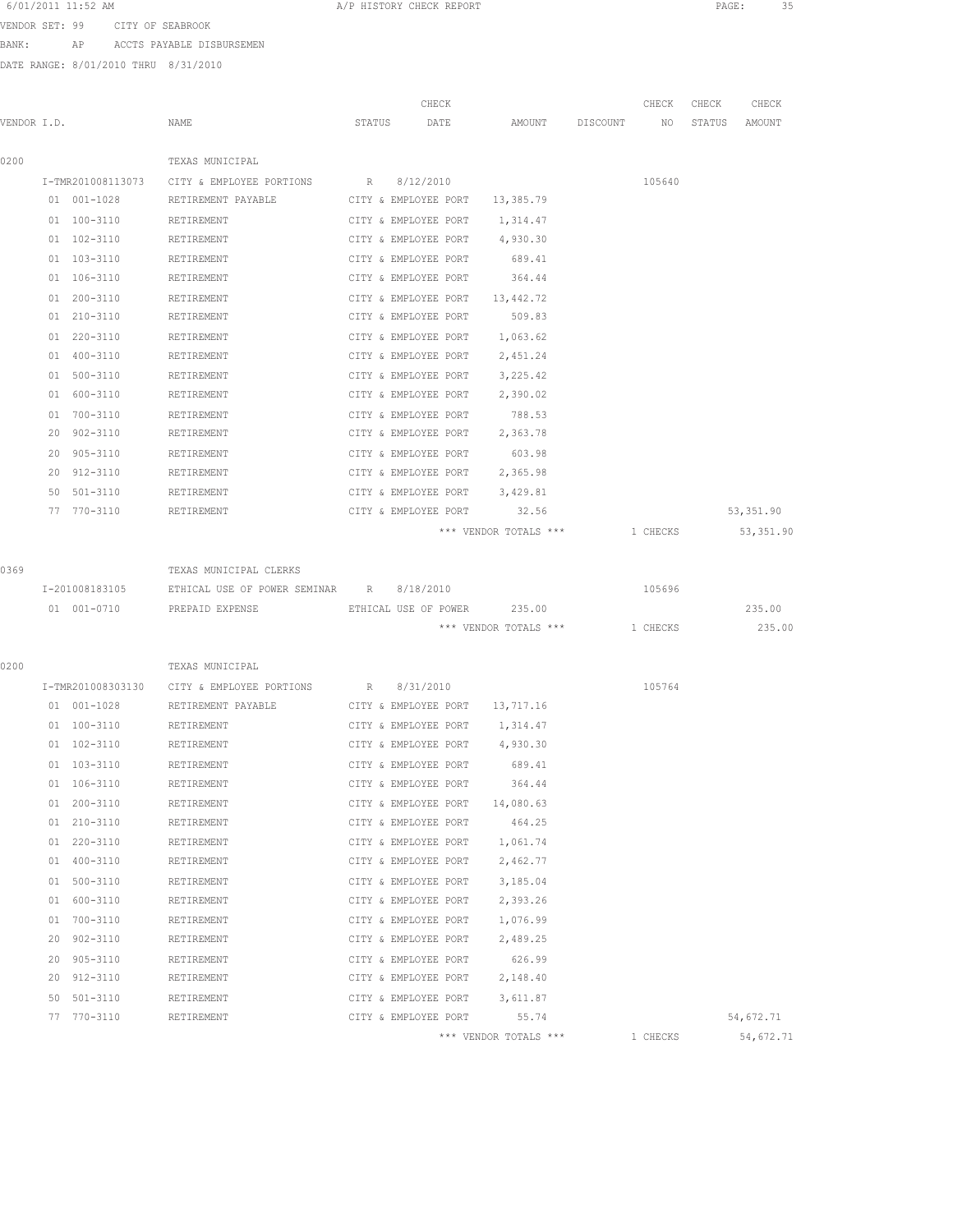6/01/2011 11:52 AM A/P HISTORY CHECK REPORT

VENDOR SET: 99 CITY OF SEABROOK

BANK: AP ACCTS PAYABLE DISBURSEMEN

DATE RANGE: 8/01/2010 THRU 8/31/2010

| VENDOR I.D. | NAME | STATUS | CHECK DATE | AMOUNT | DISCOUNT | CHECK NO | CHECK STATUS | CHECK AMOUNT |
|---|---|---|---|---|---|---|---|---|
| 0200 | TEXAS MUNICIPAL | | | | | | | |
| I-TMR201008113073 | CITY & EMPLOYEE PORTIONS | R | 8/12/2010 | | | 105640 | | |
| 01 001-1028 | RETIREMENT PAYABLE | CITY & EMPLOYEE PORT | | 13,385.79 | | | | |
| 01 100-3110 | RETIREMENT | CITY & EMPLOYEE PORT | | 1,314.47 | | | | |
| 01 102-3110 | RETIREMENT | CITY & EMPLOYEE PORT | | 4,930.30 | | | | |
| 01 103-3110 | RETIREMENT | CITY & EMPLOYEE PORT | | 689.41 | | | | |
| 01 106-3110 | RETIREMENT | CITY & EMPLOYEE PORT | | 364.44 | | | | |
| 01 200-3110 | RETIREMENT | CITY & EMPLOYEE PORT | | 13,442.72 | | | | |
| 01 210-3110 | RETIREMENT | CITY & EMPLOYEE PORT | | 509.83 | | | | |
| 01 220-3110 | RETIREMENT | CITY & EMPLOYEE PORT | | 1,063.62 | | | | |
| 01 400-3110 | RETIREMENT | CITY & EMPLOYEE PORT | | 2,451.24 | | | | |
| 01 500-3110 | RETIREMENT | CITY & EMPLOYEE PORT | | 3,225.42 | | | | |
| 01 600-3110 | RETIREMENT | CITY & EMPLOYEE PORT | | 2,390.02 | | | | |
| 01 700-3110 | RETIREMENT | CITY & EMPLOYEE PORT | | 788.53 | | | | |
| 20 902-3110 | RETIREMENT | CITY & EMPLOYEE PORT | | 2,363.78 | | | | |
| 20 905-3110 | RETIREMENT | CITY & EMPLOYEE PORT | | 603.98 | | | | |
| 20 912-3110 | RETIREMENT | CITY & EMPLOYEE PORT | | 2,365.98 | | | | |
| 50 501-3110 | RETIREMENT | CITY & EMPLOYEE PORT | | 3,429.81 | | | | |
| 77 770-3110 | RETIREMENT | CITY & EMPLOYEE PORT | | 32.56 | | | | 53,351.90 |
| | | | | *** VENDOR TOTALS *** | | 1 CHECKS | | 53,351.90 |
| 0369 | TEXAS MUNICIPAL CLERKS | | | | | | | |
| I-201008183105 | ETHICAL USE OF POWER SEMINAR | R | 8/18/2010 | | | 105696 | | |
| 01 001-0710 | PREPAID EXPENSE | ETHICAL USE OF POWER | | 235.00 | | | | 235.00 |
| | | | | *** VENDOR TOTALS *** | | 1 CHECKS | | 235.00 |
| 0200 | TEXAS MUNICIPAL | | | | | | | |
| I-TMR201008303130 | CITY & EMPLOYEE PORTIONS | R | 8/31/2010 | | | 105764 | | |
| 01 001-1028 | RETIREMENT PAYABLE | CITY & EMPLOYEE PORT | | 13,717.16 | | | | |
| 01 100-3110 | RETIREMENT | CITY & EMPLOYEE PORT | | 1,314.47 | | | | |
| 01 102-3110 | RETIREMENT | CITY & EMPLOYEE PORT | | 4,930.30 | | | | |
| 01 103-3110 | RETIREMENT | CITY & EMPLOYEE PORT | | 689.41 | | | | |
| 01 106-3110 | RETIREMENT | CITY & EMPLOYEE PORT | | 364.44 | | | | |
| 01 200-3110 | RETIREMENT | CITY & EMPLOYEE PORT | | 14,080.63 | | | | |
| 01 210-3110 | RETIREMENT | CITY & EMPLOYEE PORT | | 464.25 | | | | |
| 01 220-3110 | RETIREMENT | CITY & EMPLOYEE PORT | | 1,061.74 | | | | |
| 01 400-3110 | RETIREMENT | CITY & EMPLOYEE PORT | | 2,462.77 | | | | |
| 01 500-3110 | RETIREMENT | CITY & EMPLOYEE PORT | | 3,185.04 | | | | |
| 01 600-3110 | RETIREMENT | CITY & EMPLOYEE PORT | | 2,393.26 | | | | |
| 01 700-3110 | RETIREMENT | CITY & EMPLOYEE PORT | | 1,076.99 | | | | |
| 20 902-3110 | RETIREMENT | CITY & EMPLOYEE PORT | | 2,489.25 | | | | |
| 20 905-3110 | RETIREMENT | CITY & EMPLOYEE PORT | | 626.99 | | | | |
| 20 912-3110 | RETIREMENT | CITY & EMPLOYEE PORT | | 2,148.40 | | | | |
| 50 501-3110 | RETIREMENT | CITY & EMPLOYEE PORT | | 3,611.87 | | | | |
| 77 770-3110 | RETIREMENT | CITY & EMPLOYEE PORT | | 55.74 | | | | 54,672.71 |
| | | | | *** VENDOR TOTALS *** | | 1 CHECKS | | 54,672.71 |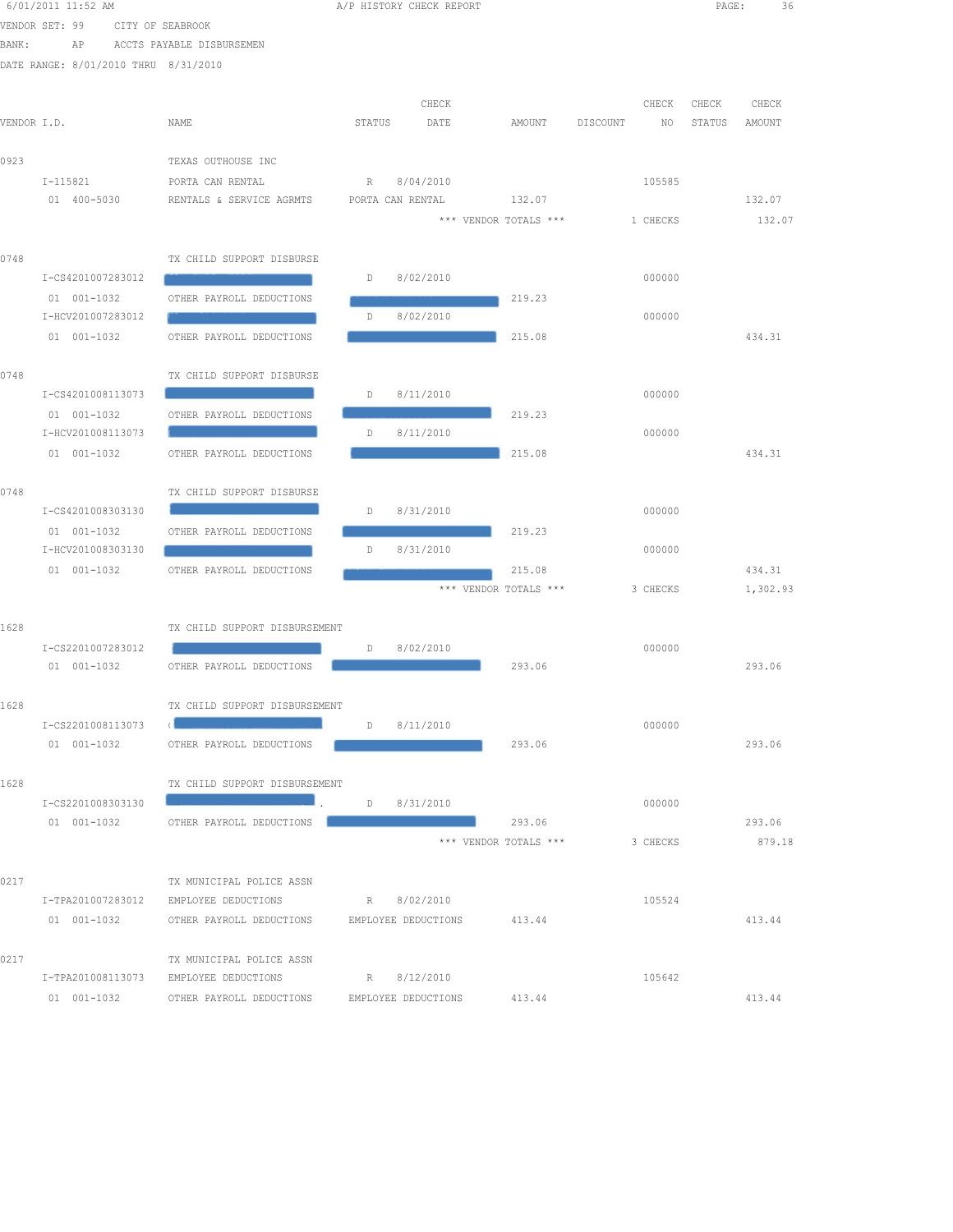6/01/2011 11:52 AM A/P HISTORY CHECK REPORT

VENDOR SET: 99 CITY OF SEABROOK

BANK: AP ACCTS PAYABLE DISBURSEMEN

DATE RANGE: 8/01/2010 THRU 8/31/2010

| VENDOR I.D. | NAME | STATUS | CHECK DATE | AMOUNT | DISCOUNT | CHECK NO | CHECK STATUS | CHECK AMOUNT |
|---|---|---|---|---|---|---|---|---|
| 0923 | TEXAS OUTHOUSE INC | | | | | | | |
| I-115821 | PORTA CAN RENTAL | R | 8/04/2010 | | | 105585 | | |
| 01 400-5030 | RENTALS & SERVICE AGRMTS | PORTA CAN RENTAL | | 132.07 | | | | 132.07 |
| | | | *** VENDOR TOTALS *** | | | 1 CHECKS | | 132.07 |
| 0748 | TX CHILD SUPPORT DISBURSE | | | | | | | |
| I-CS4201007283012 | [REDACTED] | D | 8/02/2010 | | | 000000 | | |
| 01 001-1032 | OTHER PAYROLL DEDUCTIONS | [REDACTED] | | 219.23 | | | | |
| I-HCV201007283012 | [REDACTED] | D | 8/02/2010 | | | 000000 | | |
| 01 001-1032 | OTHER PAYROLL DEDUCTIONS | [REDACTED] | | 215.08 | | | | 434.31 |
| 0748 | TX CHILD SUPPORT DISBURSE | | | | | | | |
| I-CS4201008113073 | [REDACTED] | D | 8/11/2010 | | | 000000 | | |
| 01 001-1032 | OTHER PAYROLL DEDUCTIONS | [REDACTED] | | 219.23 | | | | |
| I-HCV201008113073 | [REDACTED] | D | 8/11/2010 | | | 000000 | | |
| 01 001-1032 | OTHER PAYROLL DEDUCTIONS | [REDACTED] | | 215.08 | | | | 434.31 |
| 0748 | TX CHILD SUPPORT DISBURSE | | | | | | | |
| I-CS4201008303130 | [REDACTED] | D | 8/31/2010 | | | 000000 | | |
| 01 001-1032 | OTHER PAYROLL DEDUCTIONS | [REDACTED] | | 219.23 | | | | |
| I-HCV201008303130 | [REDACTED] | D | 8/31/2010 | | | 000000 | | |
| 01 001-1032 | OTHER PAYROLL DEDUCTIONS | [REDACTED] | | 215.08 | | | | 434.31 |
| | | | *** VENDOR TOTALS *** | | | 3 CHECKS | | 1,302.93 |
| 1628 | TX CHILD SUPPORT DISBURSEMENT | | | | | | | |
| I-CS2201007283012 | [REDACTED] | D | 8/02/2010 | | | 000000 | | |
| 01 001-1032 | OTHER PAYROLL DEDUCTIONS | [REDACTED] | | 293.06 | | | | 293.06 |
| 1628 | TX CHILD SUPPORT DISBURSEMENT | | | | | | | |
| I-CS2201008113073 | [REDACTED] | D | 8/11/2010 | | | 000000 | | |
| 01 001-1032 | OTHER PAYROLL DEDUCTIONS | [REDACTED] | | 293.06 | | | | 293.06 |
| 1628 | TX CHILD SUPPORT DISBURSEMENT | | | | | | | |
| I-CS2201008303130 | [REDACTED] | D | 8/31/2010 | | | 000000 | | |
| 01 001-1032 | OTHER PAYROLL DEDUCTIONS | [REDACTED] | | 293.06 | | | | 293.06 |
| | | | *** VENDOR TOTALS *** | | | 3 CHECKS | | 879.18 |
| 0217 | TX MUNICIPAL POLICE ASSN | | | | | | | |
| I-TPA201007283012 | EMPLOYEE DEDUCTIONS | R | 8/02/2010 | | | 105524 | | |
| 01 001-1032 | OTHER PAYROLL DEDUCTIONS | EMPLOYEE DEDUCTIONS | | 413.44 | | | | 413.44 |
| 0217 | TX MUNICIPAL POLICE ASSN | | | | | | | |
| I-TPA201008113073 | EMPLOYEE DEDUCTIONS | R | 8/12/2010 | | | 105642 | | |
| 01 001-1032 | OTHER PAYROLL DEDUCTIONS | EMPLOYEE DEDUCTIONS | | 413.44 | | | | 413.44 |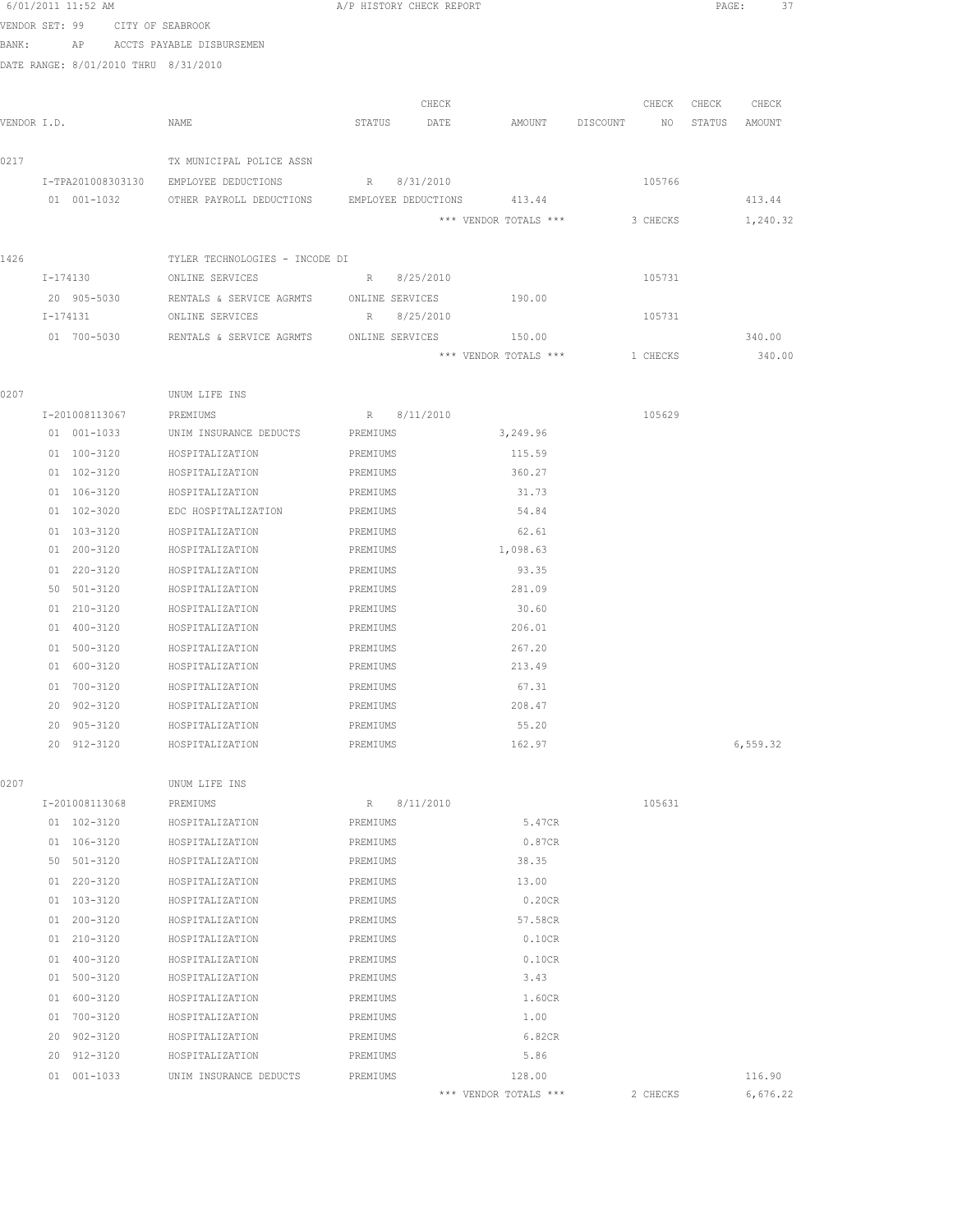6/01/2011 11:52 AM A/P HISTORY CHECK REPORT

VENDOR SET: 99 CITY OF SEABROOK
BANK: AP ACCTS PAYABLE DISBURSEMEN
DATE RANGE: 8/01/2010 THRU 8/31/2010

| VENDOR I.D. | NAME | STATUS | CHECK DATE | AMOUNT | DISCOUNT | CHECK NO | CHECK STATUS | CHECK AMOUNT |
|---|---|---|---|---|---|---|---|---|
| 0217 | TX MUNICIPAL POLICE ASSN | | | | | | | |
| I-TPA201008303130 | EMPLOYEE DEDUCTIONS | R | 8/31/2010 | | | 105766 | | |
| 01 001-1032 | OTHER PAYROLL DEDUCTIONS | EMPLOYEE DEDUCTIONS | | 413.44 | | | | 413.44 |
| | | | | *** VENDOR TOTALS *** | | 3 CHECKS | | 1,240.32 |
| 1426 | TYLER TECHNOLOGIES - INCODE DI | | | | | | | |
| I-174130 | ONLINE SERVICES | R | 8/25/2010 | | | 105731 | | |
| 20 905-5030 | RENTALS & SERVICE AGRMTS | ONLINE SERVICES | | 190.00 | | | | |
| I-174131 | ONLINE SERVICES | R | 8/25/2010 | | | 105731 | | |
| 01 700-5030 | RENTALS & SERVICE AGRMTS | ONLINE SERVICES | | 150.00 | | | | 340.00 |
| | | | | *** VENDOR TOTALS *** | | 1 CHECKS | | 340.00 |
| 0207 | UNUM LIFE INS | | | | | | | |
| I-201008113067 | PREMIUMS | R | 8/11/2010 | | | 105629 | | |
| 01 001-1033 | UNIM INSURANCE DEDUCTS | PREMIUMS | | 3,249.96 | | | | |
| 01 100-3120 | HOSPITALIZATION | PREMIUMS | | 115.59 | | | | |
| 01 102-3120 | HOSPITALIZATION | PREMIUMS | | 360.27 | | | | |
| 01 106-3120 | HOSPITALIZATION | PREMIUMS | | 31.73 | | | | |
| 01 102-3020 | EDC HOSPITALIZATION | PREMIUMS | | 54.84 | | | | |
| 01 103-3120 | HOSPITALIZATION | PREMIUMS | | 62.61 | | | | |
| 01 200-3120 | HOSPITALIZATION | PREMIUMS | | 1,098.63 | | | | |
| 01 220-3120 | HOSPITALIZATION | PREMIUMS | | 93.35 | | | | |
| 50 501-3120 | HOSPITALIZATION | PREMIUMS | | 281.09 | | | | |
| 01 210-3120 | HOSPITALIZATION | PREMIUMS | | 30.60 | | | | |
| 01 400-3120 | HOSPITALIZATION | PREMIUMS | | 206.01 | | | | |
| 01 500-3120 | HOSPITALIZATION | PREMIUMS | | 267.20 | | | | |
| 01 600-3120 | HOSPITALIZATION | PREMIUMS | | 213.49 | | | | |
| 01 700-3120 | HOSPITALIZATION | PREMIUMS | | 67.31 | | | | |
| 20 902-3120 | HOSPITALIZATION | PREMIUMS | | 208.47 | | | | |
| 20 905-3120 | HOSPITALIZATION | PREMIUMS | | 55.20 | | | | |
| 20 912-3120 | HOSPITALIZATION | PREMIUMS | | 162.97 | | | | 6,559.32 |
| 0207 | UNUM LIFE INS | | | | | | | |
| I-201008113068 | PREMIUMS | R | 8/11/2010 | | | 105631 | | |
| 01 102-3120 | HOSPITALIZATION | PREMIUMS | | 5.47CR | | | | |
| 01 106-3120 | HOSPITALIZATION | PREMIUMS | | 0.87CR | | | | |
| 50 501-3120 | HOSPITALIZATION | PREMIUMS | | 38.35 | | | | |
| 01 220-3120 | HOSPITALIZATION | PREMIUMS | | 13.00 | | | | |
| 01 103-3120 | HOSPITALIZATION | PREMIUMS | | 0.20CR | | | | |
| 01 200-3120 | HOSPITALIZATION | PREMIUMS | | 57.58CR | | | | |
| 01 210-3120 | HOSPITALIZATION | PREMIUMS | | 0.10CR | | | | |
| 01 400-3120 | HOSPITALIZATION | PREMIUMS | | 0.10CR | | | | |
| 01 500-3120 | HOSPITALIZATION | PREMIUMS | | 3.43 | | | | |
| 01 600-3120 | HOSPITALIZATION | PREMIUMS | | 1.60CR | | | | |
| 01 700-3120 | HOSPITALIZATION | PREMIUMS | | 1.00 | | | | |
| 20 902-3120 | HOSPITALIZATION | PREMIUMS | | 6.82CR | | | | |
| 20 912-3120 | HOSPITALIZATION | PREMIUMS | | 5.86 | | | | |
| 01 001-1033 | UNIM INSURANCE DEDUCTS | PREMIUMS | | 128.00 | | | | 116.90 |
| | | | | *** VENDOR TOTALS *** | | 2 CHECKS | | 6,676.22 |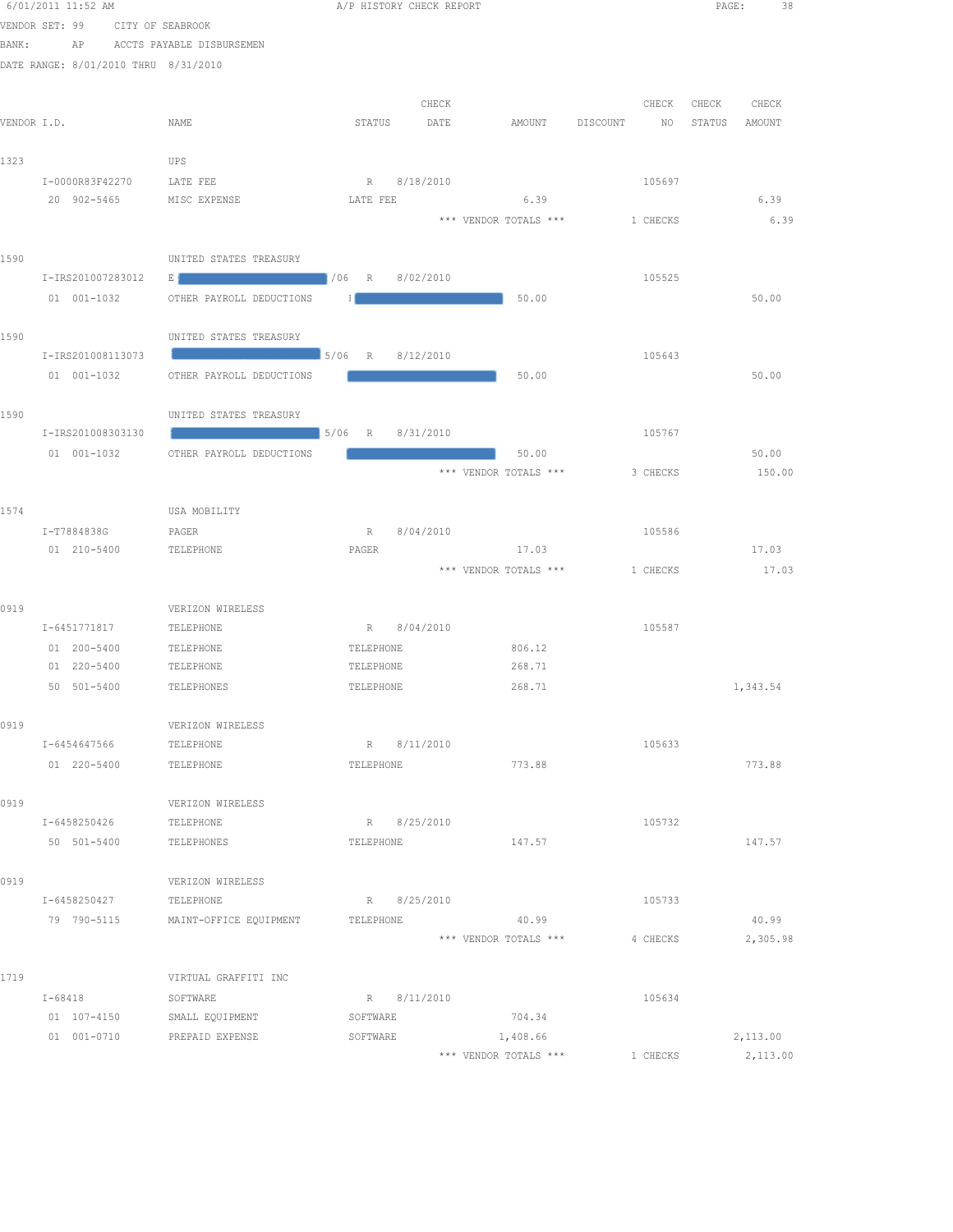6/01/2011 11:52 AM A/P HISTORY CHECK REPORT

VENDOR SET: 99 CITY OF SEABROOK
BANK: AP ACCTS PAYABLE DISBURSEMEN
DATE RANGE: 8/01/2010 THRU 8/31/2010

| VENDOR I.D. | NAME | STATUS | CHECK DATE | AMOUNT | DISCOUNT | CHECK NO | CHECK STATUS | CHECK AMOUNT |
|---|---|---|---|---|---|---|---|---|
| 1323 | UPS | | | | | | | |
| I-0000R83F42270 | LATE FEE | R | 8/18/2010 | | | 105697 | | |
| 20 902-5465 | MISC EXPENSE | LATE FEE | | 6.39 | | | | 6.39 |
| | | | | *** VENDOR TOTALS *** | | 1 CHECKS | | 6.39 |
| 1590 | UNITED STATES TREASURY | | | | | | | |
| I-IRS201007283012 | E /06 | R | 8/02/2010 | | | 105525 | | |
| 01 001-1032 | OTHER PAYROLL DEDUCTIONS | I | | 50.00 | | | | 50.00 |
| 1590 | UNITED STATES TREASURY | | | | | | | |
| I-IRS201008113073 | 5/06 | R | 8/12/2010 | | | 105643 | | |
| 01 001-1032 | OTHER PAYROLL DEDUCTIONS | | | 50.00 | | | | 50.00 |
| 1590 | UNITED STATES TREASURY | | | | | | | |
| I-IRS201008303130 | 5/06 | R | 8/31/2010 | | | 105767 | | |
| 01 001-1032 | OTHER PAYROLL DEDUCTIONS | | | 50.00 | | | | 50.00 |
| | | | | *** VENDOR TOTALS *** | | 3 CHECKS | | 150.00 |
| 1574 | USA MOBILITY | | | | | | | |
| I-T7884838G | PAGER | R | 8/04/2010 | | | 105586 | | |
| 01 210-5400 | TELEPHONE | PAGER | | 17.03 | | | | 17.03 |
| | | | | *** VENDOR TOTALS *** | | 1 CHECKS | | 17.03 |
| 0919 | VERIZON WIRELESS | | | | | | | |
| I-6451771817 | TELEPHONE | R | 8/04/2010 | | | 105587 | | |
| 01 200-5400 | TELEPHONE | TELEPHONE | | 806.12 | | | | |
| 01 220-5400 | TELEPHONE | TELEPHONE | | 268.71 | | | | |
| 50 501-5400 | TELEPHONES | TELEPHONE | | 268.71 | | | | 1,343.54 |
| 0919 | VERIZON WIRELESS | | | | | | | |
| I-6454647566 | TELEPHONE | R | 8/11/2010 | | | 105633 | | |
| 01 220-5400 | TELEPHONE | TELEPHONE | | 773.88 | | | | 773.88 |
| 0919 | VERIZON WIRELESS | | | | | | | |
| I-6458250426 | TELEPHONE | R | 8/25/2010 | | | 105732 | | |
| 50 501-5400 | TELEPHONES | TELEPHONE | | 147.57 | | | | 147.57 |
| 0919 | VERIZON WIRELESS | | | | | | | |
| I-6458250427 | TELEPHONE | R | 8/25/2010 | | | 105733 | | |
| 79 790-5115 | MAINT-OFFICE EQUIPMENT | TELEPHONE | | 40.99 | | | | 40.99 |
| | | | | *** VENDOR TOTALS *** | | 4 CHECKS | | 2,305.98 |
| 1719 | VIRTUAL GRAFFITI INC | | | | | | | |
| I-68418 | SOFTWARE | R | 8/11/2010 | | | 105634 | | |
| 01 107-4150 | SMALL EQUIPMENT | SOFTWARE | | 704.34 | | | | |
| 01 001-0710 | PREPAID EXPENSE | SOFTWARE | | 1,408.66 | | | | 2,113.00 |
| | | | | *** VENDOR TOTALS *** | | 1 CHECKS | | 2,113.00 |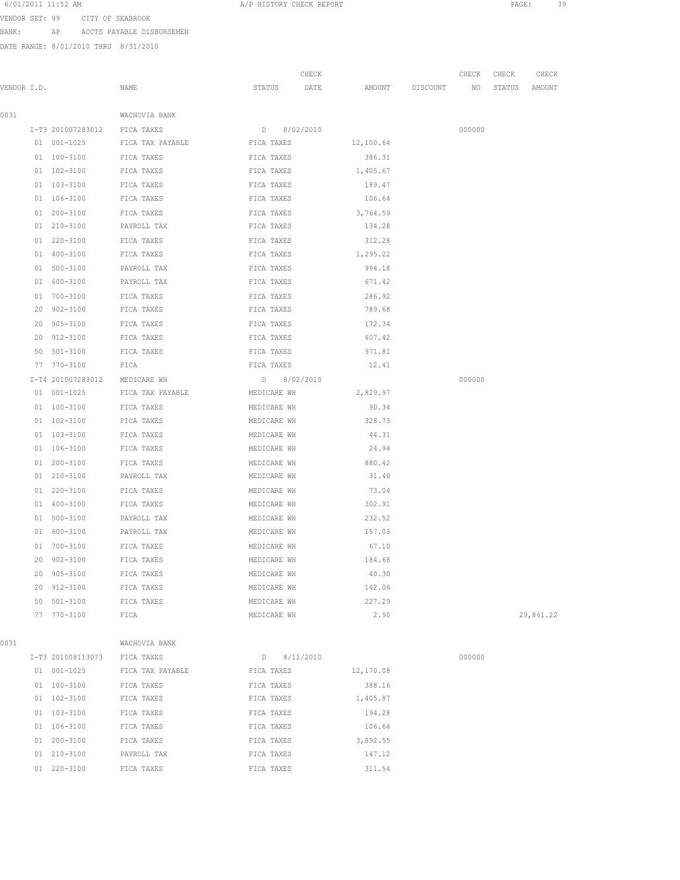6/01/2011 11:52 AM A/P HISTORY CHECK REPORT

VENDOR SET: 99 CITY OF SEABROOK

BANK: AP ACCTS PAYABLE DISBURSEMEN

DATE RANGE: 8/01/2010 THRU 8/31/2010

| VENDOR I.D. | NAME | STATUS | CHECK DATE | AMOUNT | DISCOUNT | CHECK NO | CHECK STATUS | CHECK AMOUNT |
|---|---|---|---|---|---|---|---|---|
| 0031 | WACHOVIA BANK | | | | | | | |
| I-T3 201007283012 | FICA TAXES | D | 8/02/2010 | | | 000000 | | |
| 01 001-1025 | FICA TAX PAYABLE | FICA TAXES | | 12,100.64 | | | | |
| 01 100-3100 | FICA TAXES | FICA TAXES | | 386.31 | | | | |
| 01 102-3100 | FICA TAXES | FICA TAXES | | 1,405.67 | | | | |
| 01 103-3100 | FICA TAXES | FICA TAXES | | 189.47 | | | | |
| 01 106-3100 | FICA TAXES | FICA TAXES | | 106.64 | | | | |
| 01 200-3100 | FICA TAXES | FICA TAXES | | 3,764.59 | | | | |
| 01 210-3100 | PAYROLL TAX | FICA TAXES | | 134.28 | | | | |
| 01 220-3100 | FICA TAXES | FICA TAXES | | 312.28 | | | | |
| 01 400-3100 | FICA TAXES | FICA TAXES | | 1,295.22 | | | | |
| 01 500-3100 | PAYROLL TAX | FICA TAXES | | 994.18 | | | | |
| 01 600-3100 | PAYROLL TAX | FICA TAXES | | 671.42 | | | | |
| 01 700-3100 | FICA TAXES | FICA TAXES | | 286.92 | | | | |
| 20 902-3100 | FICA TAXES | FICA TAXES | | 789.68 | | | | |
| 20 905-3100 | FICA TAXES | FICA TAXES | | 172.34 | | | | |
| 20 912-3100 | FICA TAXES | FICA TAXES | | 607.42 | | | | |
| 50 501-3100 | FICA TAXES | FICA TAXES | | 971.81 | | | | |
| 77 770-3100 | FICA | FICA TAXES | | 12.41 | | | | |
| I-T4 201007283012 | MEDICARE WH | D | 8/02/2010 | | | 000000 | | |
| 01 001-1025 | FICA TAX PAYABLE | MEDICARE WH | | 2,829.97 | | | | |
| 01 100-3100 | FICA TAXES | MEDICARE WH | | 90.34 | | | | |
| 01 102-3100 | FICA TAXES | MEDICARE WH | | 328.73 | | | | |
| 01 103-3100 | FICA TAXES | MEDICARE WH | | 44.31 | | | | |
| 01 106-3100 | FICA TAXES | MEDICARE WH | | 24.94 | | | | |
| 01 200-3100 | FICA TAXES | MEDICARE WH | | 880.42 | | | | |
| 01 210-3100 | PAYROLL TAX | MEDICARE WH | | 31.40 | | | | |
| 01 220-3100 | FICA TAXES | MEDICARE WH | | 73.04 | | | | |
| 01 400-3100 | FICA TAXES | MEDICARE WH | | 302.91 | | | | |
| 01 500-3100 | PAYROLL TAX | MEDICARE WH | | 232.52 | | | | |
| 01 600-3100 | PAYROLL TAX | MEDICARE WH | | 157.03 | | | | |
| 01 700-3100 | FICA TAXES | MEDICARE WH | | 67.10 | | | | |
| 20 902-3100 | FICA TAXES | MEDICARE WH | | 184.68 | | | | |
| 20 905-3100 | FICA TAXES | MEDICARE WH | | 40.30 | | | | |
| 20 912-3100 | FICA TAXES | MEDICARE WH | | 142.06 | | | | |
| 50 501-3100 | FICA TAXES | MEDICARE WH | | 227.29 | | | | |
| 77 770-3100 | FICA | MEDICARE WH | | 2.90 | | | | 29,861.22 |
| 0031 | WACHOVIA BANK | | | | | | | |
| I-T3 201008113073 | FICA TAXES | D | 8/11/2010 | | | 000000 | | |
| 01 001-1025 | FICA TAX PAYABLE | FICA TAXES | | 12,170.08 | | | | |
| 01 100-3100 | FICA TAXES | FICA TAXES | | 388.16 | | | | |
| 01 102-3100 | FICA TAXES | FICA TAXES | | 1,405.87 | | | | |
| 01 103-3100 | FICA TAXES | FICA TAXES | | 194.28 | | | | |
| 01 106-3100 | FICA TAXES | FICA TAXES | | 106.64 | | | | |
| 01 200-3100 | FICA TAXES | FICA TAXES | | 3,892.55 | | | | |
| 01 210-3100 | PAYROLL TAX | FICA TAXES | | 147.12 | | | | |
| 01 220-3100 | FICA TAXES | FICA TAXES | | 311.54 | | | | |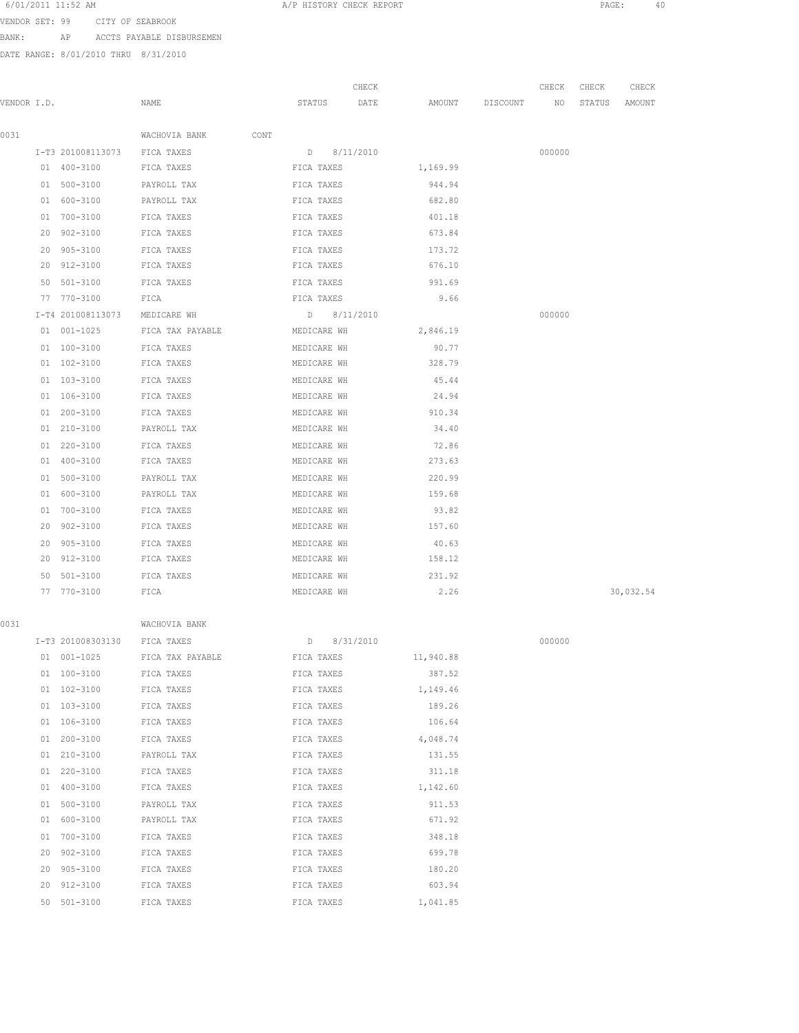6/01/2011 11:52 AM A/P HISTORY CHECK REPORT

VENDOR SET: 99 CITY OF SEABROOK

BANK: AP ACCTS PAYABLE DISBURSEMEN

DATE RANGE: 8/01/2010 THRU 8/31/2010

| VENDOR I.D. | NAME | STATUS | CHECK DATE | AMOUNT | DISCOUNT | CHECK NO | CHECK STATUS | CHECK AMOUNT |
|---|---|---|---|---|---|---|---|---|
| 0031 | WACHOVIA BANK CONT | | | | | | | |
| I-T3 201008113073 | FICA TAXES | D | 8/11/2010 | | | 000000 | | |
| 01 400-3100 | FICA TAXES | FICA TAXES | | 1,169.99 | | | | |
| 01 500-3100 | PAYROLL TAX | FICA TAXES | | 944.94 | | | | |
| 01 600-3100 | PAYROLL TAX | FICA TAXES | | 682.80 | | | | |
| 01 700-3100 | FICA TAXES | FICA TAXES | | 401.18 | | | | |
| 20 902-3100 | FICA TAXES | FICA TAXES | | 673.84 | | | | |
| 20 905-3100 | FICA TAXES | FICA TAXES | | 173.72 | | | | |
| 20 912-3100 | FICA TAXES | FICA TAXES | | 676.10 | | | | |
| 50 501-3100 | FICA TAXES | FICA TAXES | | 991.69 | | | | |
| 77 770-3100 | FICA | FICA TAXES | | 9.66 | | | | |
| I-T4 201008113073 | MEDICARE WH | D | 8/11/2010 | | | 000000 | | |
| 01 001-1025 | FICA TAX PAYABLE | MEDICARE WH | | 2,846.19 | | | | |
| 01 100-3100 | FICA TAXES | MEDICARE WH | | 90.77 | | | | |
| 01 102-3100 | FICA TAXES | MEDICARE WH | | 328.79 | | | | |
| 01 103-3100 | FICA TAXES | MEDICARE WH | | 45.44 | | | | |
| 01 106-3100 | FICA TAXES | MEDICARE WH | | 24.94 | | | | |
| 01 200-3100 | FICA TAXES | MEDICARE WH | | 910.34 | | | | |
| 01 210-3100 | PAYROLL TAX | MEDICARE WH | | 34.40 | | | | |
| 01 220-3100 | FICA TAXES | MEDICARE WH | | 72.86 | | | | |
| 01 400-3100 | FICA TAXES | MEDICARE WH | | 273.63 | | | | |
| 01 500-3100 | PAYROLL TAX | MEDICARE WH | | 220.99 | | | | |
| 01 600-3100 | PAYROLL TAX | MEDICARE WH | | 159.68 | | | | |
| 01 700-3100 | FICA TAXES | MEDICARE WH | | 93.82 | | | | |
| 20 902-3100 | FICA TAXES | MEDICARE WH | | 157.60 | | | | |
| 20 905-3100 | FICA TAXES | MEDICARE WH | | 40.63 | | | | |
| 20 912-3100 | FICA TAXES | MEDICARE WH | | 158.12 | | | | |
| 50 501-3100 | FICA TAXES | MEDICARE WH | | 231.92 | | | | |
| 77 770-3100 | FICA | MEDICARE WH | | 2.26 | | | | 30,032.54 |
| 0031 | WACHOVIA BANK | | | | | | | |
| I-T3 201008303130 | FICA TAXES | D | 8/31/2010 | | | 000000 | | |
| 01 001-1025 | FICA TAX PAYABLE | FICA TAXES | | 11,940.88 | | | | |
| 01 100-3100 | FICA TAXES | FICA TAXES | | 387.52 | | | | |
| 01 102-3100 | FICA TAXES | FICA TAXES | | 1,149.46 | | | | |
| 01 103-3100 | FICA TAXES | FICA TAXES | | 189.26 | | | | |
| 01 106-3100 | FICA TAXES | FICA TAXES | | 106.64 | | | | |
| 01 200-3100 | FICA TAXES | FICA TAXES | | 4,048.74 | | | | |
| 01 210-3100 | PAYROLL TAX | FICA TAXES | | 131.55 | | | | |
| 01 220-3100 | FICA TAXES | FICA TAXES | | 311.18 | | | | |
| 01 400-3100 | FICA TAXES | FICA TAXES | | 1,142.60 | | | | |
| 01 500-3100 | PAYROLL TAX | FICA TAXES | | 911.53 | | | | |
| 01 600-3100 | PAYROLL TAX | FICA TAXES | | 671.92 | | | | |
| 01 700-3100 | FICA TAXES | FICA TAXES | | 348.18 | | | | |
| 20 902-3100 | FICA TAXES | FICA TAXES | | 699.78 | | | | |
| 20 905-3100 | FICA TAXES | FICA TAXES | | 180.20 | | | | |
| 20 912-3100 | FICA TAXES | FICA TAXES | | 603.94 | | | | |
| 50 501-3100 | FICA TAXES | FICA TAXES | | 1,041.85 | | | | |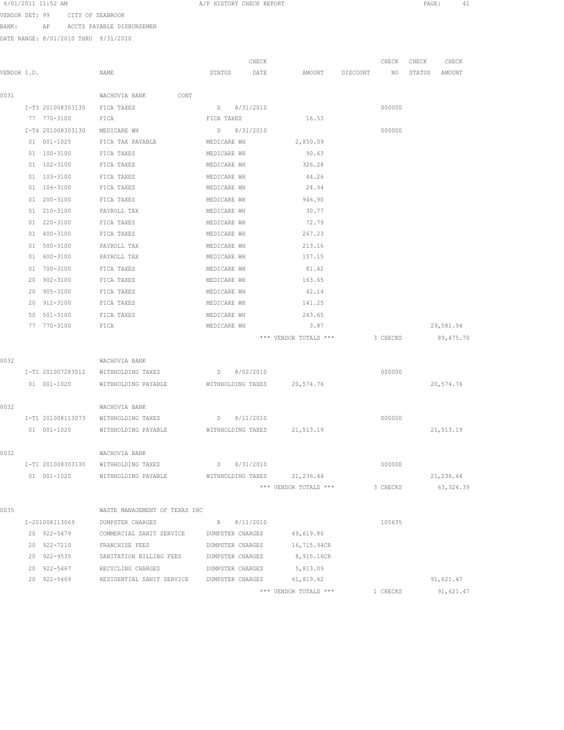6/01/2011 11:52 AM A/P HISTORY CHECK REPORT

VENDOR SET: 99 CITY OF SEABROOK
BANK: AP ACCTS PAYABLE DISBURSEMEN
DATE RANGE: 8/01/2010 THRU 8/31/2010

| VENDOR I.D. | NAME | STATUS | CHECK DATE | AMOUNT | DISCOUNT | CHECK NO | CHECK STATUS | CHECK AMOUNT |
|---|---|---|---|---|---|---|---|---|
| 0031 | WACHOVIA BANK CONT | | | | | | | |
| I-T3 201008303130 | FICA TAXES | D | 8/31/2010 | | | 000000 | | |
| 77 770-3100 | FICA | FICA TAXES | | 16.53 | | | | |
| I-T4 201008303130 | MEDICARE WH | D | 8/31/2010 | | | 000000 | | |
| 01 001-1025 | FICA TAX PAYABLE | MEDICARE WH | | 2,850.09 | | | | |
| 01 100-3100 | FICA TAXES | MEDICARE WH | | 90.63 | | | | |
| 01 102-3100 | FICA TAXES | MEDICARE WH | | 326.28 | | | | |
| 01 103-3100 | FICA TAXES | MEDICARE WH | | 44.26 | | | | |
| 01 106-3100 | FICA TAXES | MEDICARE WH | | 24.94 | | | | |
| 01 200-3100 | FICA TAXES | MEDICARE WH | | 946.90 | | | | |
| 01 210-3100 | PAYROLL TAX | MEDICARE WH | | 30.77 | | | | |
| 01 220-3100 | FICA TAXES | MEDICARE WH | | 72.79 | | | | |
| 01 400-3100 | FICA TAXES | MEDICARE WH | | 267.23 | | | | |
| 01 500-3100 | PAYROLL TAX | MEDICARE WH | | 213.16 | | | | |
| 01 600-3100 | PAYROLL TAX | MEDICARE WH | | 157.15 | | | | |
| 01 700-3100 | FICA TAXES | MEDICARE WH | | 81.42 | | | | |
| 20 902-3100 | FICA TAXES | MEDICARE WH | | 163.65 | | | | |
| 20 905-3100 | FICA TAXES | MEDICARE WH | | 42.14 | | | | |
| 20 912-3100 | FICA TAXES | MEDICARE WH | | 141.25 | | | | |
| 50 501-3100 | FICA TAXES | MEDICARE WH | | 243.65 | | | | |
| 77 770-3100 | FICA | MEDICARE WH | | 3.87 | | | | 29,581.94 |
| | | | | *** VENDOR TOTALS *** | | 3 CHECKS | | 89,475.70 |
| 0032 | WACHOVIA BANK | | | | | | | |
| I-T1 201007283012 | WITHHOLDING TAXES | D | 8/02/2010 | | | 000000 | | |
| 01 001-1020 | WITHHOLDING PAYABLE | WITHHOLDING TAXES | | 20,574.76 | | | | 20,574.76 |
| 0032 | WACHOVIA BANK | | | | | | | |
| I-T1 201008113073 | WITHHOLDING TAXES | D | 8/11/2010 | | | 000000 | | |
| 01 001-1020 | WITHHOLDING PAYABLE | WITHHOLDING TAXES | | 21,513.19 | | | | 21,513.19 |
| 0032 | WACHOVIA BANK | | | | | | | |
| I-T1 201008303130 | WITHHOLDING TAXES | D | 8/31/2010 | | | 000000 | | |
| 01 001-1020 | WITHHOLDING PAYABLE | WITHHOLDING TAXES | | 21,236.44 | | | | 21,236.44 |
| | | | | *** VENDOR TOTALS *** | | 3 CHECKS | | 63,324.39 |
| 0035 | WASTE MANAGEMENT OF TEXAS INC | | | | | | | |
| I-201008113069 | DUMPSTER CHARGES | R | 8/11/2010 | | | 105635 | | |
| 20 922-5479 | COMMERCIAL SANIT SERVICE | DUMPSTER CHARGES | | 49,619.86 | | | | |
| 20 922-7210 | FRANCHISE FEES | DUMPSTER CHARGES | | 16,715.94CR | | | | |
| 20 922-9535 | SANITATION BILLING FEES | DUMPSTER CHARGES | | 8,915.16CR | | | | |
| 20 922-5467 | RECYCLING CHARGES | DUMPSTER CHARGES | | 5,813.09 | | | | |
| 20 922-5469 | RESIDENTIAL SANIT SERVICE | DUMPSTER CHARGES | | 61,819.62 | | | | 91,621.47 |
| | | | | *** VENDOR TOTALS *** | | 1 CHECKS | | 91,621.47 |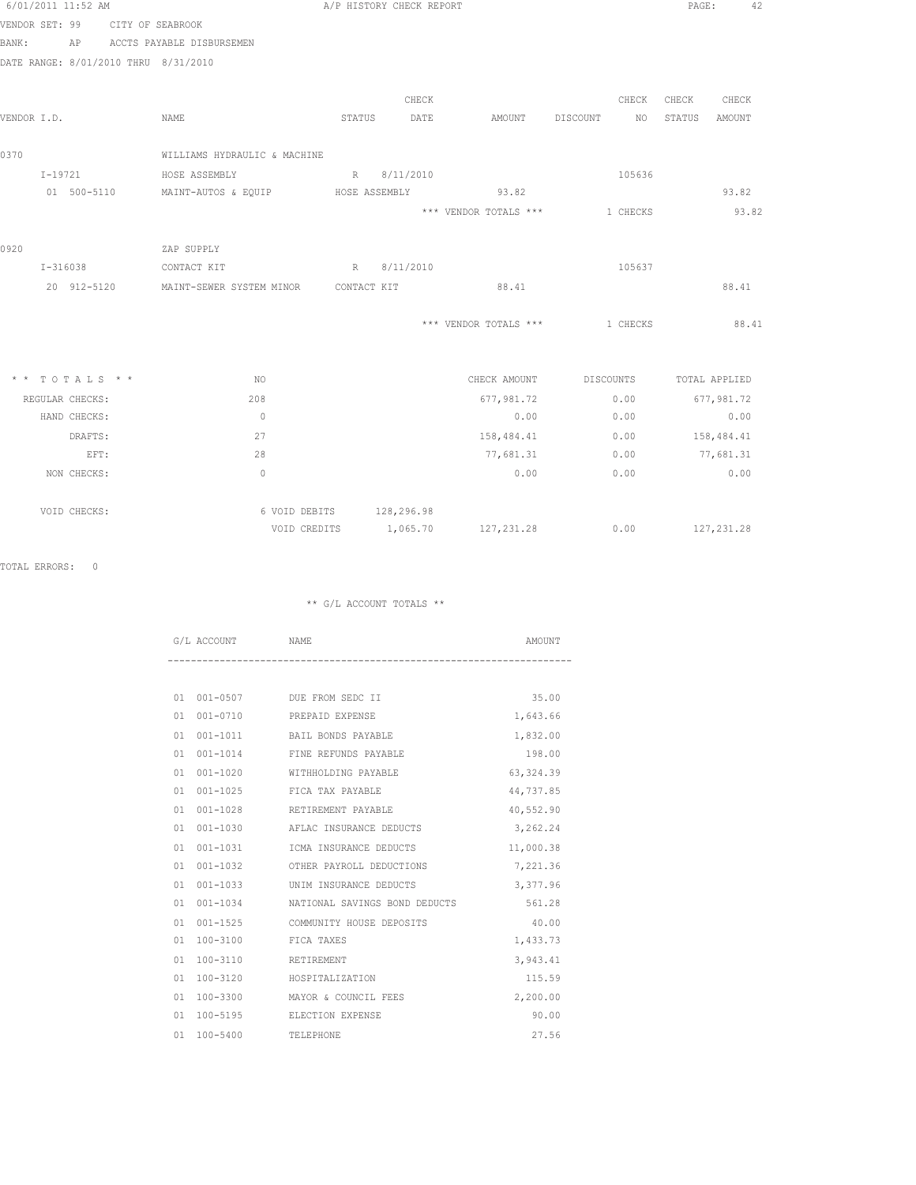6/01/2011 11:52 AM — A/P HISTORY CHECK REPORT

VENDOR SET: 99 CITY OF SEABROOK
BANK: AP ACCTS PAYABLE DISBURSEMEN
DATE RANGE: 8/01/2010 THRU 8/31/2010

| VENDOR I.D. | NAME | STATUS | CHECK DATE | AMOUNT | DISCOUNT | CHECK NO | CHECK STATUS | CHECK AMOUNT |
|---|---|---|---|---|---|---|---|---|
| 0370 | WILLIAMS HYDRAULIC & MACHINE | | | | | | | |
| I-19721 | HOSE ASSEMBLY | R | 8/11/2010 | | | 105636 | | |
| 01 500-5110 | MAINT-AUTOS & EQUIP | HOSE ASSEMBLY | | 93.82 | | | | 93.82 |
| | | | | *** VENDOR TOTALS *** | | 1 CHECKS | | 93.82 |
| 0920 | ZAP SUPPLY | | | | | | | |
| I-316038 | CONTACT KIT | R | 8/11/2010 | | | 105637 | | |
| 20 912-5120 | MAINT-SEWER SYSTEM MINOR | CONTACT KIT | | 88.41 | | | | 88.41 |
| | | | | *** VENDOR TOTALS *** | | 1 CHECKS | | 88.41 |

| * * T O T A L S * * | NO | | | CHECK AMOUNT | DISCOUNTS | TOTAL APPLIED |
|---|---|---|---|---|---|---|
| REGULAR CHECKS: | 208 | | | 677,981.72 | 0.00 | 677,981.72 |
| HAND CHECKS: | 0 | | | 0.00 | 0.00 | 0.00 |
| DRAFTS: | 27 | | | 158,484.41 | 0.00 | 158,484.41 |
| EFT: | 28 | | | 77,681.31 | 0.00 | 77,681.31 |
| NON CHECKS: | 0 | | | 0.00 | 0.00 | 0.00 |
| VOID CHECKS: | 6 | VOID DEBITS | 128,296.98 | | | |
| | | VOID CREDITS | 1,065.70 | 127,231.28 | 0.00 | 127,231.28 |

TOTAL ERRORS: 0

** G/L ACCOUNT TOTALS **

| G/L ACCOUNT | NAME | AMOUNT |
|---|---|---|
| 01 001-0507 | DUE FROM SEDC II | 35.00 |
| 01 001-0710 | PREPAID EXPENSE | 1,643.66 |
| 01 001-1011 | BAIL BONDS PAYABLE | 1,832.00 |
| 01 001-1014 | FINE REFUNDS PAYABLE | 198.00 |
| 01 001-1020 | WITHHOLDING PAYABLE | 63,324.39 |
| 01 001-1025 | FICA TAX PAYABLE | 44,737.85 |
| 01 001-1028 | RETIREMENT PAYABLE | 40,552.90 |
| 01 001-1030 | AFLAC INSURANCE DEDUCTS | 3,262.24 |
| 01 001-1031 | ICMA INSURANCE DEDUCTS | 11,000.38 |
| 01 001-1032 | OTHER PAYROLL DEDUCTIONS | 7,221.36 |
| 01 001-1033 | UNIM INSURANCE DEDUCTS | 3,377.96 |
| 01 001-1034 | NATIONAL SAVINGS BOND DEDUCTS | 561.28 |
| 01 001-1525 | COMMUNITY HOUSE DEPOSITS | 40.00 |
| 01 100-3100 | FICA TAXES | 1,433.73 |
| 01 100-3110 | RETIREMENT | 3,943.41 |
| 01 100-3120 | HOSPITALIZATION | 115.59 |
| 01 100-3300 | MAYOR & COUNCIL FEES | 2,200.00 |
| 01 100-5195 | ELECTION EXPENSE | 90.00 |
| 01 100-5400 | TELEPHONE | 27.56 |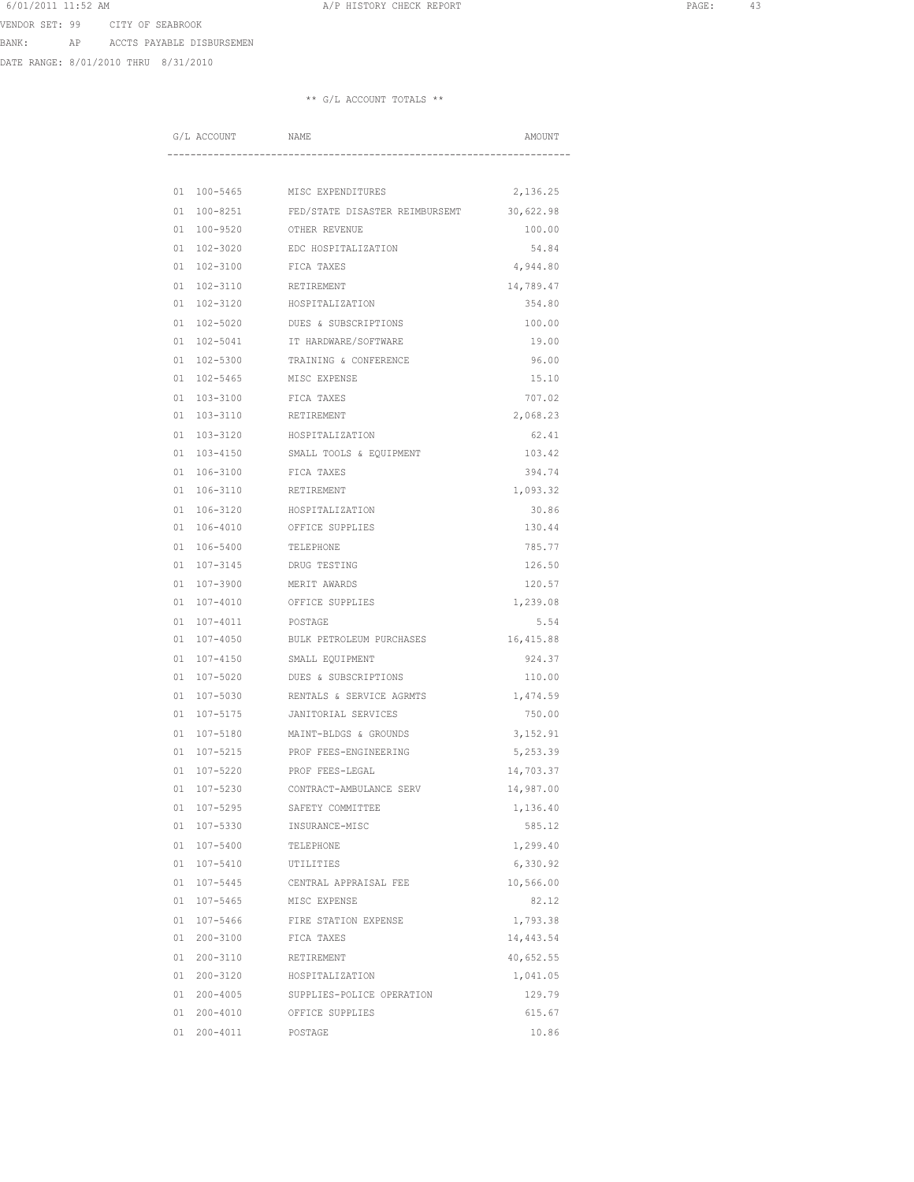VENDOR SET: 99 CITY OF SEABROOK

BANK: AP ACCTS PAYABLE DISBURSEMEN

DATE RANGE: 8/01/2010 THRU 8/31/2010

** G/L ACCOUNT TOTALS **

| G/L ACCOUNT | NAME | AMOUNT |
|---|---|---|
| 01 100-5465 | MISC EXPENDITURES | 2,136.25 |
| 01 100-8251 | FED/STATE DISASTER REIMBURSEMT | 30,622.98 |
| 01 100-9520 | OTHER REVENUE | 100.00 |
| 01 102-3020 | EDC HOSPITALIZATION | 54.84 |
| 01 102-3100 | FICA TAXES | 4,944.80 |
| 01 102-3110 | RETIREMENT | 14,789.47 |
| 01 102-3120 | HOSPITALIZATION | 354.80 |
| 01 102-5020 | DUES & SUBSCRIPTIONS | 100.00 |
| 01 102-5041 | IT HARDWARE/SOFTWARE | 19.00 |
| 01 102-5300 | TRAINING & CONFERENCE | 96.00 |
| 01 102-5465 | MISC EXPENSE | 15.10 |
| 01 103-3100 | FICA TAXES | 707.02 |
| 01 103-3110 | RETIREMENT | 2,068.23 |
| 01 103-3120 | HOSPITALIZATION | 62.41 |
| 01 103-4150 | SMALL TOOLS & EQUIPMENT | 103.42 |
| 01 106-3100 | FICA TAXES | 394.74 |
| 01 106-3110 | RETIREMENT | 1,093.32 |
| 01 106-3120 | HOSPITALIZATION | 30.86 |
| 01 106-4010 | OFFICE SUPPLIES | 130.44 |
| 01 106-5400 | TELEPHONE | 785.77 |
| 01 107-3145 | DRUG TESTING | 126.50 |
| 01 107-3900 | MERIT AWARDS | 120.57 |
| 01 107-4010 | OFFICE SUPPLIES | 1,239.08 |
| 01 107-4011 | POSTAGE | 5.54 |
| 01 107-4050 | BULK PETROLEUM PURCHASES | 16,415.88 |
| 01 107-4150 | SMALL EQUIPMENT | 924.37 |
| 01 107-5020 | DUES & SUBSCRIPTIONS | 110.00 |
| 01 107-5030 | RENTALS & SERVICE AGRMTS | 1,474.59 |
| 01 107-5175 | JANITORIAL SERVICES | 750.00 |
| 01 107-5180 | MAINT-BLDGS & GROUNDS | 3,152.91 |
| 01 107-5215 | PROF FEES-ENGINEERING | 5,253.39 |
| 01 107-5220 | PROF FEES-LEGAL | 14,703.37 |
| 01 107-5230 | CONTRACT-AMBULANCE SERV | 14,987.00 |
| 01 107-5295 | SAFETY COMMITTEE | 1,136.40 |
| 01 107-5330 | INSURANCE-MISC | 585.12 |
| 01 107-5400 | TELEPHONE | 1,299.40 |
| 01 107-5410 | UTILITIES | 6,330.92 |
| 01 107-5445 | CENTRAL APPRAISAL FEE | 10,566.00 |
| 01 107-5465 | MISC EXPENSE | 82.12 |
| 01 107-5466 | FIRE STATION EXPENSE | 1,793.38 |
| 01 200-3100 | FICA TAXES | 14,443.54 |
| 01 200-3110 | RETIREMENT | 40,652.55 |
| 01 200-3120 | HOSPITALIZATION | 1,041.05 |
| 01 200-4005 | SUPPLIES-POLICE OPERATION | 129.79 |
| 01 200-4010 | OFFICE SUPPLIES | 615.67 |
| 01 200-4011 | POSTAGE | 10.86 |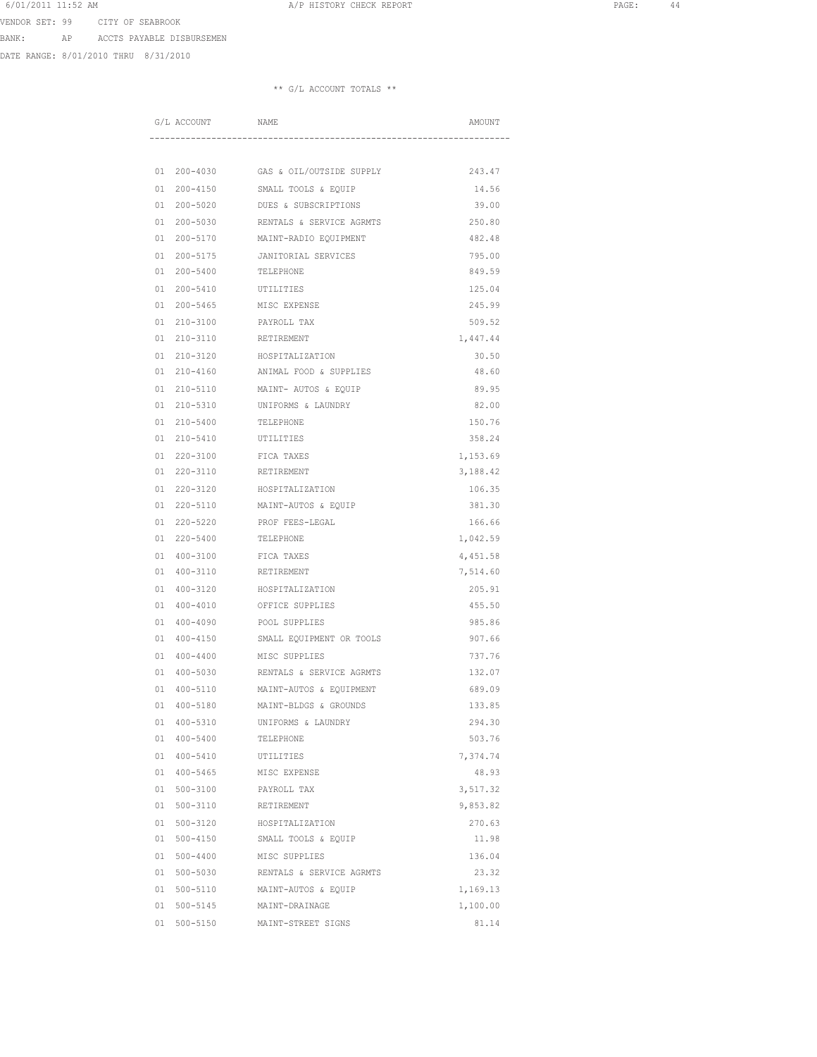VENDOR SET: 99 CITY OF SEABROOK

BANK: AP ACCTS PAYABLE DISBURSEMEN

DATE RANGE: 8/01/2010 THRU 8/31/2010

** G/L ACCOUNT TOTALS **

| G/L ACCOUNT | NAME | AMOUNT |
|---|---|---|
| 01 200-4030 | GAS & OIL/OUTSIDE SUPPLY | 243.47 |
| 01 200-4150 | SMALL TOOLS & EQUIP | 14.56 |
| 01 200-5020 | DUES & SUBSCRIPTIONS | 39.00 |
| 01 200-5030 | RENTALS & SERVICE AGRMTS | 250.80 |
| 01 200-5170 | MAINT-RADIO EQUIPMENT | 482.48 |
| 01 200-5175 | JANITORIAL SERVICES | 795.00 |
| 01 200-5400 | TELEPHONE | 849.59 |
| 01 200-5410 | UTILITIES | 125.04 |
| 01 200-5465 | MISC EXPENSE | 245.99 |
| 01 210-3100 | PAYROLL TAX | 509.52 |
| 01 210-3110 | RETIREMENT | 1,447.44 |
| 01 210-3120 | HOSPITALIZATION | 30.50 |
| 01 210-4160 | ANIMAL FOOD & SUPPLIES | 48.60 |
| 01 210-5110 | MAINT- AUTOS & EQUIP | 89.95 |
| 01 210-5310 | UNIFORMS & LAUNDRY | 82.00 |
| 01 210-5400 | TELEPHONE | 150.76 |
| 01 210-5410 | UTILITIES | 358.24 |
| 01 220-3100 | FICA TAXES | 1,153.69 |
| 01 220-3110 | RETIREMENT | 3,188.42 |
| 01 220-3120 | HOSPITALIZATION | 106.35 |
| 01 220-5110 | MAINT-AUTOS & EQUIP | 381.30 |
| 01 220-5220 | PROF FEES-LEGAL | 166.66 |
| 01 220-5400 | TELEPHONE | 1,042.59 |
| 01 400-3100 | FICA TAXES | 4,451.58 |
| 01 400-3110 | RETIREMENT | 7,514.60 |
| 01 400-3120 | HOSPITALIZATION | 205.91 |
| 01 400-4010 | OFFICE SUPPLIES | 455.50 |
| 01 400-4090 | POOL SUPPLIES | 985.86 |
| 01 400-4150 | SMALL EQUIPMENT OR TOOLS | 907.66 |
| 01 400-4400 | MISC SUPPLIES | 737.76 |
| 01 400-5030 | RENTALS & SERVICE AGRMTS | 132.07 |
| 01 400-5110 | MAINT-AUTOS & EQUIPMENT | 689.09 |
| 01 400-5180 | MAINT-BLDGS & GROUNDS | 133.85 |
| 01 400-5310 | UNIFORMS & LAUNDRY | 294.30 |
| 01 400-5400 | TELEPHONE | 503.76 |
| 01 400-5410 | UTILITIES | 7,374.74 |
| 01 400-5465 | MISC EXPENSE | 48.93 |
| 01 500-3100 | PAYROLL TAX | 3,517.32 |
| 01 500-3110 | RETIREMENT | 9,853.82 |
| 01 500-3120 | HOSPITALIZATION | 270.63 |
| 01 500-4150 | SMALL TOOLS & EQUIP | 11.98 |
| 01 500-4400 | MISC SUPPLIES | 136.04 |
| 01 500-5030 | RENTALS & SERVICE AGRMTS | 23.32 |
| 01 500-5110 | MAINT-AUTOS & EQUIP | 1,169.13 |
| 01 500-5145 | MAINT-DRAINAGE | 1,100.00 |
| 01 500-5150 | MAINT-STREET SIGNS | 81.14 |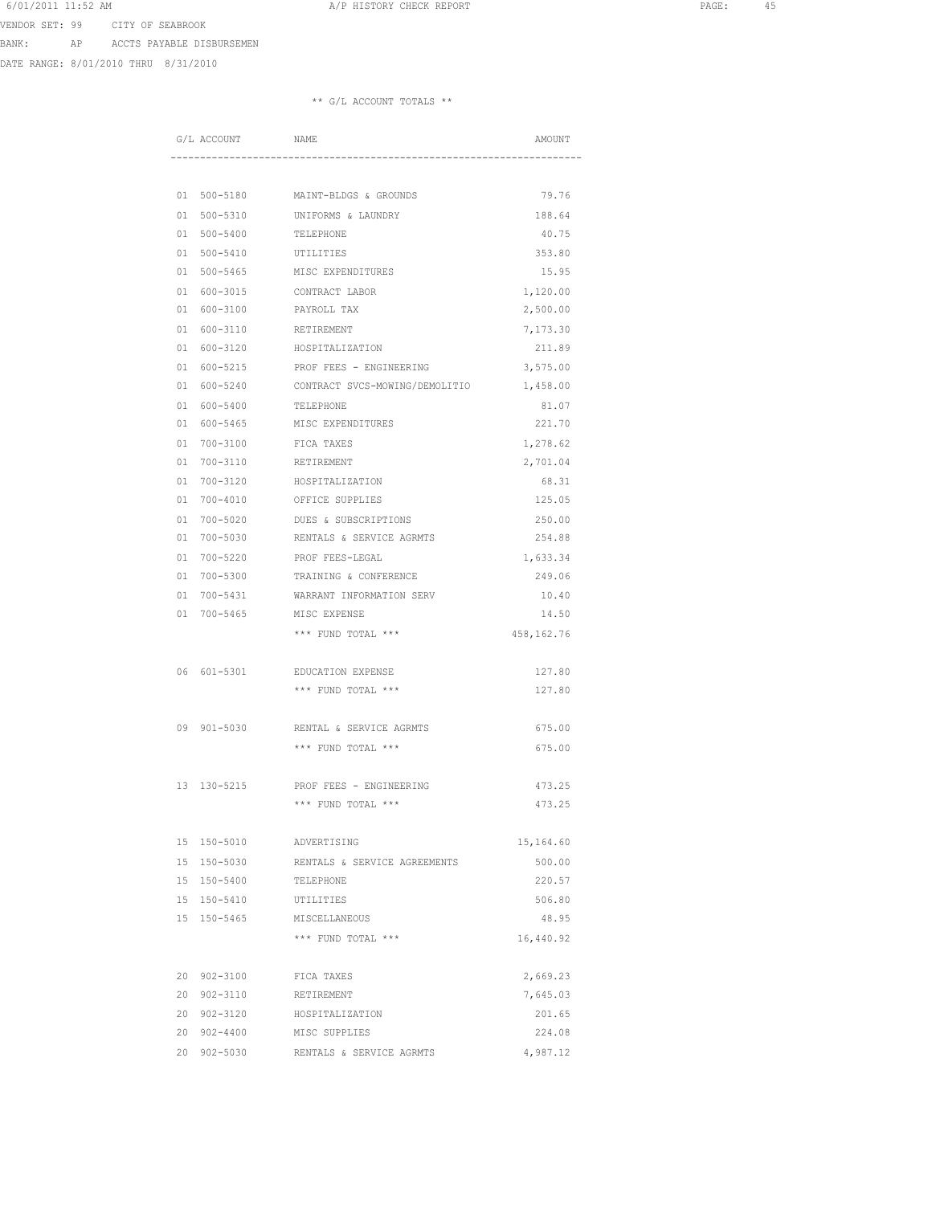VENDOR SET: 99 CITY OF SEABROOK

BANK: AP ACCTS PAYABLE DISBURSEMEN

DATE RANGE: 8/01/2010 THRU 8/31/2010

** G/L ACCOUNT TOTALS **

| G/L ACCOUNT | NAME | AMOUNT |
|---|---|---|
| 01 500-5180 | MAINT-BLDGS & GROUNDS | 79.76 |
| 01 500-5310 | UNIFORMS & LAUNDRY | 188.64 |
| 01 500-5400 | TELEPHONE | 40.75 |
| 01 500-5410 | UTILITIES | 353.80 |
| 01 500-5465 | MISC EXPENDITURES | 15.95 |
| 01 600-3015 | CONTRACT LABOR | 1,120.00 |
| 01 600-3100 | PAYROLL TAX | 2,500.00 |
| 01 600-3110 | RETIREMENT | 7,173.30 |
| 01 600-3120 | HOSPITALIZATION | 211.89 |
| 01 600-5215 | PROF FEES - ENGINEERING | 3,575.00 |
| 01 600-5240 | CONTRACT SVCS-MOWING/DEMOLITIO | 1,458.00 |
| 01 600-5400 | TELEPHONE | 81.07 |
| 01 600-5465 | MISC EXPENDITURES | 221.70 |
| 01 700-3100 | FICA TAXES | 1,278.62 |
| 01 700-3110 | RETIREMENT | 2,701.04 |
| 01 700-3120 | HOSPITALIZATION | 68.31 |
| 01 700-4010 | OFFICE SUPPLIES | 125.05 |
| 01 700-5020 | DUES & SUBSCRIPTIONS | 250.00 |
| 01 700-5030 | RENTALS & SERVICE AGRMTS | 254.88 |
| 01 700-5220 | PROF FEES-LEGAL | 1,633.34 |
| 01 700-5300 | TRAINING & CONFERENCE | 249.06 |
| 01 700-5431 | WARRANT INFORMATION SERV | 10.40 |
| 01 700-5465 | MISC EXPENSE | 14.50 |
| | *** FUND TOTAL *** | 458,162.76 |
| | | |
| 06 601-5301 | EDUCATION EXPENSE | 127.80 |
| | *** FUND TOTAL *** | 127.80 |
| | | |
| 09 901-5030 | RENTAL & SERVICE AGRMTS | 675.00 |
| | *** FUND TOTAL *** | 675.00 |
| | | |
| 13 130-5215 | PROF FEES - ENGINEERING | 473.25 |
| | *** FUND TOTAL *** | 473.25 |
| | | |
| 15 150-5010 | ADVERTISING | 15,164.60 |
| 15 150-5030 | RENTALS & SERVICE AGREEMENTS | 500.00 |
| 15 150-5400 | TELEPHONE | 220.57 |
| 15 150-5410 | UTILITIES | 506.80 |
| 15 150-5465 | MISCELLANEOUS | 48.95 |
| | *** FUND TOTAL *** | 16,440.92 |
| | | |
| 20 902-3100 | FICA TAXES | 2,669.23 |
| 20 902-3110 | RETIREMENT | 7,645.03 |
| 20 902-3120 | HOSPITALIZATION | 201.65 |
| 20 902-4400 | MISC SUPPLIES | 224.08 |
| 20 902-5030 | RENTALS & SERVICE AGRMTS | 4,987.12 |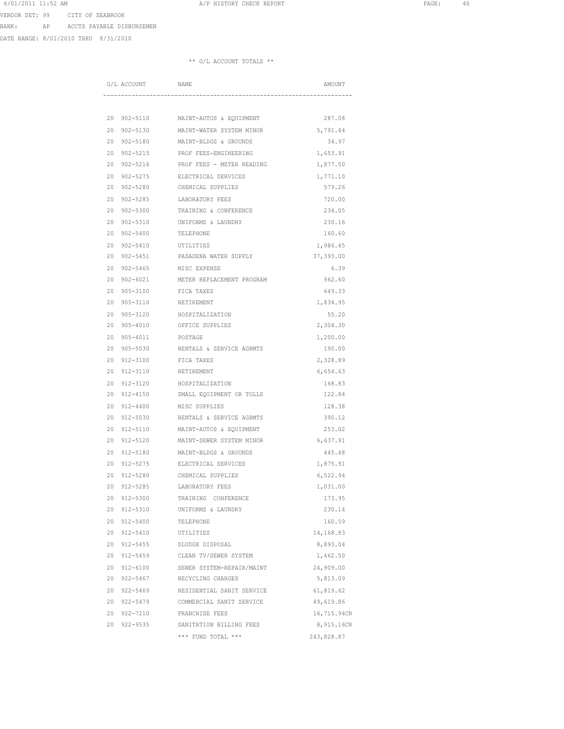VENDOR SET: 99 CITY OF SEABROOK

BANK: AP ACCTS PAYABLE DISBURSEMEN

DATE RANGE: 8/01/2010 THRU 8/31/2010

** G/L ACCOUNT TOTALS **

| G/L ACCOUNT | NAME | AMOUNT |
|---|---|---|
| 20 902-5110 | MAINT-AUTOS & EQUIPMENT | 287.08 |
| 20 902-5130 | MAINT-WATER SYSTEM MINOR | 5,791.44 |
| 20 902-5180 | MAINT-BLDGS & GROUNDS | 34.97 |
| 20 902-5215 | PROF FEES-ENGINEERING | 1,653.91 |
| 20 902-5216 | PROF FEES - METER READING | 1,877.50 |
| 20 902-5275 | ELECTRICAL SERVICES | 1,771.10 |
| 20 902-5280 | CHEMICAL SUPPLIES | 579.26 |
| 20 902-5285 | LABORATORY FEES | 720.00 |
| 20 902-5300 | TRAINING & CONFERENCE | 234.05 |
| 20 902-5310 | UNIFORMS & LAUNDRY | 230.16 |
| 20 902-5400 | TELEPHONE | 160.60 |
| 20 902-5410 | UTILITIES | 1,986.45 |
| 20 902-5451 | PASADENA WATER SUPPLY | 37,393.00 |
| 20 902-5465 | MISC EXPENSE | 6.39 |
| 20 902-6021 | METER REPLACEMENT PROGRAM | 962.60 |
| 20 905-3100 | FICA TAXES | 649.33 |
| 20 905-3110 | RETIREMENT | 1,834.95 |
| 20 905-3120 | HOSPITALIZATION | 55.20 |
| 20 905-4010 | OFFICE SUPPLIES | 2,304.30 |
| 20 905-4011 | POSTAGE | 1,200.00 |
| 20 905-5030 | RENTALS & SERVICE AGRMTS | 190.00 |
| 20 912-3100 | FICA TAXES | 2,328.89 |
| 20 912-3110 | RETIREMENT | 6,654.63 |
| 20 912-3120 | HOSPITALIZATION | 168.83 |
| 20 912-4150 | SMALL EQUIPMENT OR TOLLS | 122.84 |
| 20 912-4400 | MISC SUPPLIES | 128.38 |
| 20 912-5030 | RENTALS & SERVICE AGRMTS | 390.12 |
| 20 912-5110 | MAINT-AUTOS & EQUIPMENT | 253.02 |
| 20 912-5120 | MAINT-SEWER SYSTEM MINOR | 6,637.91 |
| 20 912-5180 | MAINT-BLDGS & GROUNDS | 445.48 |
| 20 912-5275 | ELECTRICAL SERVICES | 1,875.91 |
| 20 912-5280 | CHEMICAL SUPPLIES | 6,522.94 |
| 20 912-5285 | LABORATORY FEES | 1,031.00 |
| 20 912-5300 | TRAINING CONFERENCE | 173.95 |
| 20 912-5310 | UNIFORMS & LAUNDRY | 230.14 |
| 20 912-5400 | TELEPHONE | 160.59 |
| 20 912-5410 | UTILITIES | 14,168.83 |
| 20 912-5455 | SLUDGE DISPOSAL | 8,893.04 |
| 20 912-5459 | CLEAN TV/SEWER SYSTEM | 1,462.50 |
| 20 912-6100 | SEWER SYSTEM-REPAIR/MAINT | 24,909.00 |
| 20 922-5467 | RECYCLING CHARGES | 5,813.09 |
| 20 922-5469 | RESIDENTIAL SANIT SERVICE | 61,819.62 |
| 20 922-5479 | COMMERCIAL SANIT SERVICE | 49,619.86 |
| 20 922-7210 | FRANCHISE FEES | 16,715.94CR |
| 20 922-9535 | SANITATION BILLING FEES | 8,915.16CR |
| | *** FUND TOTAL *** | 243,828.87 |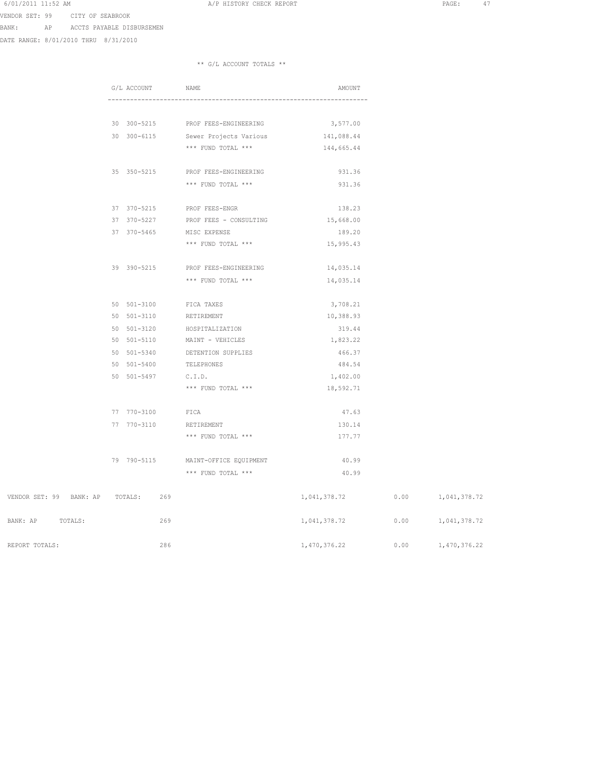VENDOR SET: 99 CITY OF SEABROOK
BANK: AP ACCTS PAYABLE DISBURSEMEN
DATE RANGE: 8/01/2010 THRU 8/31/2010

** G/L ACCOUNT TOTALS **

| G/L ACCOUNT | NAME | AMOUNT |
|---|---|---|
| 30 300-5215 | PROF FEES-ENGINEERING | 3,577.00 |
| 30 300-6115 | Sewer Projects Various | 141,088.44 |
| | *** FUND TOTAL *** | 144,665.44 |
| 35 350-5215 | PROF FEES-ENGINEERING | 931.36 |
| | *** FUND TOTAL *** | 931.36 |
| 37 370-5215 | PROF FEES-ENGR | 138.23 |
| 37 370-5227 | PROF FEES - CONSULTING | 15,668.00 |
| 37 370-5465 | MISC EXPENSE | 189.20 |
| | *** FUND TOTAL *** | 15,995.43 |
| 39 390-5215 | PROF FEES-ENGINEERING | 14,035.14 |
| | *** FUND TOTAL *** | 14,035.14 |
| 50 501-3100 | FICA TAXES | 3,708.21 |
| 50 501-3110 | RETIREMENT | 10,388.93 |
| 50 501-3120 | HOSPITALIZATION | 319.44 |
| 50 501-5110 | MAINT - VEHICLES | 1,823.22 |
| 50 501-5340 | DETENTION SUPPLIES | 466.37 |
| 50 501-5400 | TELEPHONES | 484.54 |
| 50 501-5497 | C.I.D. | 1,402.00 |
| | *** FUND TOTAL *** | 18,592.71 |
| 77 770-3100 | FICA | 47.63 |
| 77 770-3110 | RETIREMENT | 130.14 |
| | *** FUND TOTAL *** | 177.77 |
| 79 790-5115 | MAINT-OFFICE EQUIPMENT | 40.99 |
| | *** FUND TOTAL *** | 40.99 |

| | | | | |
|---|---|---|---|---|
| VENDOR SET: 99 BANK: AP TOTALS: | 269 | 1,041,378.72 | 0.00 | 1,041,378.72 |
| BANK: AP TOTALS: | 269 | 1,041,378.72 | 0.00 | 1,041,378.72 |
| REPORT TOTALS: | 286 | 1,470,376.22 | 0.00 | 1,470,376.22 |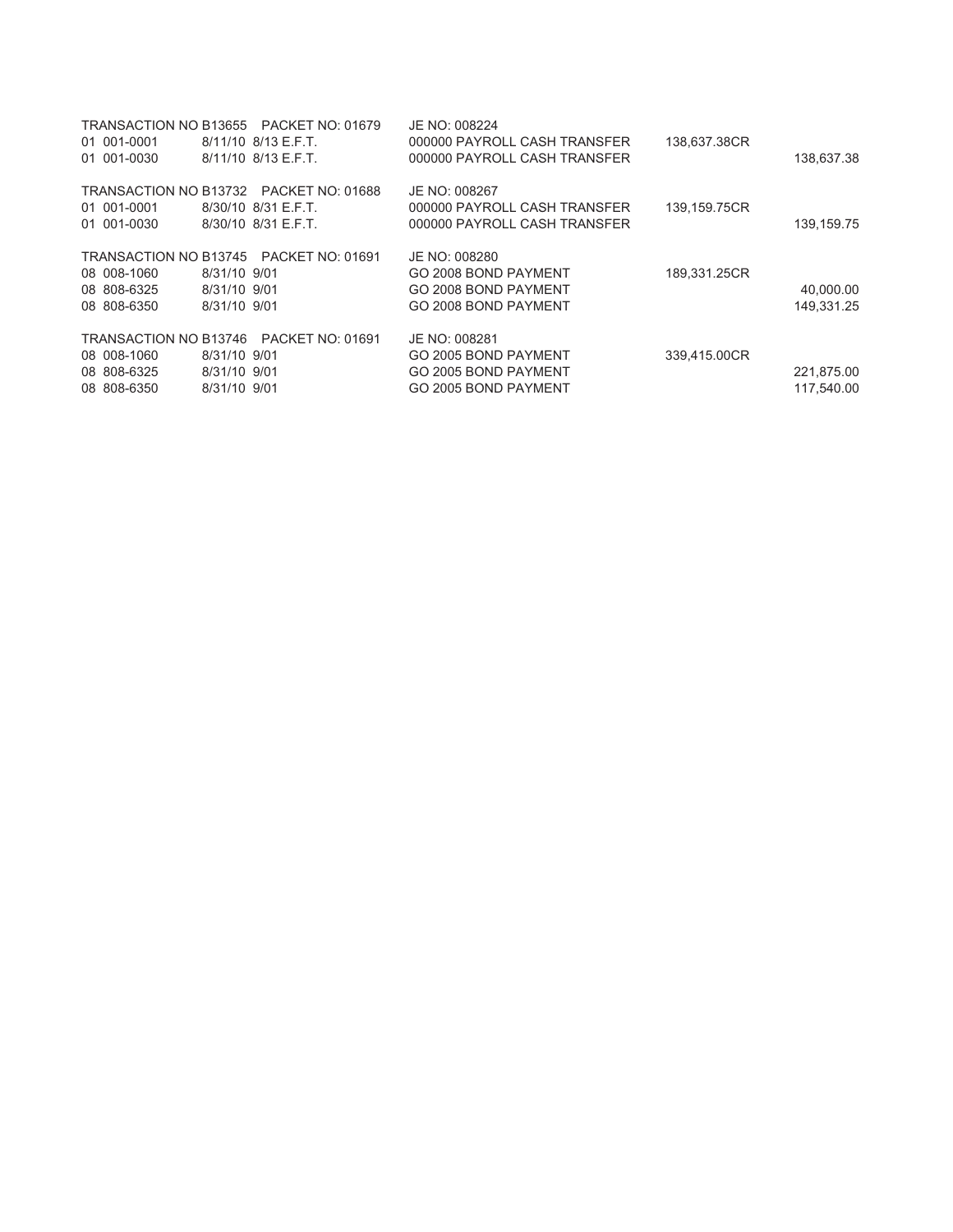| | | | | | |
|---|---|---|---|---|---|
| TRANSACTION NO B13655 | PACKET NO: 01679 | | JE NO: 008224 | | |
| 01 001-0001 | 8/11/10 | 8/13 E.F.T. | 000000 PAYROLL CASH TRANSFER | 138,637.38CR | |
| 01 001-0030 | 8/11/10 | 8/13 E.F.T. | 000000 PAYROLL CASH TRANSFER | | 138,637.38 |
| TRANSACTION NO B13732 | PACKET NO: 01688 | | JE NO: 008267 | | |
| 01 001-0001 | 8/30/10 | 8/31 E.F.T. | 000000 PAYROLL CASH TRANSFER | 139,159.75CR | |
| 01 001-0030 | 8/30/10 | 8/31 E.F.T. | 000000 PAYROLL CASH TRANSFER | | 139,159.75 |
| TRANSACTION NO B13745 | PACKET NO: 01691 | | JE NO: 008280 | | |
| 08 008-1060 | 8/31/10 | 9/01 | GO 2008 BOND PAYMENT | 189,331.25CR | |
| 08 808-6325 | 8/31/10 | 9/01 | GO 2008 BOND PAYMENT | | 40,000.00 |
| 08 808-6350 | 8/31/10 | 9/01 | GO 2008 BOND PAYMENT | | 149,331.25 |
| TRANSACTION NO B13746 | PACKET NO: 01691 | | JE NO: 008281 | | |
| 08 008-1060 | 8/31/10 | 9/01 | GO 2005 BOND PAYMENT | 339,415.00CR | |
| 08 808-6325 | 8/31/10 | 9/01 | GO 2005 BOND PAYMENT | | 221,875.00 |
| 08 808-6350 | 8/31/10 | 9/01 | GO 2005 BOND PAYMENT | | 117,540.00 |